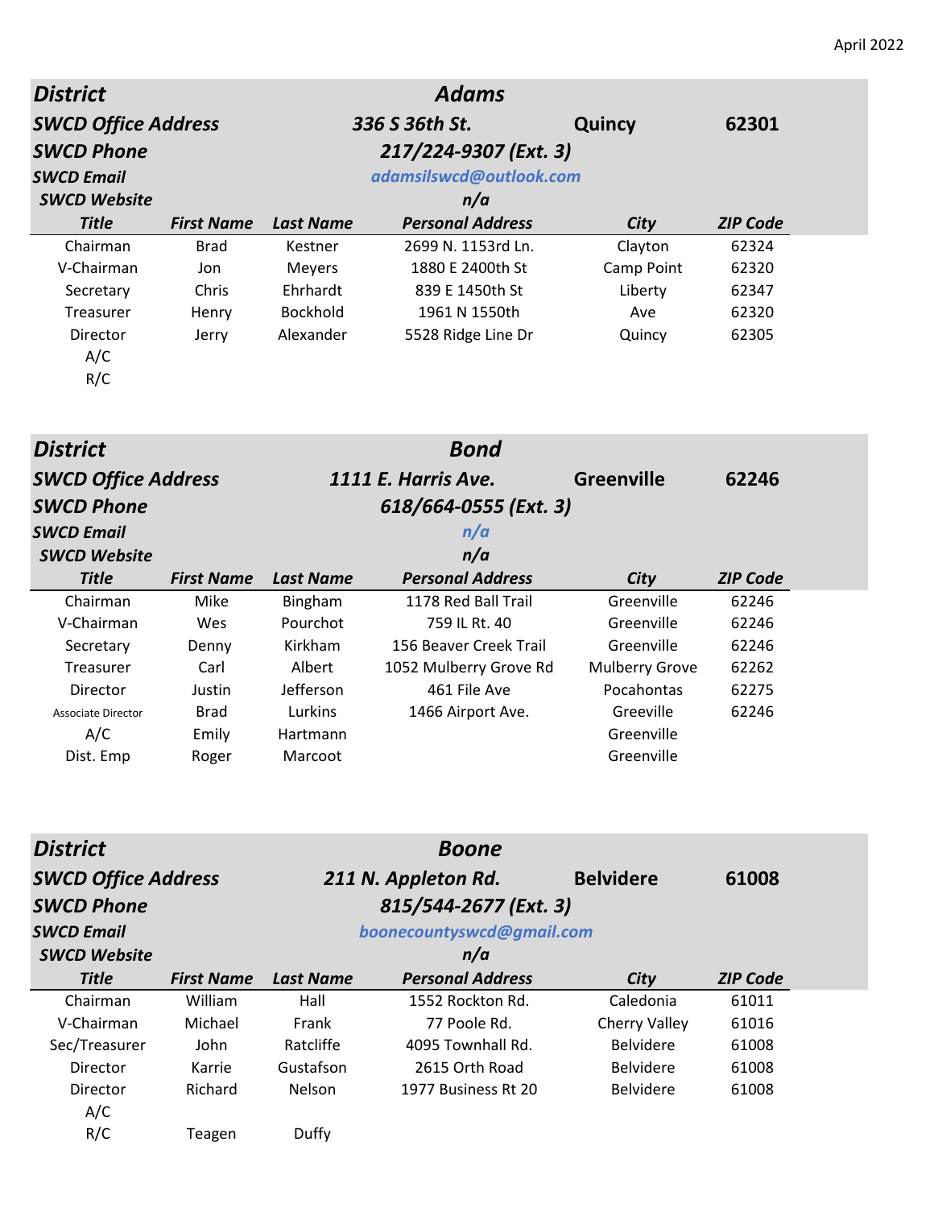April 2022

| District | | | Adams | | |
|---|---|---|---|---|---|
| **SWCD Office Address** | | | **336 S 36th St.** | **Quincy** | **62301** |
| **SWCD Phone** | | | **217/224-9307 (Ext. 3)** | | |
| **SWCD Email** | | | adamsilswcd@outlook.com | | |
| **SWCD Website** | | | n/a | | |
| **Title** | **First Name** | **Last Name** | **Personal Address** | **City** | **ZIP Code** |
| Chairman | Brad | Kestner | 2699 N. 1153rd Ln. | Clayton | 62324 |
| V-Chairman | Jon | Meyers | 1880 E 2400th St | Camp Point | 62320 |
| Secretary | Chris | Ehrhardt | 839 E 1450th St | Liberty | 62347 |
| Treasurer | Henry | Bockhold | 1961 N 1550th | Ave | 62320 |
| Director | Jerry | Alexander | 5528 Ridge Line Dr | Quincy | 62305 |
| A/C | | | | | |
| R/C | | | | | |

| District | | | Bond | | |
|---|---|---|---|---|---|
| **SWCD Office Address** | | | **1111 E. Harris Ave.** | **Greenville** | **62246** |
| **SWCD Phone** | | | **618/664-0555 (Ext. 3)** | | |
| **SWCD Email** | | | n/a | | |
| **SWCD Website** | | | n/a | | |
| **Title** | **First Name** | **Last Name** | **Personal Address** | **City** | **ZIP Code** |
| Chairman | Mike | Bingham | 1178 Red Ball Trail | Greenville | 62246 |
| V-Chairman | Wes | Pourchot | 759 IL Rt. 40 | Greenville | 62246 |
| Secretary | Denny | Kirkham | 156 Beaver Creek Trail | Greenville | 62246 |
| Treasurer | Carl | Albert | 1052 Mulberry Grove Rd | Mulberry Grove | 62262 |
| Director | Justin | Jefferson | 461 File Ave | Pocahontas | 62275 |
| Associate Director | Brad | Lurkins | 1466 Airport Ave. | Greeville | 62246 |
| A/C | Emily | Hartmann | | Greenville | |
| Dist. Emp | Roger | Marcoot | | Greenville | |

| District | | | Boone | | |
|---|---|---|---|---|---|
| **SWCD Office Address** | | | **211 N. Appleton Rd.** | **Belvidere** | **61008** |
| **SWCD Phone** | | | **815/544-2677 (Ext. 3)** | | |
| **SWCD Email** | | | boonecountyswcd@gmail.com | | |
| **SWCD Website** | | | n/a | | |
| **Title** | **First Name** | **Last Name** | **Personal Address** | **City** | **ZIP Code** |
| Chairman | William | Hall | 1552 Rockton Rd. | Caledonia | 61011 |
| V-Chairman | Michael | Frank | 77 Poole Rd. | Cherry Valley | 61016 |
| Sec/Treasurer | John | Ratcliffe | 4095 Townhall Rd. | Belvidere | 61008 |
| Director | Karrie | Gustafson | 2615 Orth Road | Belvidere | 61008 |
| Director | Richard | Nelson | 1977 Business Rt 20 | Belvidere | 61008 |
| A/C | | | | | |
| R/C | Teagen | Duffy | | | |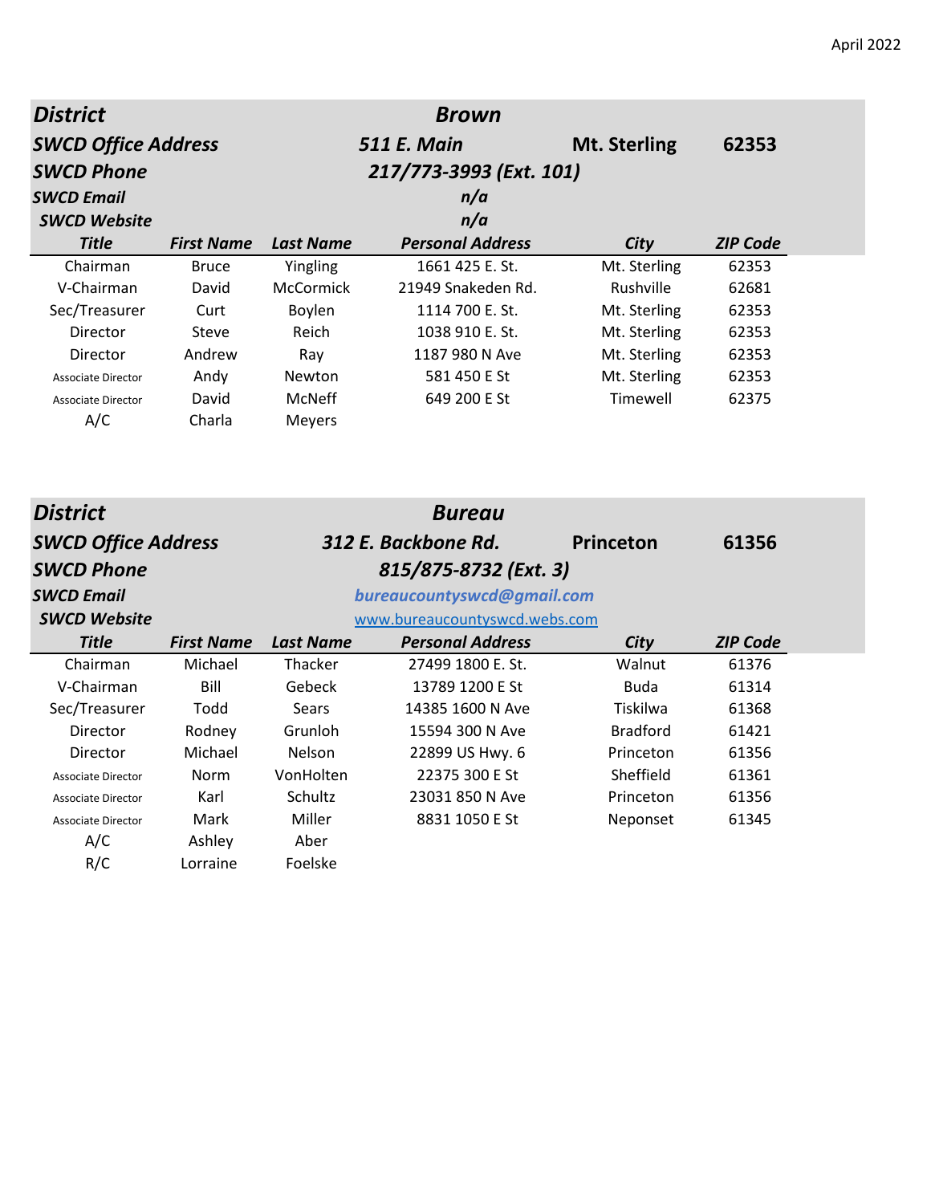April 2022

| District | | | Brown | | |
|---|---|---|---|---|---|
| SWCD Office Address | | | 511 E. Main | Mt. Sterling | 62353 |
| SWCD Phone | | | 217/773-3993 (Ext. 101) | | |
| SWCD Email | | | n/a | | |
| SWCD Website | | | n/a | | |
| **Title** | **First Name** | **Last Name** | **Personal Address** | **City** | **ZIP Code** |
| Chairman | Bruce | Yingling | 1661 425 E. St. | Mt. Sterling | 62353 |
| V-Chairman | David | McCormick | 21949 Snakeden Rd. | Rushville | 62681 |
| Sec/Treasurer | Curt | Boylen | 1114 700 E. St. | Mt. Sterling | 62353 |
| Director | Steve | Reich | 1038 910 E. St. | Mt. Sterling | 62353 |
| Director | Andrew | Ray | 1187 980 N Ave | Mt. Sterling | 62353 |
| Associate Director | Andy | Newton | 581 450 E St | Mt. Sterling | 62353 |
| Associate Director | David | McNeff | 649 200 E St | Timewell | 62375 |
| A/C | Charla | Meyers | | | |

| District | | | Bureau | | |
|---|---|---|---|---|---|
| SWCD Office Address | | | 312 E. Backbone Rd. | Princeton | 61356 |
| SWCD Phone | | | 815/875-8732 (Ext. 3) | | |
| SWCD Email | | | bureaucountyswcd@gmail.com | | |
| SWCD Website | | | www.bureaucountyswcd.webs.com | | |
| **Title** | **First Name** | **Last Name** | **Personal Address** | **City** | **ZIP Code** |
| Chairman | Michael | Thacker | 27499 1800 E. St. | Walnut | 61376 |
| V-Chairman | Bill | Gebeck | 13789 1200 E St | Buda | 61314 |
| Sec/Treasurer | Todd | Sears | 14385 1600 N Ave | Tiskilwa | 61368 |
| Director | Rodney | Grunloh | 15594 300 N Ave | Bradford | 61421 |
| Director | Michael | Nelson | 22899 US Hwy. 6 | Princeton | 61356 |
| Associate Director | Norm | VonHolten | 22375 300 E St | Sheffield | 61361 |
| Associate Director | Karl | Schultz | 23031 850 N Ave | Princeton | 61356 |
| Associate Director | Mark | Miller | 8831 1050 E St | Neponset | 61345 |
| A/C | Ashley | Aber | | | |
| R/C | Lorraine | Foelske | | | |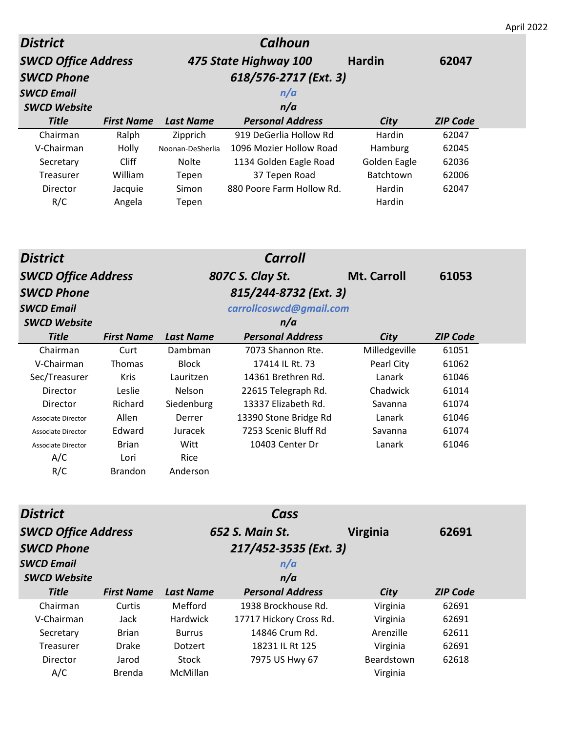April 2022

| District | | | Calhoun | | |
|---|---|---|---|---|---|
| SWCD Office Address | | | 475 State Highway 100 | Hardin | 62047 |
| SWCD Phone | | | 618/576-2717 (Ext. 3) | | |
| SWCD Email | | | n/a | | |
| SWCD Website | | | n/a | | |
| **Title** | **First Name** | **Last Name** | **Personal Address** | **City** | **ZIP Code** |
| Chairman | Ralph | Zipprich | 919 DeGerlia Hollow Rd | Hardin | 62047 |
| V-Chairman | Holly | Noonan-DeSherlia | 1096 Mozier Hollow Road | Hamburg | 62045 |
| Secretary | Cliff | Nolte | 1134 Golden Eagle Road | Golden Eagle | 62036 |
| Treasurer | William | Tepen | 37 Tepen Road | Batchtown | 62006 |
| Director | Jacquie | Simon | 880 Poore Farm Hollow Rd. | Hardin | 62047 |
| R/C | Angela | Tepen | | Hardin | |

| District | | | Carroll | | |
|---|---|---|---|---|---|
| SWCD Office Address | | | 807C S. Clay St. | Mt. Carroll | 61053 |
| SWCD Phone | | | 815/244-8732 (Ext. 3) | | |
| SWCD Email | | | carrollcoswcd@gmail.com | | |
| SWCD Website | | | n/a | | |
| **Title** | **First Name** | **Last Name** | **Personal Address** | **City** | **ZIP Code** |
| Chairman | Curt | Dambman | 7073 Shannon Rte. | Milledgeville | 61051 |
| V-Chairman | Thomas | Block | 17414 IL Rt. 73 | Pearl City | 61062 |
| Sec/Treasurer | Kris | Lauritzen | 14361 Brethren Rd. | Lanark | 61046 |
| Director | Leslie | Nelson | 22615 Telegraph Rd. | Chadwick | 61014 |
| Director | Richard | Siedenburg | 13337 Elizabeth Rd. | Savanna | 61074 |
| Associate Director | Allen | Derrer | 13390 Stone Bridge Rd | Lanark | 61046 |
| Associate Director | Edward | Juracek | 7253 Scenic Bluff Rd | Savanna | 61074 |
| Associate Director | Brian | Witt | 10403 Center Dr | Lanark | 61046 |
| A/C | Lori | Rice | | | |
| R/C | Brandon | Anderson | | | |

| District | | | Cass | | |
|---|---|---|---|---|---|
| SWCD Office Address | | | 652 S. Main St. | Virginia | 62691 |
| SWCD Phone | | | 217/452-3535 (Ext. 3) | | |
| SWCD Email | | | n/a | | |
| SWCD Website | | | n/a | | |
| **Title** | **First Name** | **Last Name** | **Personal Address** | **City** | **ZIP Code** |
| Chairman | Curtis | Mefford | 1938 Brockhouse Rd. | Virginia | 62691 |
| V-Chairman | Jack | Hardwick | 17717 Hickory Cross Rd. | Virginia | 62691 |
| Secretary | Brian | Burrus | 14846 Crum Rd. | Arenzille | 62611 |
| Treasurer | Drake | Dotzert | 18231 IL Rt 125 | Virginia | 62691 |
| Director | Jarod | Stock | 7975 US Hwy 67 | Beardstown | 62618 |
| A/C | Brenda | McMillan | | Virginia | |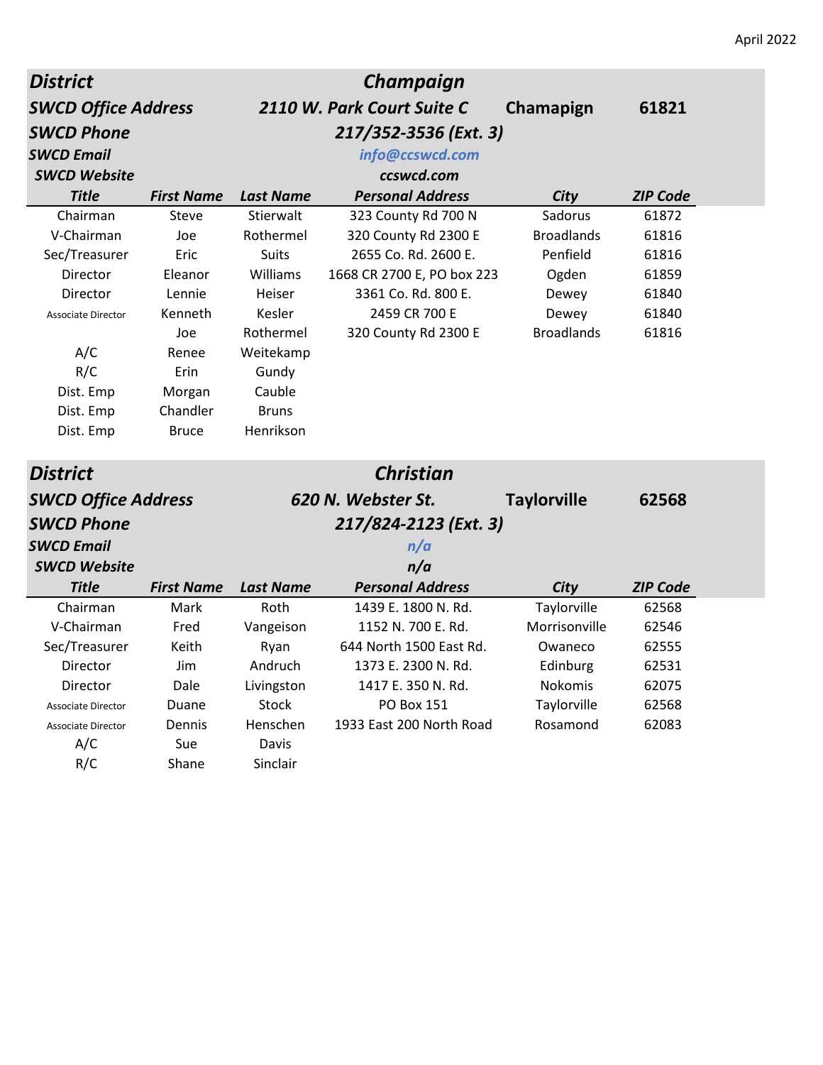April 2022

| District | | | Champaign | | |
|---|---|---|---|---|---|
| SWCD Office Address | | | 2110 W. Park Court Suite C | Chamapign | 61821 |
| SWCD Phone | | | 217/352-3536 (Ext. 3) | | |
| SWCD Email | | | info@ccswcd.com | | |
| SWCD Website | | | ccswcd.com | | |
| **Title** | **First Name** | **Last Name** | **Personal Address** | **City** | **ZIP Code** |
| Chairman | Steve | Stierwalt | 323 County Rd 700 N | Sadorus | 61872 |
| V-Chairman | Joe | Rothermel | 320 County Rd 2300 E | Broadlands | 61816 |
| Sec/Treasurer | Eric | Suits | 2655 Co. Rd. 2600 E. | Penfield | 61816 |
| Director | Eleanor | Williams | 1668 CR 2700 E, PO box 223 | Ogden | 61859 |
| Director | Lennie | Heiser | 3361 Co. Rd. 800 E. | Dewey | 61840 |
| Associate Director | Kenneth | Kesler | 2459 CR 700 E | Dewey | 61840 |
| | Joe | Rothermel | 320 County Rd 2300 E | Broadlands | 61816 |
| A/C | Renee | Weitekamp | | | |
| R/C | Erin | Gundy | | | |
| Dist. Emp | Morgan | Cauble | | | |
| Dist. Emp | Chandler | Bruns | | | |
| Dist. Emp | Bruce | Henrikson | | | |

| District | | | Christian | | |
|---|---|---|---|---|---|
| SWCD Office Address | | | 620 N. Webster St. | Taylorville | 62568 |
| SWCD Phone | | | 217/824-2123 (Ext. 3) | | |
| SWCD Email | | | n/a | | |
| SWCD Website | | | n/a | | |
| **Title** | **First Name** | **Last Name** | **Personal Address** | **City** | **ZIP Code** |
| Chairman | Mark | Roth | 1439 E. 1800 N. Rd. | Taylorville | 62568 |
| V-Chairman | Fred | Vangeison | 1152 N. 700 E. Rd. | Morrisonville | 62546 |
| Sec/Treasurer | Keith | Ryan | 644 North 1500 East Rd. | Owaneco | 62555 |
| Director | Jim | Andruch | 1373 E. 2300 N. Rd. | Edinburg | 62531 |
| Director | Dale | Livingston | 1417 E. 350 N. Rd. | Nokomis | 62075 |
| Associate Director | Duane | Stock | PO Box 151 | Taylorville | 62568 |
| Associate Director | Dennis | Henschen | 1933 East 200 North Road | Rosamond | 62083 |
| A/C | Sue | Davis | | | |
| R/C | Shane | Sinclair | | | |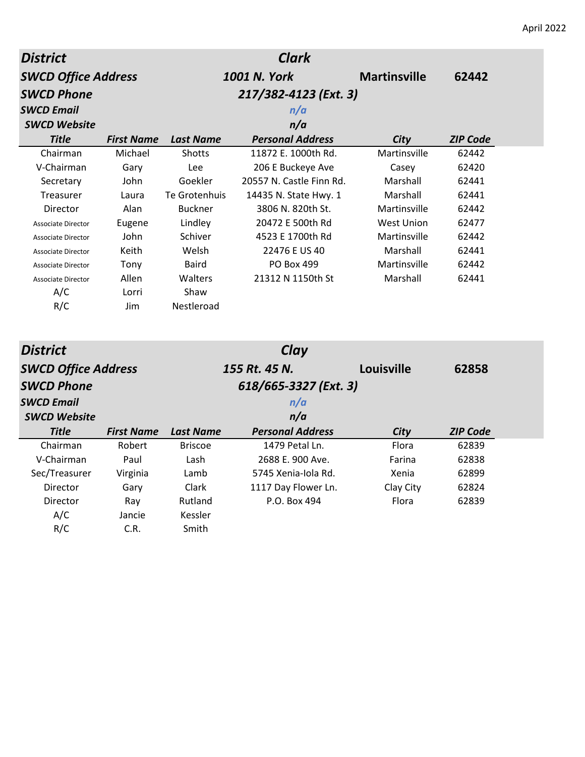April 2022

| District | | | Clark | | |
|---|---|---|---|---|---|
| SWCD Office Address | | | 1001 N. York | Martinsville | 62442 |
| SWCD Phone | | | 217/382-4123 (Ext. 3) | | |
| SWCD Email | | | n/a | | |
| SWCD Website | | | n/a | | |
| **Title** | **First Name** | **Last Name** | **Personal Address** | **City** | **ZIP Code** |
| Chairman | Michael | Shotts | 11872 E. 1000th Rd. | Martinsville | 62442 |
| V-Chairman | Gary | Lee | 206 E Buckeye Ave | Casey | 62420 |
| Secretary | John | Goekler | 20557 N. Castle Finn Rd. | Marshall | 62441 |
| Treasurer | Laura | Te Grotenhuis | 14435 N. State Hwy. 1 | Marshall | 62441 |
| Director | Alan | Buckner | 3806 N. 820th St. | Martinsville | 62442 |
| Associate Director | Eugene | Lindley | 20472 E 500th Rd | West Union | 62477 |
| Associate Director | John | Schiver | 4523 E 1700th Rd | Martinsville | 62442 |
| Associate Director | Keith | Welsh | 22476 E US 40 | Marshall | 62441 |
| Associate Director | Tony | Baird | PO Box 499 | Martinsville | 62442 |
| Associate Director | Allen | Walters | 21312 N 1150th St | Marshall | 62441 |
| A/C | Lorri | Shaw | | | |
| R/C | Jim | Nestleroad | | | |

| District | | | Clay | | |
|---|---|---|---|---|---|
| SWCD Office Address | | | 155 Rt. 45 N. | Louisville | 62858 |
| SWCD Phone | | | 618/665-3327 (Ext. 3) | | |
| SWCD Email | | | n/a | | |
| SWCD Website | | | n/a | | |
| **Title** | **First Name** | **Last Name** | **Personal Address** | **City** | **ZIP Code** |
| Chairman | Robert | Briscoe | 1479 Petal Ln. | Flora | 62839 |
| V-Chairman | Paul | Lash | 2688 E. 900 Ave. | Farina | 62838 |
| Sec/Treasurer | Virginia | Lamb | 5745 Xenia-Iola Rd. | Xenia | 62899 |
| Director | Gary | Clark | 1117 Day Flower Ln. | Clay City | 62824 |
| Director | Ray | Rutland | P.O. Box 494 | Flora | 62839 |
| A/C | Jancie | Kessler | | | |
| R/C | C.R. | Smith | | | |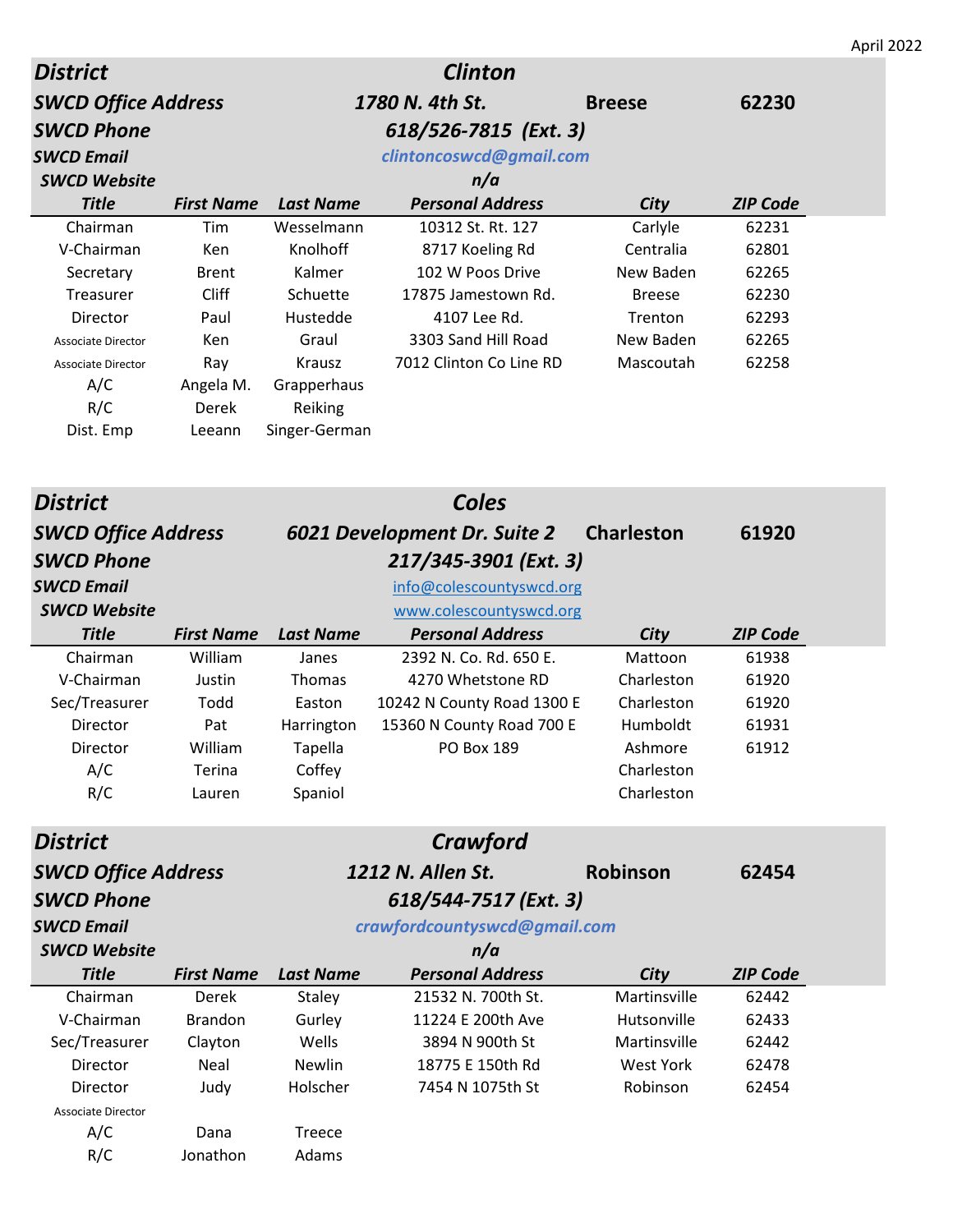April 2022

## District: Clinton

**SWCD Office Address:** 1780 N. 4th St. Breese 62230

**SWCD Phone:** 618/526-7815 (Ext. 3)

**SWCD Email:** clintoncoswcd@gmail.com

**SWCD Website:** n/a

| Title | First Name | Last Name | Personal Address | City | ZIP Code |
|---|---|---|---|---|---|
| Chairman | Tim | Wesselmann | 10312 St. Rt. 127 | Carlyle | 62231 |
| V-Chairman | Ken | Knolhoff | 8717 Koeling Rd | Centralia | 62801 |
| Secretary | Brent | Kalmer | 102 W Poos Drive | New Baden | 62265 |
| Treasurer | Cliff | Schuette | 17875 Jamestown Rd. | Breese | 62230 |
| Director | Paul | Hustedde | 4107 Lee Rd. | Trenton | 62293 |
| Associate Director | Ken | Graul | 3303 Sand Hill Road | New Baden | 62265 |
| Associate Director | Ray | Krausz | 7012 Clinton Co Line RD | Mascoutah | 62258 |
| A/C | Angela M. | Grapperhaus | | | |
| R/C | Derek | Reiking | | | |
| Dist. Emp | Leeann | Singer-German | | | |

## District: Coles

**SWCD Office Address:** 6021 Development Dr. Suite 2 Charleston 61920

**SWCD Phone:** 217/345-3901 (Ext. 3)

**SWCD Email:** info@colescountyswcd.org

**SWCD Website:** www.colescountyswcd.org

| Title | First Name | Last Name | Personal Address | City | ZIP Code |
|---|---|---|---|---|---|
| Chairman | William | Janes | 2392 N. Co. Rd. 650 E. | Mattoon | 61938 |
| V-Chairman | Justin | Thomas | 4270 Whetstone RD | Charleston | 61920 |
| Sec/Treasurer | Todd | Easton | 10242 N County Road 1300 E | Charleston | 61920 |
| Director | Pat | Harrington | 15360 N County Road 700 E | Humboldt | 61931 |
| Director | William | Tapella | PO Box 189 | Ashmore | 61912 |
| A/C | Terina | Coffey | | Charleston | |
| R/C | Lauren | Spaniol | | Charleston | |

## District: Crawford

**SWCD Office Address:** 1212 N. Allen St. Robinson 62454

**SWCD Phone:** 618/544-7517 (Ext. 3)

**SWCD Email:** crawfordcountyswcd@gmail.com

**SWCD Website:** n/a

| Title | First Name | Last Name | Personal Address | City | ZIP Code |
|---|---|---|---|---|---|
| Chairman | Derek | Staley | 21532 N. 700th St. | Martinsville | 62442 |
| V-Chairman | Brandon | Gurley | 11224 E 200th Ave | Hutsonville | 62433 |
| Sec/Treasurer | Clayton | Wells | 3894 N 900th St | Martinsville | 62442 |
| Director | Neal | Newlin | 18775 E 150th Rd | West York | 62478 |
| Director | Judy | Holscher | 7454 N 1075th St | Robinson | 62454 |
| Associate Director | | | | | |
| A/C | Dana | Treece | | | |
| R/C | Jonathon | Adams | | | |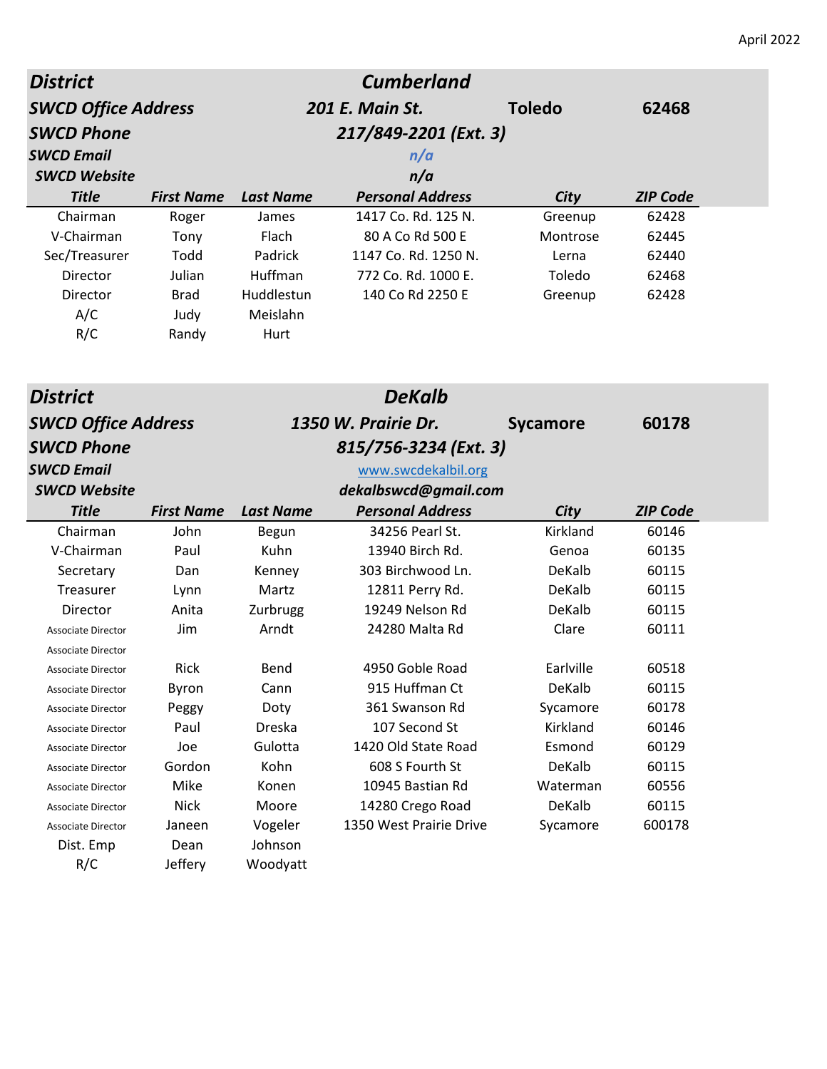April 2022

| District | | | Cumberland | | |
|---|---|---|---|---|---|
| SWCD Office Address | | | 201 E. Main St. | Toledo | 62468 |
| SWCD Phone | | | 217/849-2201 (Ext. 3) | | |
| SWCD Email | | | n/a | | |
| SWCD Website | | | n/a | | |
| **Title** | **First Name** | **Last Name** | **Personal Address** | **City** | **ZIP Code** |
| Chairman | Roger | James | 1417 Co. Rd. 125 N. | Greenup | 62428 |
| V-Chairman | Tony | Flach | 80 A Co Rd 500 E | Montrose | 62445 |
| Sec/Treasurer | Todd | Padrick | 1147 Co. Rd. 1250 N. | Lerna | 62440 |
| Director | Julian | Huffman | 772 Co. Rd. 1000 E. | Toledo | 62468 |
| Director | Brad | Huddlestun | 140 Co Rd 2250 E | Greenup | 62428 |
| A/C | Judy | Meislahn | | | |
| R/C | Randy | Hurt | | | |

| District | | | DeKalb | | |
|---|---|---|---|---|---|
| SWCD Office Address | | | 1350 W. Prairie Dr. | Sycamore | 60178 |
| SWCD Phone | | | 815/756-3234 (Ext. 3) | | |
| SWCD Email | | | www.swcdekalbil.org | | |
| SWCD Website | | | dekalbswcd@gmail.com | | |
| **Title** | **First Name** | **Last Name** | **Personal Address** | **City** | **ZIP Code** |
| Chairman | John | Begun | 34256 Pearl St. | Kirkland | 60146 |
| V-Chairman | Paul | Kuhn | 13940 Birch Rd. | Genoa | 60135 |
| Secretary | Dan | Kenney | 303 Birchwood Ln. | DeKalb | 60115 |
| Treasurer | Lynn | Martz | 12811 Perry Rd. | DeKalb | 60115 |
| Director | Anita | Zurbrugg | 19249 Nelson Rd | DeKalb | 60115 |
| Associate Director | Jim | Arndt | 24280 Malta Rd | Clare | 60111 |
| Associate Director | | | | | |
| Associate Director | Rick | Bend | 4950 Goble Road | Earlville | 60518 |
| Associate Director | Byron | Cann | 915 Huffman Ct | DeKalb | 60115 |
| Associate Director | Peggy | Doty | 361 Swanson Rd | Sycamore | 60178 |
| Associate Director | Paul | Dreska | 107 Second St | Kirkland | 60146 |
| Associate Director | Joe | Gulotta | 1420 Old State Road | Esmond | 60129 |
| Associate Director | Gordon | Kohn | 608 S Fourth St | DeKalb | 60115 |
| Associate Director | Mike | Konen | 10945 Bastian Rd | Waterman | 60556 |
| Associate Director | Nick | Moore | 14280 Crego Road | DeKalb | 60115 |
| Associate Director | Janeen | Vogeler | 1350 West Prairie Drive | Sycamore | 600178 |
| Dist. Emp | Dean | Johnson | | | |
| R/C | Jeffery | Woodyatt | | | |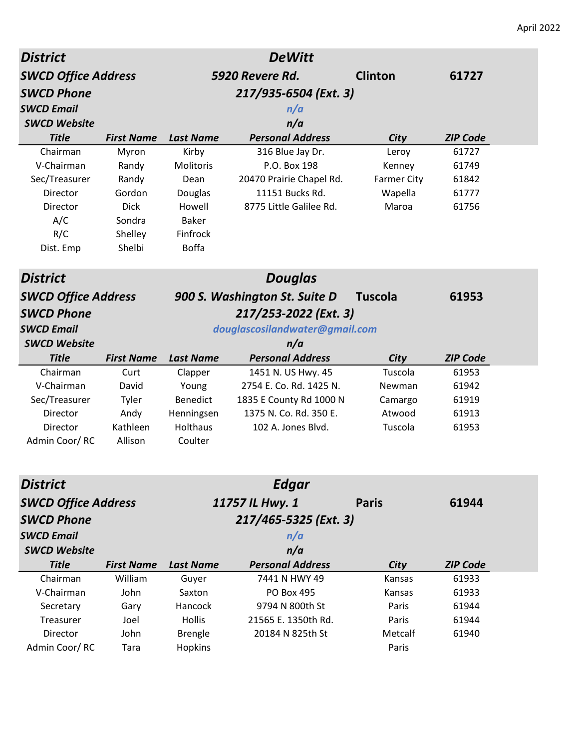April 2022

| District | | | DeWitt | | |
|---|---|---|---|---|---|
| SWCD Office Address | | | 5920 Revere Rd. | Clinton | 61727 |
| SWCD Phone | | | 217/935-6504 (Ext. 3) | | |
| SWCD Email | | | n/a | | |
| SWCD Website | | | n/a | | |
| **Title** | **First Name** | **Last Name** | **Personal Address** | **City** | **ZIP Code** |
| Chairman | Myron | Kirby | 316 Blue Jay Dr. | Leroy | 61727 |
| V-Chairman | Randy | Molitoris | P.O. Box 198 | Kenney | 61749 |
| Sec/Treasurer | Randy | Dean | 20470 Prairie Chapel Rd. | Farmer City | 61842 |
| Director | Gordon | Douglas | 11151 Bucks Rd. | Wapella | 61777 |
| Director | Dick | Howell | 8775 Little Galilee Rd. | Maroa | 61756 |
| A/C | Sondra | Baker | | | |
| R/C | Shelley | Finfrock | | | |
| Dist. Emp | Shelbi | Boffa | | | |

| District | | | Douglas | | |
|---|---|---|---|---|---|
| SWCD Office Address | | | 900 S. Washington St. Suite D | Tuscola | 61953 |
| SWCD Phone | | | 217/253-2022 (Ext. 3) | | |
| SWCD Email | | | douglascosilandwater@gmail.com | | |
| SWCD Website | | | n/a | | |
| **Title** | **First Name** | **Last Name** | **Personal Address** | **City** | **ZIP Code** |
| Chairman | Curt | Clapper | 1451 N. US Hwy. 45 | Tuscola | 61953 |
| V-Chairman | David | Young | 2754 E. Co. Rd. 1425 N. | Newman | 61942 |
| Sec/Treasurer | Tyler | Benedict | 1835 E County Rd 1000 N | Camargo | 61919 |
| Director | Andy | Henningsen | 1375 N. Co. Rd. 350 E. | Atwood | 61913 |
| Director | Kathleen | Holthaus | 102 A. Jones Blvd. | Tuscola | 61953 |
| Admin Coor/ RC | Allison | Coulter | | | |

| District | | | Edgar | | |
|---|---|---|---|---|---|
| SWCD Office Address | | | 11757 IL Hwy. 1 | Paris | 61944 |
| SWCD Phone | | | 217/465-5325 (Ext. 3) | | |
| SWCD Email | | | n/a | | |
| SWCD Website | | | n/a | | |
| **Title** | **First Name** | **Last Name** | **Personal Address** | **City** | **ZIP Code** |
| Chairman | William | Guyer | 7441 N HWY 49 | Kansas | 61933 |
| V-Chairman | John | Saxton | PO Box 495 | Kansas | 61933 |
| Secretary | Gary | Hancock | 9794 N 800th St | Paris | 61944 |
| Treasurer | Joel | Hollis | 21565 E. 1350th Rd. | Paris | 61944 |
| Director | John | Brengle | 20184 N 825th St | Metcalf | 61940 |
| Admin Coor/ RC | Tara | Hopkins | | Paris | |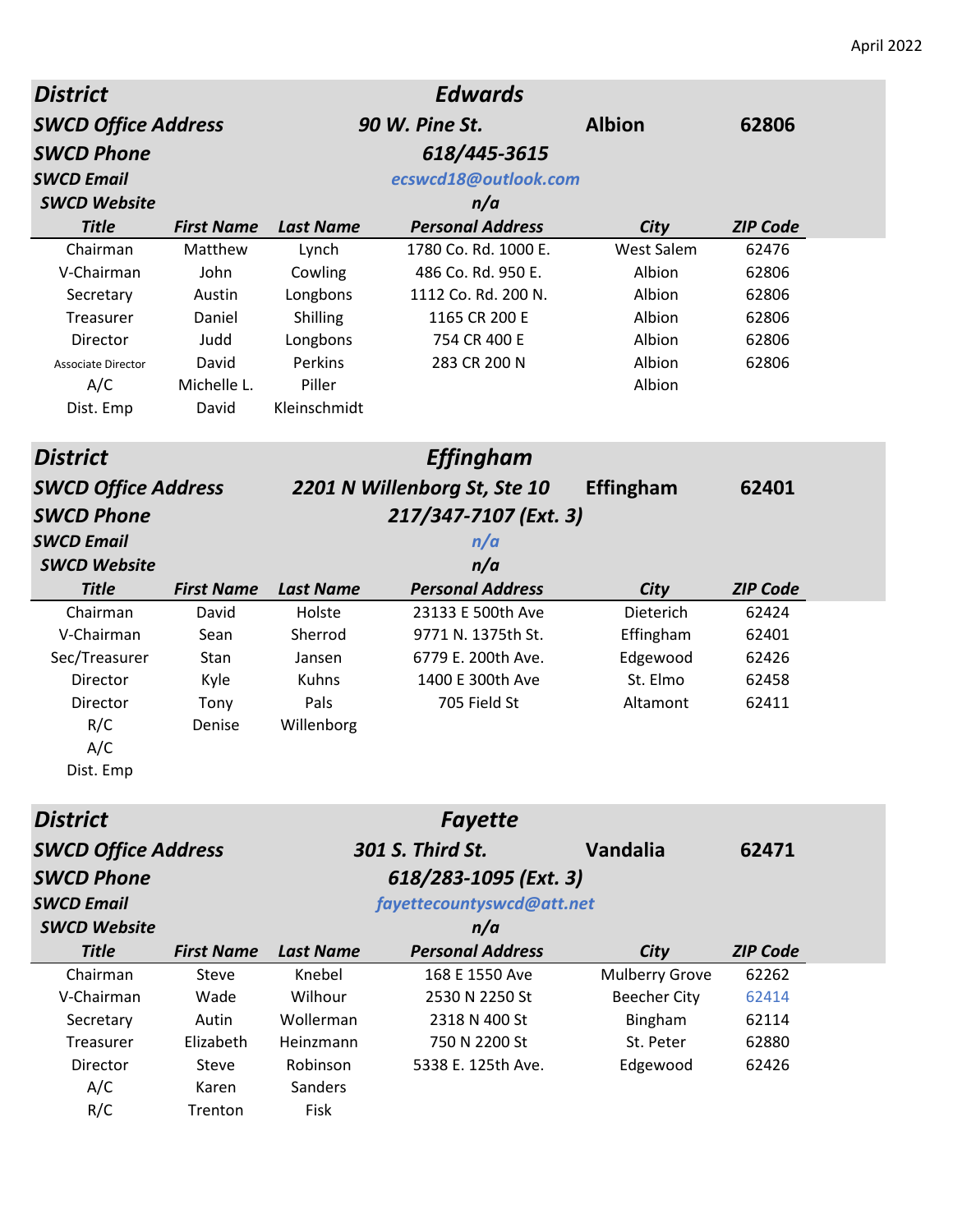April 2022

| District | | | Edwards | | |
|---|---|---|---|---|---|
| SWCD Office Address | | | 90 W. Pine St. | Albion | 62806 |
| SWCD Phone | | | 618/445-3615 | | |
| SWCD Email | | | ecswcd18@outlook.com | | |
| SWCD Website | | | n/a | | |
| **Title** | **First Name** | **Last Name** | **Personal Address** | **City** | **ZIP Code** |
| Chairman | Matthew | Lynch | 1780 Co. Rd. 1000 E. | West Salem | 62476 |
| V-Chairman | John | Cowling | 486 Co. Rd. 950 E. | Albion | 62806 |
| Secretary | Austin | Longbons | 1112 Co. Rd. 200 N. | Albion | 62806 |
| Treasurer | Daniel | Shilling | 1165 CR 200 E | Albion | 62806 |
| Director | Judd | Longbons | 754 CR 400 E | Albion | 62806 |
| Associate Director | David | Perkins | 283 CR 200 N | Albion | 62806 |
| A/C | Michelle L. | Piller | | Albion | |
| Dist. Emp | David | Kleinschmidt | | | |

| District | | | Effingham | | |
|---|---|---|---|---|---|
| SWCD Office Address | | | 2201 N Willenborg St, Ste 10 | Effingham | 62401 |
| SWCD Phone | | | 217/347-7107 (Ext. 3) | | |
| SWCD Email | | | n/a | | |
| SWCD Website | | | n/a | | |
| **Title** | **First Name** | **Last Name** | **Personal Address** | **City** | **ZIP Code** |
| Chairman | David | Holste | 23133 E 500th Ave | Dieterich | 62424 |
| V-Chairman | Sean | Sherrod | 9771 N. 1375th St. | Effingham | 62401 |
| Sec/Treasurer | Stan | Jansen | 6779 E. 200th Ave. | Edgewood | 62426 |
| Director | Kyle | Kuhns | 1400 E 300th Ave | St. Elmo | 62458 |
| Director | Tony | Pals | 705 Field St | Altamont | 62411 |
| R/C | Denise | Willenborg | | | |
| A/C | | | | | |
| Dist. Emp | | | | | |

| District | | | Fayette | | |
|---|---|---|---|---|---|
| SWCD Office Address | | | 301 S. Third St. | Vandalia | 62471 |
| SWCD Phone | | | 618/283-1095 (Ext. 3) | | |
| SWCD Email | | | fayettecountyswcd@att.net | | |
| SWCD Website | | | n/a | | |
| **Title** | **First Name** | **Last Name** | **Personal Address** | **City** | **ZIP Code** |
| Chairman | Steve | Knebel | 168 E 1550 Ave | Mulberry Grove | 62262 |
| V-Chairman | Wade | Wilhour | 2530 N 2250 St | Beecher City | 62414 |
| Secretary | Autin | Wollerman | 2318 N 400 St | Bingham | 62114 |
| Treasurer | Elizabeth | Heinzmann | 750 N 2200 St | St. Peter | 62880 |
| Director | Steve | Robinson | 5338 E. 125th Ave. | Edgewood | 62426 |
| A/C | Karen | Sanders | | | |
| R/C | Trenton | Fisk | | | |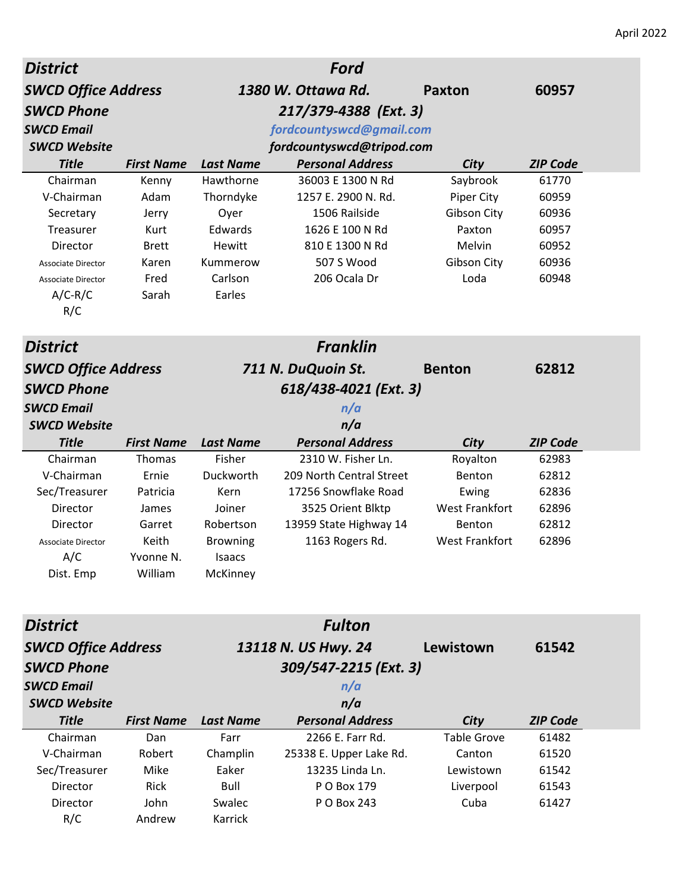April 2022

| **District** | | | **Ford** | | |
|---|---|---|---|---|---|
| **SWCD Office Address** | | | **1380 W. Ottawa Rd.** | **Paxton** | **60957** |
| **SWCD Phone** | | | **217/379-4388 (Ext. 3)** | | |
| **SWCD Email** | | | **fordcountyswcd@gmail.com** | | |
| **SWCD Website** | | | **fordcountyswcd@tripod.com** | | |
| **Title** | **First Name** | **Last Name** | **Personal Address** | **City** | **ZIP Code** |
| Chairman | Kenny | Hawthorne | 36003 E 1300 N Rd | Saybrook | 61770 |
| V-Chairman | Adam | Thorndyke | 1257 E. 2900 N. Rd. | Piper City | 60959 |
| Secretary | Jerry | Oyer | 1506 Railside | Gibson City | 60936 |
| Treasurer | Kurt | Edwards | 1626 E 100 N Rd | Paxton | 60957 |
| Director | Brett | Hewitt | 810 E 1300 N Rd | Melvin | 60952 |
| Associate Director | Karen | Kummerow | 507 S Wood | Gibson City | 60936 |
| Associate Director | Fred | Carlson | 206 Ocala Dr | Loda | 60948 |
| A/C-R/C | Sarah | Earles | | | |
| R/C | | | | | |

| **District** | | | **Franklin** | | |
|---|---|---|---|---|---|
| **SWCD Office Address** | | | **711 N. DuQuoin St.** | **Benton** | **62812** |
| **SWCD Phone** | | | **618/438-4021 (Ext. 3)** | | |
| **SWCD Email** | | | **n/a** | | |
| **SWCD Website** | | | **n/a** | | |
| **Title** | **First Name** | **Last Name** | **Personal Address** | **City** | **ZIP Code** |
| Chairman | Thomas | Fisher | 2310 W. Fisher Ln. | Royalton | 62983 |
| V-Chairman | Ernie | Duckworth | 209 North Central Street | Benton | 62812 |
| Sec/Treasurer | Patricia | Kern | 17256 Snowflake Road | Ewing | 62836 |
| Director | James | Joiner | 3525 Orient Blktp | West Frankfort | 62896 |
| Director | Garret | Robertson | 13959 State Highway 14 | Benton | 62812 |
| Associate Director | Keith | Browning | 1163 Rogers Rd. | West Frankfort | 62896 |
| A/C | Yvonne N. | Isaacs | | | |
| Dist. Emp | William | McKinney | | | |

| **District** | | | **Fulton** | | |
|---|---|---|---|---|---|
| **SWCD Office Address** | | | **13118 N. US Hwy. 24** | **Lewistown** | **61542** |
| **SWCD Phone** | | | **309/547-2215 (Ext. 3)** | | |
| **SWCD Email** | | | **n/a** | | |
| **SWCD Website** | | | **n/a** | | |
| **Title** | **First Name** | **Last Name** | **Personal Address** | **City** | **ZIP Code** |
| Chairman | Dan | Farr | 2266 E. Farr Rd. | Table Grove | 61482 |
| V-Chairman | Robert | Champlin | 25338 E. Upper Lake Rd. | Canton | 61520 |
| Sec/Treasurer | Mike | Eaker | 13235 Linda Ln. | Lewistown | 61542 |
| Director | Rick | Bull | P O Box 179 | Liverpool | 61543 |
| Director | John | Swalec | P O Box 243 | Cuba | 61427 |
| R/C | Andrew | Karrick | | | |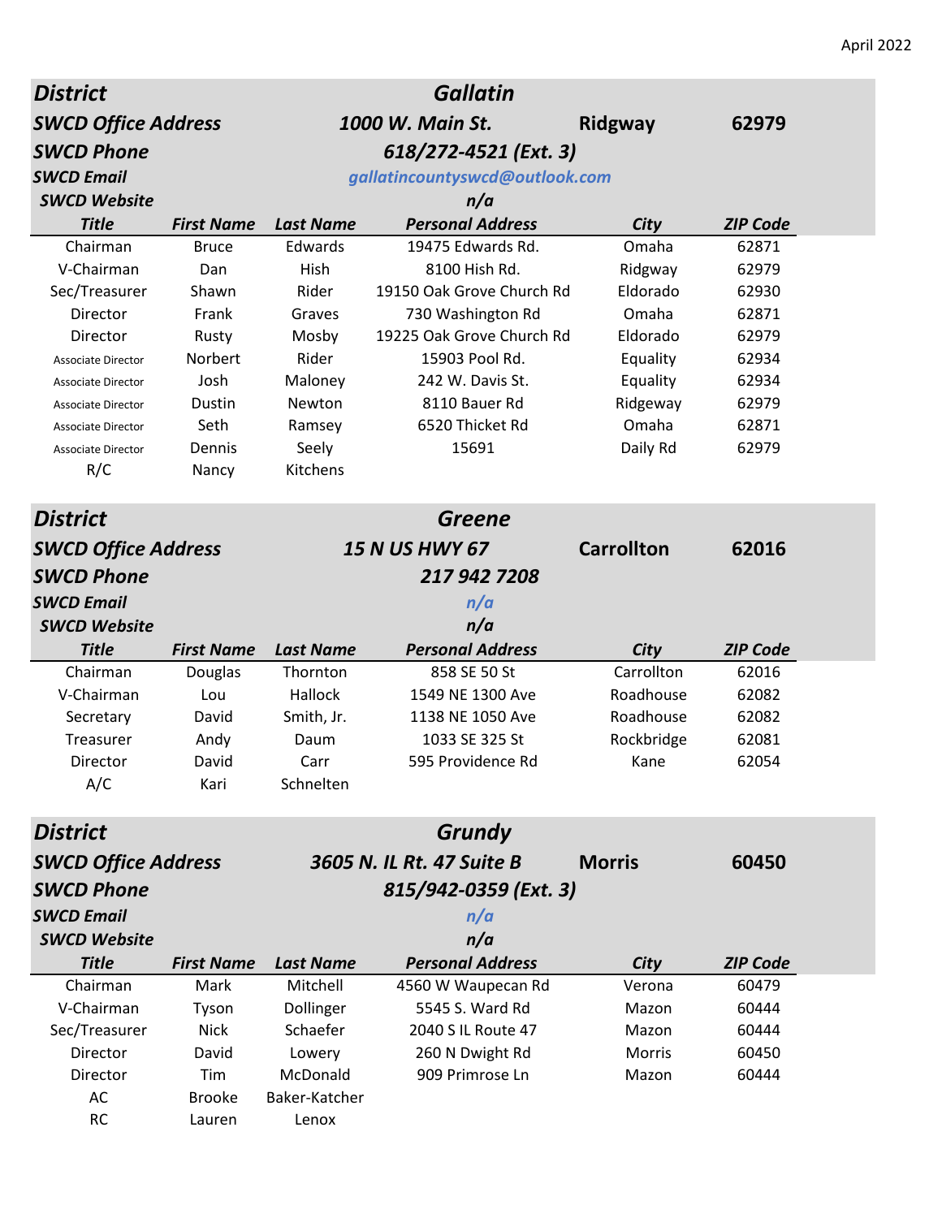April 2022

| District | | | Gallatin | | |
|---|---|---|---|---|---|
| SWCD Office Address | | | 1000 W. Main St. | Ridgway | 62979 |
| SWCD Phone | | | 618/272-4521 (Ext. 3) | | |
| SWCD Email | | | gallatincountyswcd@outlook.com | | |
| SWCD Website | | | n/a | | |
| **Title** | **First Name** | **Last Name** | **Personal Address** | **City** | **ZIP Code** |
| Chairman | Bruce | Edwards | 19475 Edwards Rd. | Omaha | 62871 |
| V-Chairman | Dan | Hish | 8100 Hish Rd. | Ridgway | 62979 |
| Sec/Treasurer | Shawn | Rider | 19150 Oak Grove Church Rd | Eldorado | 62930 |
| Director | Frank | Graves | 730 Washington Rd | Omaha | 62871 |
| Director | Rusty | Mosby | 19225 Oak Grove Church Rd | Eldorado | 62979 |
| Associate Director | Norbert | Rider | 15903 Pool Rd. | Equality | 62934 |
| Associate Director | Josh | Maloney | 242 W. Davis St. | Equality | 62934 |
| Associate Director | Dustin | Newton | 8110 Bauer Rd | Ridgeway | 62979 |
| Associate Director | Seth | Ramsey | 6520 Thicket Rd | Omaha | 62871 |
| Associate Director | Dennis | Seely | 15691 | Daily Rd | 62979 |
| R/C | Nancy | Kitchens | | | |

| District | | | Greene | | |
|---|---|---|---|---|---|
| SWCD Office Address | | | 15 N US HWY 67 | Carrollton | 62016 |
| SWCD Phone | | | 217 942 7208 | | |
| SWCD Email | | | n/a | | |
| SWCD Website | | | n/a | | |
| **Title** | **First Name** | **Last Name** | **Personal Address** | **City** | **ZIP Code** |
| Chairman | Douglas | Thornton | 858 SE 50 St | Carrollton | 62016 |
| V-Chairman | Lou | Hallock | 1549 NE 1300 Ave | Roadhouse | 62082 |
| Secretary | David | Smith, Jr. | 1138 NE 1050 Ave | Roadhouse | 62082 |
| Treasurer | Andy | Daum | 1033 SE 325 St | Rockbridge | 62081 |
| Director | David | Carr | 595 Providence Rd | Kane | 62054 |
| A/C | Kari | Schnelten | | | |

| District | | | Grundy | | |
|---|---|---|---|---|---|
| SWCD Office Address | | | 3605 N. IL Rt. 47 Suite B | Morris | 60450 |
| SWCD Phone | | | 815/942-0359 (Ext. 3) | | |
| SWCD Email | | | n/a | | |
| SWCD Website | | | n/a | | |
| **Title** | **First Name** | **Last Name** | **Personal Address** | **City** | **ZIP Code** |
| Chairman | Mark | Mitchell | 4560 W Waupecan Rd | Verona | 60479 |
| V-Chairman | Tyson | Dollinger | 5545 S. Ward Rd | Mazon | 60444 |
| Sec/Treasurer | Nick | Schaefer | 2040 S IL Route 47 | Mazon | 60444 |
| Director | David | Lowery | 260 N Dwight Rd | Morris | 60450 |
| Director | Tim | McDonald | 909 Primrose Ln | Mazon | 60444 |
| AC | Brooke | Baker-Katcher | | | |
| RC | Lauren | Lenox | | | |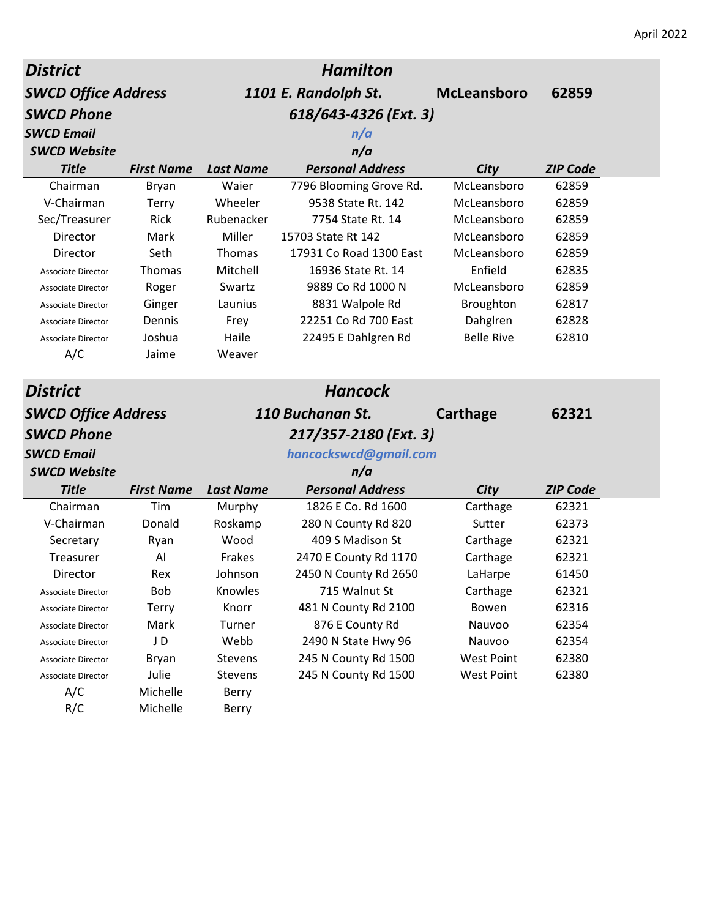April 2022

| District | | | Hamilton | | |
|---|---|---|---|---|---|
| **SWCD Office Address** | | | **1101 E. Randolph St.** | **McLeansboro** | **62859** |
| **SWCD Phone** | | | **618/643-4326 (Ext. 3)** | | |
| **SWCD Email** | | | n/a | | |
| **SWCD Website** | | | n/a | | |
| **Title** | **First Name** | **Last Name** | **Personal Address** | **City** | **ZIP Code** |
| Chairman | Bryan | Waier | 7796 Blooming Grove Rd. | McLeansboro | 62859 |
| V-Chairman | Terry | Wheeler | 9538 State Rt. 142 | McLeansboro | 62859 |
| Sec/Treasurer | Rick | Rubenacker | 7754 State Rt. 14 | McLeansboro | 62859 |
| Director | Mark | Miller | 15703 State Rt 142 | McLeansboro | 62859 |
| Director | Seth | Thomas | 17931 Co Road 1300 East | McLeansboro | 62859 |
| Associate Director | Thomas | Mitchell | 16936 State Rt. 14 | Enfield | 62835 |
| Associate Director | Roger | Swartz | 9889 Co Rd 1000 N | McLeansboro | 62859 |
| Associate Director | Ginger | Launius | 8831 Walpole Rd | Broughton | 62817 |
| Associate Director | Dennis | Frey | 22251 Co Rd 700 East | Dahglren | 62828 |
| Associate Director | Joshua | Haile | 22495 E Dahlgren Rd | Belle Rive | 62810 |
| A/C | Jaime | Weaver | | | |

| District | | | Hancock | | |
|---|---|---|---|---|---|
| **SWCD Office Address** | | | **110 Buchanan St.** | **Carthage** | **62321** |
| **SWCD Phone** | | | **217/357-2180 (Ext. 3)** | | |
| **SWCD Email** | | | hancockswcd@gmail.com | | |
| **SWCD Website** | | | n/a | | |
| **Title** | **First Name** | **Last Name** | **Personal Address** | **City** | **ZIP Code** |
| Chairman | Tim | Murphy | 1826 E Co. Rd 1600 | Carthage | 62321 |
| V-Chairman | Donald | Roskamp | 280 N County Rd 820 | Sutter | 62373 |
| Secretary | Ryan | Wood | 409 S Madison St | Carthage | 62321 |
| Treasurer | Al | Frakes | 2470 E County Rd 1170 | Carthage | 62321 |
| Director | Rex | Johnson | 2450 N County Rd 2650 | LaHarpe | 61450 |
| Associate Director | Bob | Knowles | 715 Walnut St | Carthage | 62321 |
| Associate Director | Terry | Knorr | 481 N County Rd 2100 | Bowen | 62316 |
| Associate Director | Mark | Turner | 876 E County Rd | Nauvoo | 62354 |
| Associate Director | J D | Webb | 2490 N State Hwy 96 | Nauvoo | 62354 |
| Associate Director | Bryan | Stevens | 245 N County Rd 1500 | West Point | 62380 |
| Associate Director | Julie | Stevens | 245 N County Rd 1500 | West Point | 62380 |
| A/C | Michelle | Berry | | | |
| R/C | Michelle | Berry | | | |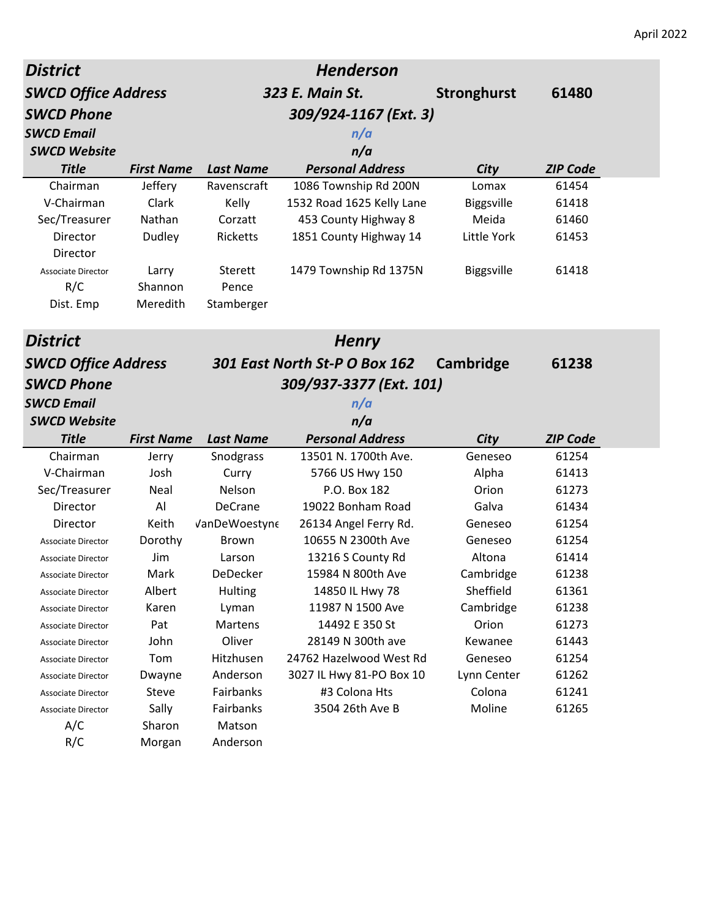April 2022

| District | | | Henderson | | |
|---|---|---|---|---|---|
| SWCD Office Address | | | 323 E. Main St. | Stronghurst | 61480 |
| SWCD Phone | | | 309/924-1167 (Ext. 3) | | |
| SWCD Email | | | n/a | | |
| SWCD Website | | | n/a | | |
| **Title** | **First Name** | **Last Name** | **Personal Address** | **City** | **ZIP Code** |
| Chairman | Jeffery | Ravenscraft | 1086 Township Rd 200N | Lomax | 61454 |
| V-Chairman | Clark | Kelly | 1532 Road 1625 Kelly Lane | Biggsville | 61418 |
| Sec/Treasurer | Nathan | Corzatt | 453 County Highway 8 | Meida | 61460 |
| Director | Dudley | Ricketts | 1851 County Highway 14 | Little York | 61453 |
| Director | | | | | |
| Associate Director | Larry | Sterett | 1479 Township Rd 1375N | Biggsville | 61418 |
| R/C | Shannon | Pence | | | |
| Dist. Emp | Meredith | Stamberger | | | |

| District | | | Henry | | |
|---|---|---|---|---|---|
| SWCD Office Address | | | 301 East North St-P O Box 162 | Cambridge | 61238 |
| SWCD Phone | | | 309/937-3377 (Ext. 101) | | |
| SWCD Email | | | n/a | | |
| SWCD Website | | | n/a | | |
| **Title** | **First Name** | **Last Name** | **Personal Address** | **City** | **ZIP Code** |
| Chairman | Jerry | Snodgrass | 13501 N. 1700th Ave. | Geneseo | 61254 |
| V-Chairman | Josh | Curry | 5766 US Hwy 150 | Alpha | 61413 |
| Sec/Treasurer | Neal | Nelson | P.O. Box 182 | Orion | 61273 |
| Director | Al | DeCrane | 19022 Bonham Road | Galva | 61434 |
| Director | Keith | VanDeWoestyne | 26134 Angel Ferry Rd. | Geneseo | 61254 |
| Associate Director | Dorothy | Brown | 10655 N 2300th Ave | Geneseo | 61254 |
| Associate Director | Jim | Larson | 13216 S County Rd | Altona | 61414 |
| Associate Director | Mark | DeDecker | 15984 N 800th Ave | Cambridge | 61238 |
| Associate Director | Albert | Hulting | 14850 IL Hwy 78 | Sheffield | 61361 |
| Associate Director | Karen | Lyman | 11987 N 1500 Ave | Cambridge | 61238 |
| Associate Director | Pat | Martens | 14492 E 350 St | Orion | 61273 |
| Associate Director | John | Oliver | 28149 N 300th ave | Kewanee | 61443 |
| Associate Director | Tom | Hitzhusen | 24762 Hazelwood West Rd | Geneseo | 61254 |
| Associate Director | Dwayne | Anderson | 3027 IL Hwy 81-PO Box 10 | Lynn Center | 61262 |
| Associate Director | Steve | Fairbanks | #3 Colona Hts | Colona | 61241 |
| Associate Director | Sally | Fairbanks | 3504 26th Ave B | Moline | 61265 |
| A/C | Sharon | Matson | | | |
| R/C | Morgan | Anderson | | | |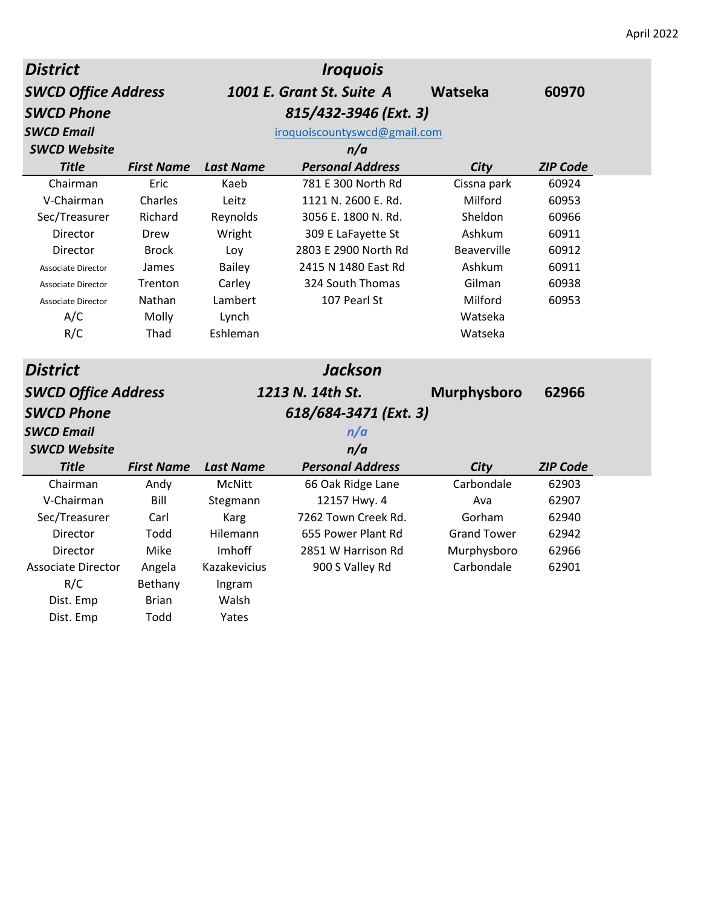April 2022

| **District** | | | **Iroquois** | | |
|---|---|---|---|---|---|
| **SWCD Office Address** | | | **1001 E. Grant St. Suite A** | **Watseka** | **60970** |
| **SWCD Phone** | | | **815/432-3946 (Ext. 3)** | | |
| **SWCD Email** | | | iroquoiscountyswcd@gmail.com | | |
| **SWCD Website** | | | **n/a** | | |
| **Title** | **First Name** | **Last Name** | **Personal Address** | **City** | **ZIP Code** |
| Chairman | Eric | Kaeb | 781 E 300 North Rd | Cissna park | 60924 |
| V-Chairman | Charles | Leitz | 1121 N. 2600 E. Rd. | Milford | 60953 |
| Sec/Treasurer | Richard | Reynolds | 3056 E. 1800 N. Rd. | Sheldon | 60966 |
| Director | Drew | Wright | 309 E LaFayette St | Ashkum | 60911 |
| Director | Brock | Loy | 2803 E 2900 North Rd | Beaverville | 60912 |
| Associate Director | James | Bailey | 2415 N 1480 East Rd | Ashkum | 60911 |
| Associate Director | Trenton | Carley | 324 South Thomas | Gilman | 60938 |
| Associate Director | Nathan | Lambert | 107 Pearl St | Milford | 60953 |
| A/C | Molly | Lynch | | Watseka | |
| R/C | Thad | Eshleman | | Watseka | |

| **District** | | | **Jackson** | | |
|---|---|---|---|---|---|
| **SWCD Office Address** | | | **1213 N. 14th St.** | **Murphysboro** | **62966** |
| **SWCD Phone** | | | **618/684-3471 (Ext. 3)** | | |
| **SWCD Email** | | | **n/a** | | |
| **SWCD Website** | | | **n/a** | | |
| **Title** | **First Name** | **Last Name** | **Personal Address** | **City** | **ZIP Code** |
| Chairman | Andy | McNitt | 66 Oak Ridge Lane | Carbondale | 62903 |
| V-Chairman | Bill | Stegmann | 12157 Hwy. 4 | Ava | 62907 |
| Sec/Treasurer | Carl | Karg | 7262 Town Creek Rd. | Gorham | 62940 |
| Director | Todd | Hilemann | 655 Power Plant Rd | Grand Tower | 62942 |
| Director | Mike | Imhoff | 2851 W Harrison Rd | Murphysboro | 62966 |
| Associate Director | Angela | Kazakevicius | 900 S Valley Rd | Carbondale | 62901 |
| R/C | Bethany | Ingram | | | |
| Dist. Emp | Brian | Walsh | | | |
| Dist. Emp | Todd | Yates | | | |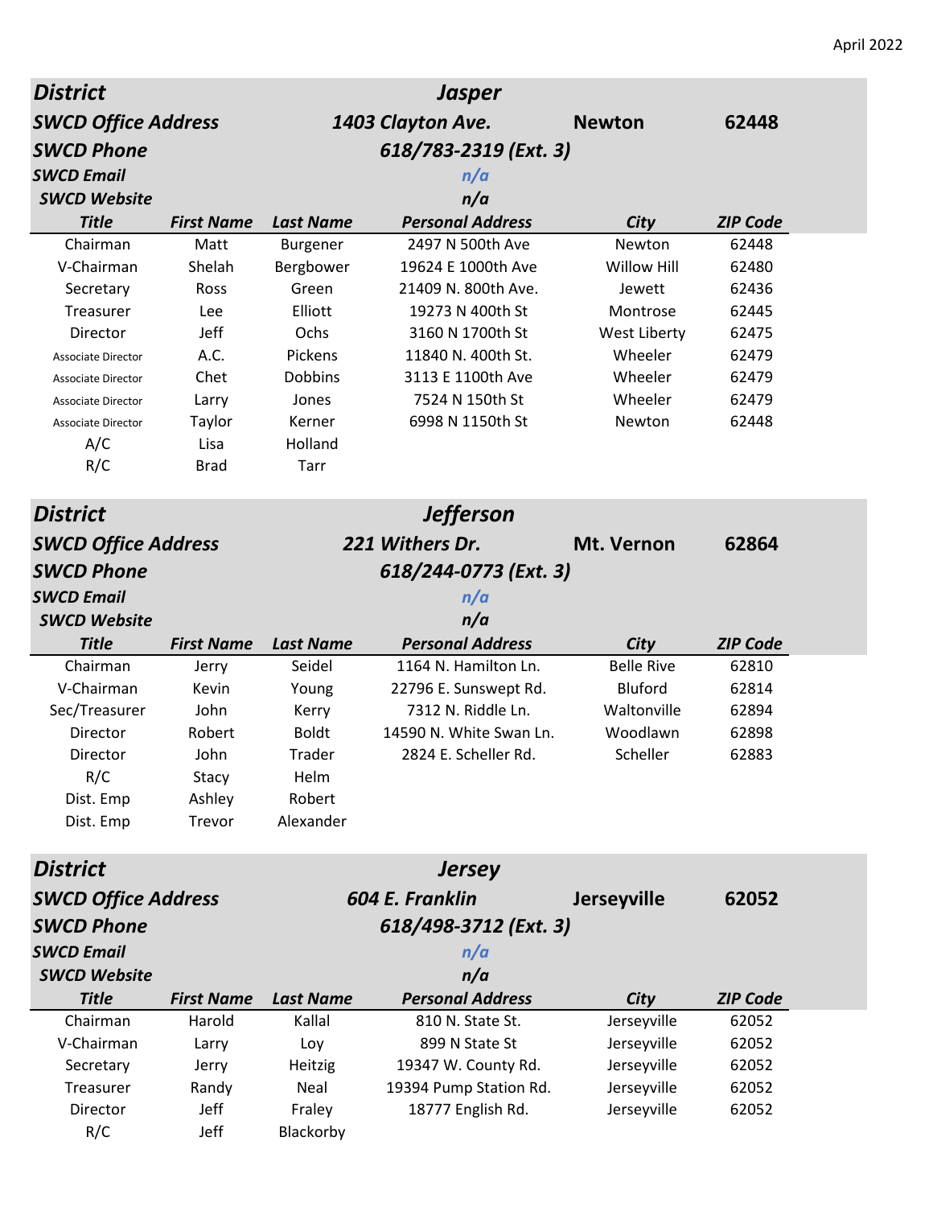April 2022

| District | | | Jasper | | |
|---|---|---|---|---|---|
| SWCD Office Address | | | 1403 Clayton Ave. | Newton | 62448 |
| SWCD Phone | | | 618/783-2319 (Ext. 3) | | |
| SWCD Email | | | n/a | | |
| SWCD Website | | | n/a | | |
| **Title** | **First Name** | **Last Name** | **Personal Address** | **City** | **ZIP Code** |
| Chairman | Matt | Burgener | 2497 N 500th Ave | Newton | 62448 |
| V-Chairman | Shelah | Bergbower | 19624 E 1000th Ave | Willow Hill | 62480 |
| Secretary | Ross | Green | 21409 N. 800th Ave. | Jewett | 62436 |
| Treasurer | Lee | Elliott | 19273 N 400th St | Montrose | 62445 |
| Director | Jeff | Ochs | 3160 N 1700th St | West Liberty | 62475 |
| Associate Director | A.C. | Pickens | 11840 N. 400th St. | Wheeler | 62479 |
| Associate Director | Chet | Dobbins | 3113 E 1100th Ave | Wheeler | 62479 |
| Associate Director | Larry | Jones | 7524 N 150th St | Wheeler | 62479 |
| Associate Director | Taylor | Kerner | 6998 N 1150th St | Newton | 62448 |
| A/C | Lisa | Holland | | | |
| R/C | Brad | Tarr | | | |

| District | | | Jefferson | | |
|---|---|---|---|---|---|
| SWCD Office Address | | | 221 Withers Dr. | Mt. Vernon | 62864 |
| SWCD Phone | | | 618/244-0773 (Ext. 3) | | |
| SWCD Email | | | n/a | | |
| SWCD Website | | | n/a | | |
| **Title** | **First Name** | **Last Name** | **Personal Address** | **City** | **ZIP Code** |
| Chairman | Jerry | Seidel | 1164 N. Hamilton Ln. | Belle Rive | 62810 |
| V-Chairman | Kevin | Young | 22796 E. Sunswept Rd. | Bluford | 62814 |
| Sec/Treasurer | John | Kerry | 7312 N. Riddle Ln. | Waltonville | 62894 |
| Director | Robert | Boldt | 14590 N. White Swan Ln. | Woodlawn | 62898 |
| Director | John | Trader | 2824 E. Scheller Rd. | Scheller | 62883 |
| R/C | Stacy | Helm | | | |
| Dist. Emp | Ashley | Robert | | | |
| Dist. Emp | Trevor | Alexander | | | |

| District | | | Jersey | | |
|---|---|---|---|---|---|
| SWCD Office Address | | | 604 E. Franklin | Jerseyville | 62052 |
| SWCD Phone | | | 618/498-3712 (Ext. 3) | | |
| SWCD Email | | | n/a | | |
| SWCD Website | | | n/a | | |
| **Title** | **First Name** | **Last Name** | **Personal Address** | **City** | **ZIP Code** |
| Chairman | Harold | Kallal | 810 N. State St. | Jerseyville | 62052 |
| V-Chairman | Larry | Loy | 899 N State St | Jerseyville | 62052 |
| Secretary | Jerry | Heitzig | 19347 W. County Rd. | Jerseyville | 62052 |
| Treasurer | Randy | Neal | 19394 Pump Station Rd. | Jerseyville | 62052 |
| Director | Jeff | Fraley | 18777 English Rd. | Jerseyville | 62052 |
| R/C | Jeff | Blackorby | | | |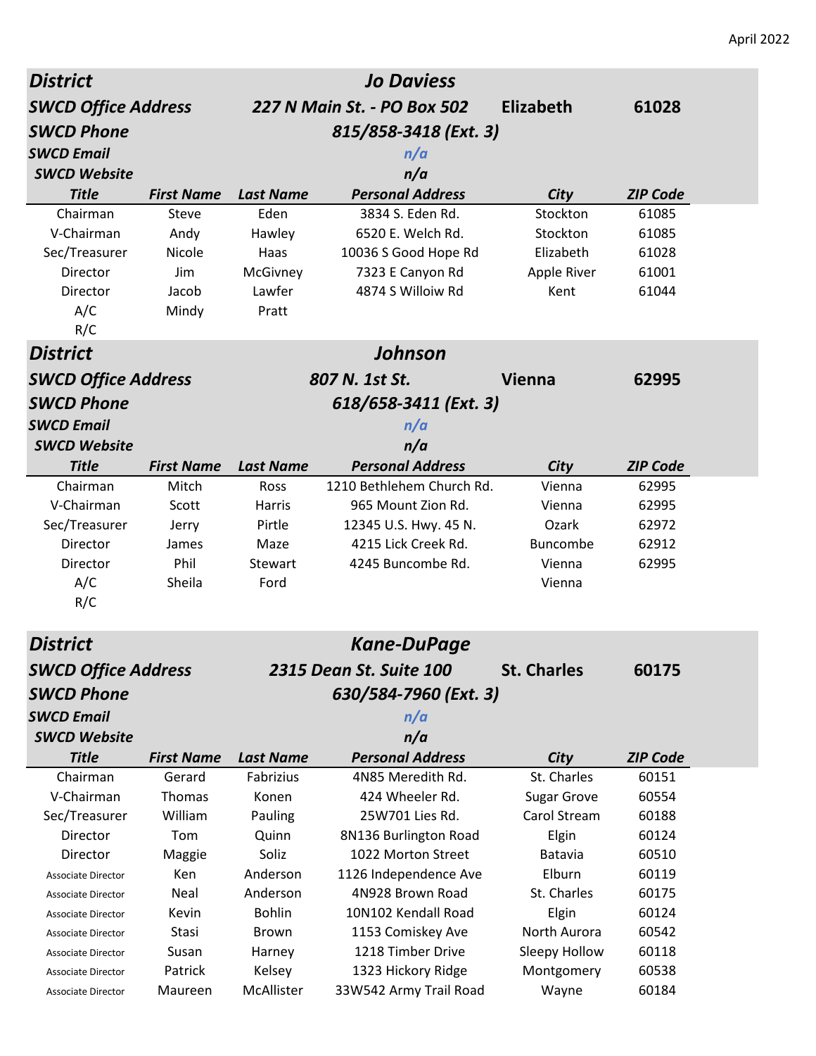April 2022

| District | | | Jo Daviess | | |
|---|---|---|---|---|---|
| SWCD Office Address | | | 227 N Main St. - PO Box 502 | Elizabeth | 61028 |
| SWCD Phone | | | 815/858-3418 (Ext. 3) | | |
| SWCD Email | | | n/a | | |
| SWCD Website | | | n/a | | |
| Title | First Name | Last Name | Personal Address | City | ZIP Code |
| Chairman | Steve | Eden | 3834 S. Eden Rd. | Stockton | 61085 |
| V-Chairman | Andy | Hawley | 6520 E. Welch Rd. | Stockton | 61085 |
| Sec/Treasurer | Nicole | Haas | 10036 S Good Hope Rd | Elizabeth | 61028 |
| Director | Jim | McGivney | 7323 E Canyon Rd | Apple River | 61001 |
| Director | Jacob | Lawfer | 4874 S Willoiw Rd | Kent | 61044 |
| A/C | Mindy | Pratt | | | |
| R/C | | | | | |

| District | | | Johnson | | |
|---|---|---|---|---|---|
| SWCD Office Address | | | 807 N. 1st St. | Vienna | 62995 |
| SWCD Phone | | | 618/658-3411 (Ext. 3) | | |
| SWCD Email | | | n/a | | |
| SWCD Website | | | n/a | | |
| Title | First Name | Last Name | Personal Address | City | ZIP Code |
| Chairman | Mitch | Ross | 1210 Bethlehem Church Rd. | Vienna | 62995 |
| V-Chairman | Scott | Harris | 965 Mount Zion Rd. | Vienna | 62995 |
| Sec/Treasurer | Jerry | Pirtle | 12345 U.S. Hwy. 45 N. | Ozark | 62972 |
| Director | James | Maze | 4215 Lick Creek Rd. | Buncombe | 62912 |
| Director | Phil | Stewart | 4245 Buncombe Rd. | Vienna | 62995 |
| A/C | Sheila | Ford | | Vienna | |
| R/C | | | | | |

| District | | | Kane-DuPage | | |
|---|---|---|---|---|---|
| SWCD Office Address | | | 2315 Dean St. Suite 100 | St. Charles | 60175 |
| SWCD Phone | | | 630/584-7960 (Ext. 3) | | |
| SWCD Email | | | n/a | | |
| SWCD Website | | | n/a | | |
| Title | First Name | Last Name | Personal Address | City | ZIP Code |
| Chairman | Gerard | Fabrizius | 4N85 Meredith Rd. | St. Charles | 60151 |
| V-Chairman | Thomas | Konen | 424 Wheeler Rd. | Sugar Grove | 60554 |
| Sec/Treasurer | William | Pauling | 25W701 Lies Rd. | Carol Stream | 60188 |
| Director | Tom | Quinn | 8N136 Burlington Road | Elgin | 60124 |
| Director | Maggie | Soliz | 1022 Morton Street | Batavia | 60510 |
| Associate Director | Ken | Anderson | 1126 Independence Ave | Elburn | 60119 |
| Associate Director | Neal | Anderson | 4N928 Brown Road | St. Charles | 60175 |
| Associate Director | Kevin | Bohlin | 10N102 Kendall Road | Elgin | 60124 |
| Associate Director | Stasi | Brown | 1153 Comiskey Ave | North Aurora | 60542 |
| Associate Director | Susan | Harney | 1218 Timber Drive | Sleepy Hollow | 60118 |
| Associate Director | Patrick | Kelsey | 1323 Hickory Ridge | Montgomery | 60538 |
| Associate Director | Maureen | McAllister | 33W542 Army Trail Road | Wayne | 60184 |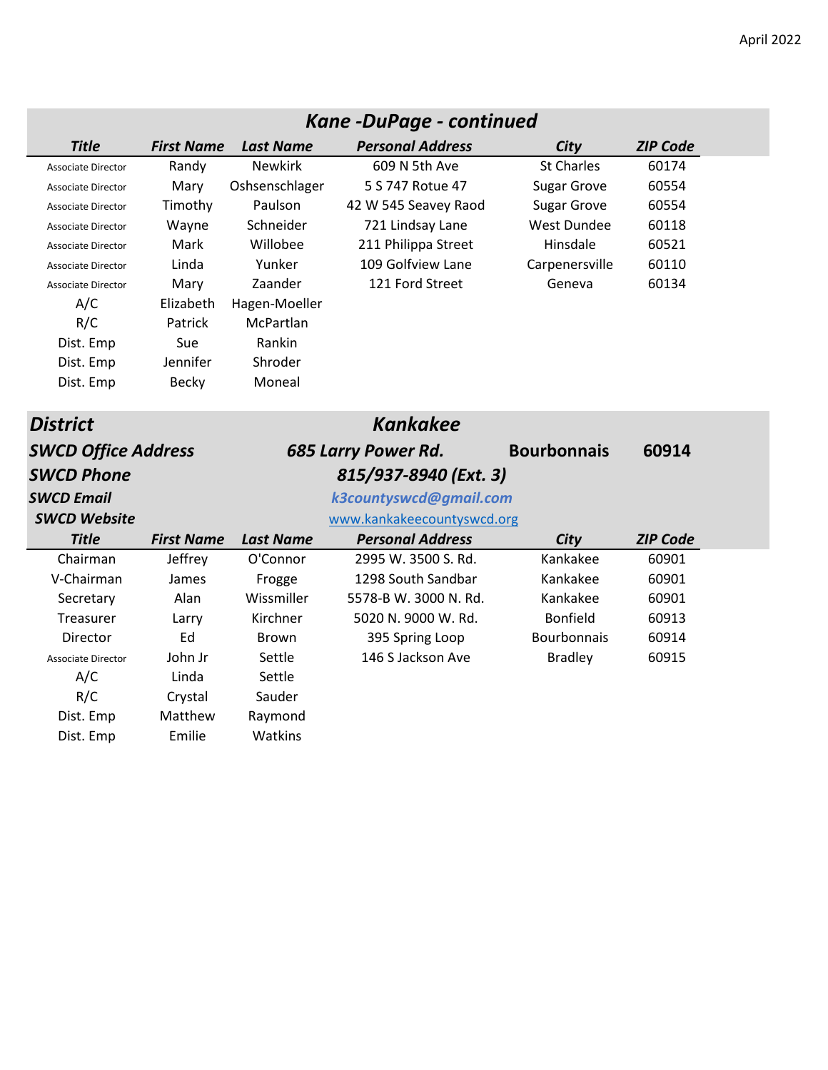## Kane -DuPage - continued

| Title | First Name | Last Name | Personal Address | City | ZIP Code |
|---|---|---|---|---|---|
| Associate Director | Randy | Newkirk | 609 N 5th Ave | St Charles | 60174 |
| Associate Director | Mary | Oshsenschlager | 5 S 747 Rotue 47 | Sugar Grove | 60554 |
| Associate Director | Timothy | Paulson | 42 W 545 Seavey Raod | Sugar Grove | 60554 |
| Associate Director | Wayne | Schneider | 721 Lindsay Lane | West Dundee | 60118 |
| Associate Director | Mark | Willobee | 211 Philippa Street | Hinsdale | 60521 |
| Associate Director | Linda | Yunker | 109 Golfview Lane | Carpenersville | 60110 |
| Associate Director | Mary | Zaander | 121 Ford Street | Geneva | 60134 |
| A/C | Elizabeth | Hagen-Moeller | | | |
| R/C | Patrick | McPartlan | | | |
| Dist. Emp | Sue | Rankin | | | |
| Dist. Emp | Jennifer | Shroder | | | |
| Dist. Emp | Becky | Moneal | | | |

## District: Kankakee

**SWCD Office Address:** 685 Larry Power Rd. Bourbonnais 60914

**SWCD Phone:** 815/937-8940 (Ext. 3)

**SWCD Email:** k3countyswcd@gmail.com

**SWCD Website:** www.kankakeecountyswcd.org

| Title | First Name | Last Name | Personal Address | City | ZIP Code |
|---|---|---|---|---|---|
| Chairman | Jeffrey | O'Connor | 2995 W. 3500 S. Rd. | Kankakee | 60901 |
| V-Chairman | James | Frogge | 1298 South Sandbar | Kankakee | 60901 |
| Secretary | Alan | Wissmiller | 5578-B W. 3000 N. Rd. | Kankakee | 60901 |
| Treasurer | Larry | Kirchner | 5020 N. 9000 W. Rd. | Bonfield | 60913 |
| Director | Ed | Brown | 395 Spring Loop | Bourbonnais | 60914 |
| Associate Director | John Jr | Settle | 146 S Jackson Ave | Bradley | 60915 |
| A/C | Linda | Settle | | | |
| R/C | Crystal | Sauder | | | |
| Dist. Emp | Matthew | Raymond | | | |
| Dist. Emp | Emilie | Watkins | | | |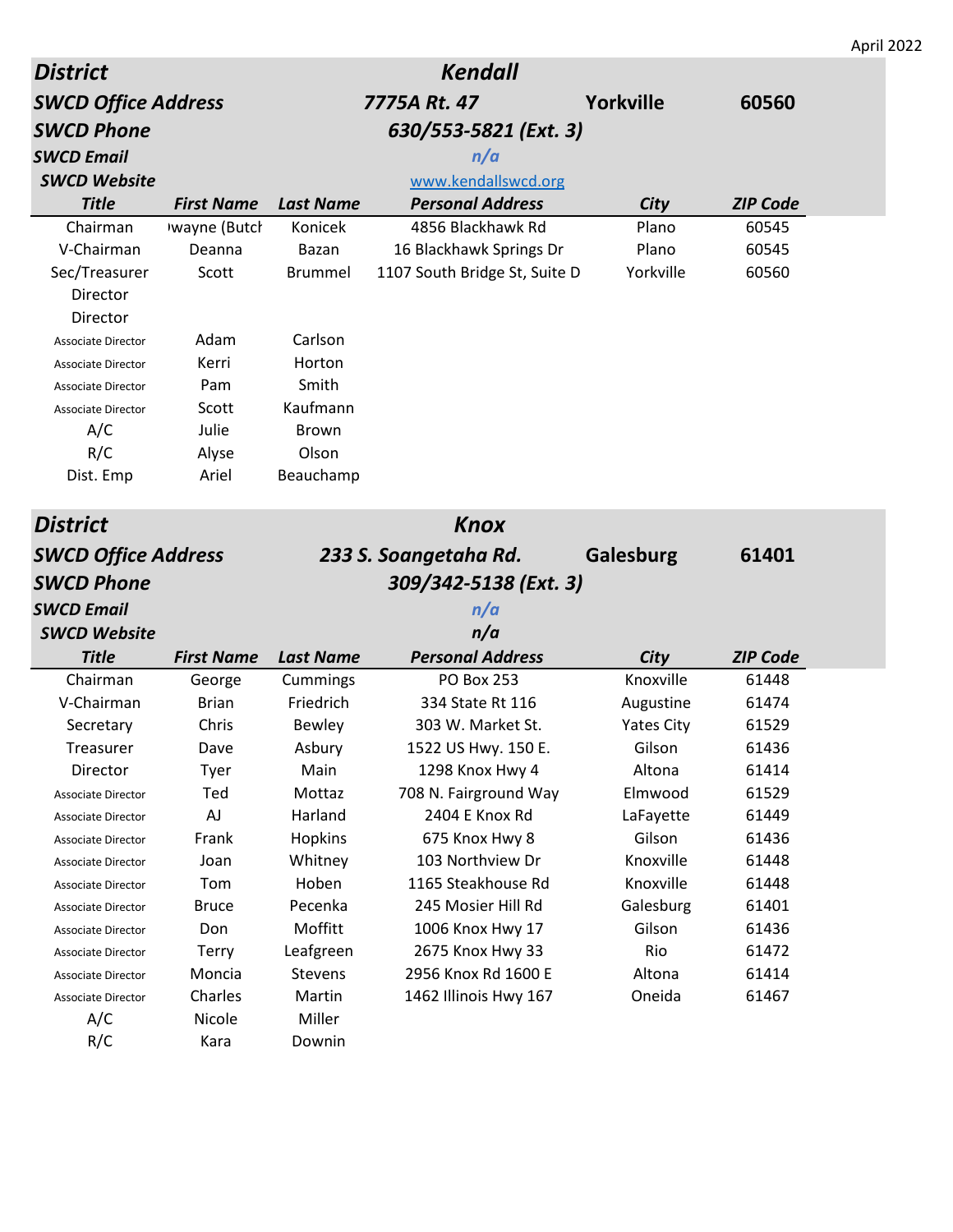April 2022

| District | | | Kendall | | |
|---|---|---|---|---|---|
| SWCD Office Address | | | 7775A Rt. 47 | Yorkville | 60560 |
| SWCD Phone | | | 630/553-5821 (Ext. 3) | | |
| SWCD Email | | | n/a | | |
| SWCD Website | | | www.kendallswcd.org | | |
| **Title** | **First Name** | **Last Name** | **Personal Address** | **City** | **ZIP Code** |
| Chairman | ›wayne (Butcl | Konicek | 4856 Blackhawk Rd | Plano | 60545 |
| V-Chairman | Deanna | Bazan | 16 Blackhawk Springs Dr | Plano | 60545 |
| Sec/Treasurer | Scott | Brummel | 1107 South Bridge St, Suite D | Yorkville | 60560 |
| Director | | | | | |
| Director | | | | | |
| Associate Director | Adam | Carlson | | | |
| Associate Director | Kerri | Horton | | | |
| Associate Director | Pam | Smith | | | |
| Associate Director | Scott | Kaufmann | | | |
| A/C | Julie | Brown | | | |
| R/C | Alyse | Olson | | | |
| Dist. Emp | Ariel | Beauchamp | | | |

| District | | | Knox | | |
|---|---|---|---|---|---|
| SWCD Office Address | | | 233 S. Soangetaha Rd. | Galesburg | 61401 |
| SWCD Phone | | | 309/342-5138 (Ext. 3) | | |
| SWCD Email | | | n/a | | |
| SWCD Website | | | n/a | | |
| **Title** | **First Name** | **Last Name** | **Personal Address** | **City** | **ZIP Code** |
| Chairman | George | Cummings | PO Box 253 | Knoxville | 61448 |
| V-Chairman | Brian | Friedrich | 334 State Rt 116 | Augustine | 61474 |
| Secretary | Chris | Bewley | 303 W. Market St. | Yates City | 61529 |
| Treasurer | Dave | Asbury | 1522 US Hwy. 150 E. | Gilson | 61436 |
| Director | Tyer | Main | 1298 Knox Hwy 4 | Altona | 61414 |
| Associate Director | Ted | Mottaz | 708 N. Fairground Way | Elmwood | 61529 |
| Associate Director | AJ | Harland | 2404 E Knox Rd | LaFayette | 61449 |
| Associate Director | Frank | Hopkins | 675 Knox Hwy 8 | Gilson | 61436 |
| Associate Director | Joan | Whitney | 103 Northview Dr | Knoxville | 61448 |
| Associate Director | Tom | Hoben | 1165 Steakhouse Rd | Knoxville | 61448 |
| Associate Director | Bruce | Pecenka | 245 Mosier Hill Rd | Galesburg | 61401 |
| Associate Director | Don | Moffitt | 1006 Knox Hwy 17 | Gilson | 61436 |
| Associate Director | Terry | Leafgreen | 2675 Knox Hwy 33 | Rio | 61472 |
| Associate Director | Moncia | Stevens | 2956 Knox Rd 1600 E | Altona | 61414 |
| Associate Director | Charles | Martin | 1462 Illinois Hwy 167 | Oneida | 61467 |
| A/C | Nicole | Miller | | | |
| R/C | Kara | Downin | | | |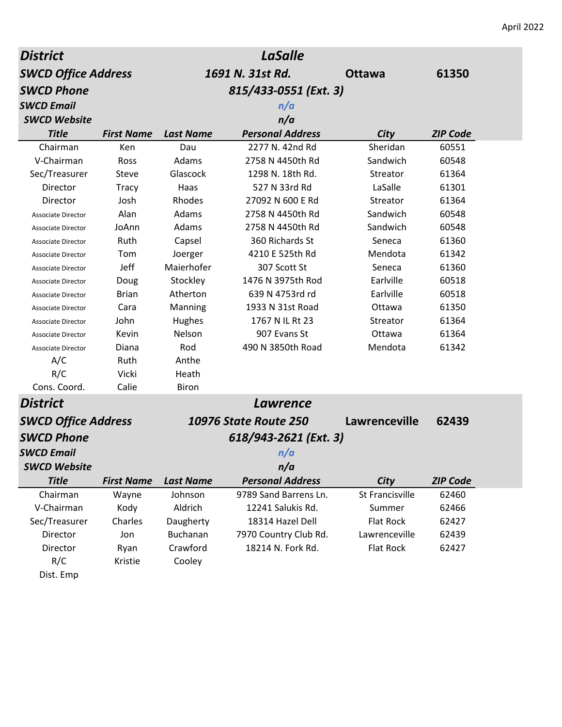April 2022

| **District** | | | **LaSalle** | | |
|---|---|---|---|---|---|
| **SWCD Office Address** | | | **1691 N. 31st Rd.** | **Ottawa** | **61350** |
| **SWCD Phone** | | | **815/433-0551 (Ext. 3)** | | |
| **SWCD Email** | | | *n/a* | | |
| **SWCD Website** | | | *n/a* | | |
| ***Title*** | ***First Name*** | ***Last Name*** | ***Personal Address*** | ***City*** | ***ZIP Code*** |
| Chairman | Ken | Dau | 2277 N. 42nd Rd | Sheridan | 60551 |
| V-Chairman | Ross | Adams | 2758 N 4450th Rd | Sandwich | 60548 |
| Sec/Treasurer | Steve | Glascock | 1298 N. 18th Rd. | Streator | 61364 |
| Director | Tracy | Haas | 527 N 33rd Rd | LaSalle | 61301 |
| Director | Josh | Rhodes | 27092 N 600 E Rd | Streator | 61364 |
| Associate Director | Alan | Adams | 2758 N 4450th Rd | Sandwich | 60548 |
| Associate Director | JoAnn | Adams | 2758 N 4450th Rd | Sandwich | 60548 |
| Associate Director | Ruth | Capsel | 360 Richards St | Seneca | 61360 |
| Associate Director | Tom | Joerger | 4210 E 525th Rd | Mendota | 61342 |
| Associate Director | Jeff | Maierhofer | 307 Scott St | Seneca | 61360 |
| Associate Director | Doug | Stockley | 1476 N 3975th Rod | Earlville | 60518 |
| Associate Director | Brian | Atherton | 639 N 4753rd rd | Earlville | 60518 |
| Associate Director | Cara | Manning | 1933 N 31st Road | Ottawa | 61350 |
| Associate Director | John | Hughes | 1767 N IL Rt 23 | Streator | 61364 |
| Associate Director | Kevin | Nelson | 907 Evans St | Ottawa | 61364 |
| Associate Director | Diana | Rod | 490 N 3850th Road | Mendota | 61342 |
| A/C | Ruth | Anthe | | | |
| R/C | Vicki | Heath | | | |
| Cons. Coord. | Calie | Biron | | | |

| **District** | | | **Lawrence** | | |
|---|---|---|---|---|---|
| **SWCD Office Address** | | | **10976 State Route 250** | **Lawrenceville** | **62439** |
| **SWCD Phone** | | | **618/943-2621 (Ext. 3)** | | |
| **SWCD Email** | | | *n/a* | | |
| **SWCD Website** | | | *n/a* | | |
| ***Title*** | ***First Name*** | ***Last Name*** | ***Personal Address*** | ***City*** | ***ZIP Code*** |
| Chairman | Wayne | Johnson | 9789 Sand Barrens Ln. | St Francisville | 62460 |
| V-Chairman | Kody | Aldrich | 12241 Salukis Rd. | Summer | 62466 |
| Sec/Treasurer | Charles | Daugherty | 18314 Hazel Dell | Flat Rock | 62427 |
| Director | Jon | Buchanan | 7970 Country Club Rd. | Lawrenceville | 62439 |
| Director | Ryan | Crawford | 18214 N. Fork Rd. | Flat Rock | 62427 |
| R/C | Kristie | Cooley | | | |
| Dist. Emp | | | | | |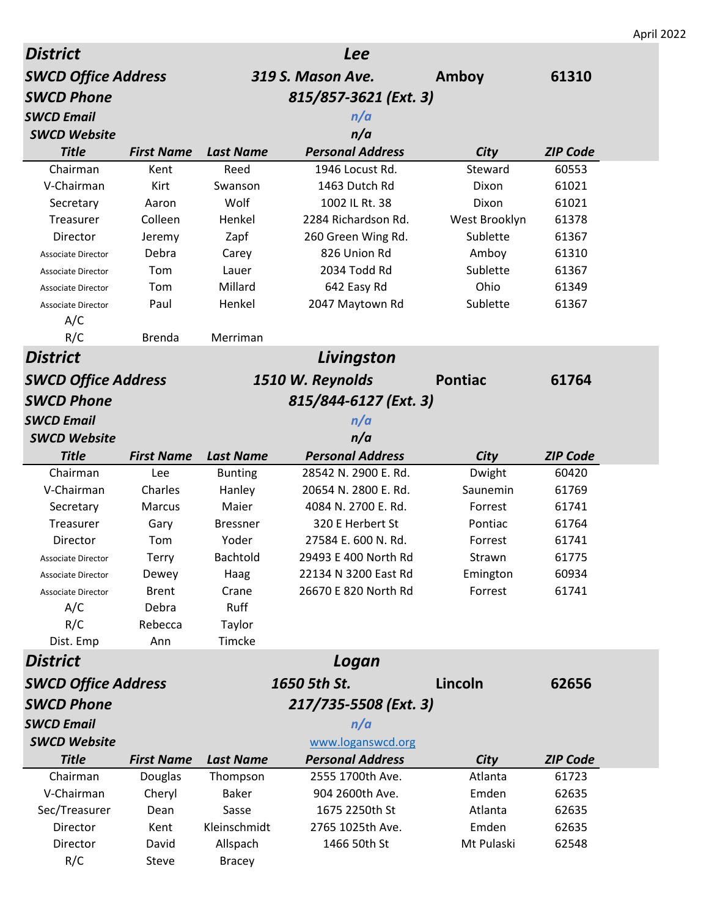April 2022

## District: Lee

**SWCD Office Address:** 319 S. Mason Ave. Amboy 61310
**SWCD Phone:** 815/857-3621 (Ext. 3)
**SWCD Email:** n/a
**SWCD Website:** n/a

| Title | First Name | Last Name | Personal Address | City | ZIP Code |
|---|---|---|---|---|---|
| Chairman | Kent | Reed | 1946 Locust Rd. | Steward | 60553 |
| V-Chairman | Kirt | Swanson | 1463 Dutch Rd | Dixon | 61021 |
| Secretary | Aaron | Wolf | 1002 IL Rt. 38 | Dixon | 61021 |
| Treasurer | Colleen | Henkel | 2284 Richardson Rd. | West Brooklyn | 61378 |
| Director | Jeremy | Zapf | 260 Green Wing Rd. | Sublette | 61367 |
| Associate Director | Debra | Carey | 826 Union Rd | Amboy | 61310 |
| Associate Director | Tom | Lauer | 2034 Todd Rd | Sublette | 61367 |
| Associate Director | Tom | Millard | 642 Easy Rd | Ohio | 61349 |
| Associate Director | Paul | Henkel | 2047 Maytown Rd | Sublette | 61367 |
| A/C | | | | | |
| R/C | Brenda | Merriman | | | |

## District: Livingston

**SWCD Office Address:** 1510 W. Reynolds Pontiac 61764
**SWCD Phone:** 815/844-6127 (Ext. 3)
**SWCD Email:** n/a
**SWCD Website:** n/a

| Title | First Name | Last Name | Personal Address | City | ZIP Code |
|---|---|---|---|---|---|
| Chairman | Lee | Bunting | 28542 N. 2900 E. Rd. | Dwight | 60420 |
| V-Chairman | Charles | Hanley | 20654 N. 2800 E. Rd. | Saunemin | 61769 |
| Secretary | Marcus | Maier | 4084 N. 2700 E. Rd. | Forrest | 61741 |
| Treasurer | Gary | Bressner | 320 E Herbert St | Pontiac | 61764 |
| Director | Tom | Yoder | 27584 E. 600 N. Rd. | Forrest | 61741 |
| Associate Director | Terry | Bachtold | 29493 E 400 North Rd | Strawn | 61775 |
| Associate Director | Dewey | Haag | 22134 N 3200 East Rd | Emington | 60934 |
| Associate Director | Brent | Crane | 26670 E 820 North Rd | Forrest | 61741 |
| A/C | Debra | Ruff | | | |
| R/C | Rebecca | Taylor | | | |
| Dist. Emp | Ann | Timcke | | | |

## District: Logan

**SWCD Office Address:** 1650 5th St. Lincoln 62656
**SWCD Phone:** 217/735-5508 (Ext. 3)
**SWCD Email:** n/a
**SWCD Website:** www.loganswcd.org

| Title | First Name | Last Name | Personal Address | City | ZIP Code |
|---|---|---|---|---|---|
| Chairman | Douglas | Thompson | 2555 1700th Ave. | Atlanta | 61723 |
| V-Chairman | Cheryl | Baker | 904 2600th Ave. | Emden | 62635 |
| Sec/Treasurer | Dean | Sasse | 1675 2250th St | Atlanta | 62635 |
| Director | Kent | Kleinschmidt | 2765 1025th Ave. | Emden | 62635 |
| Director | David | Allspach | 1466 50th St | Mt Pulaski | 62548 |
| R/C | Steve | Bracey | | | |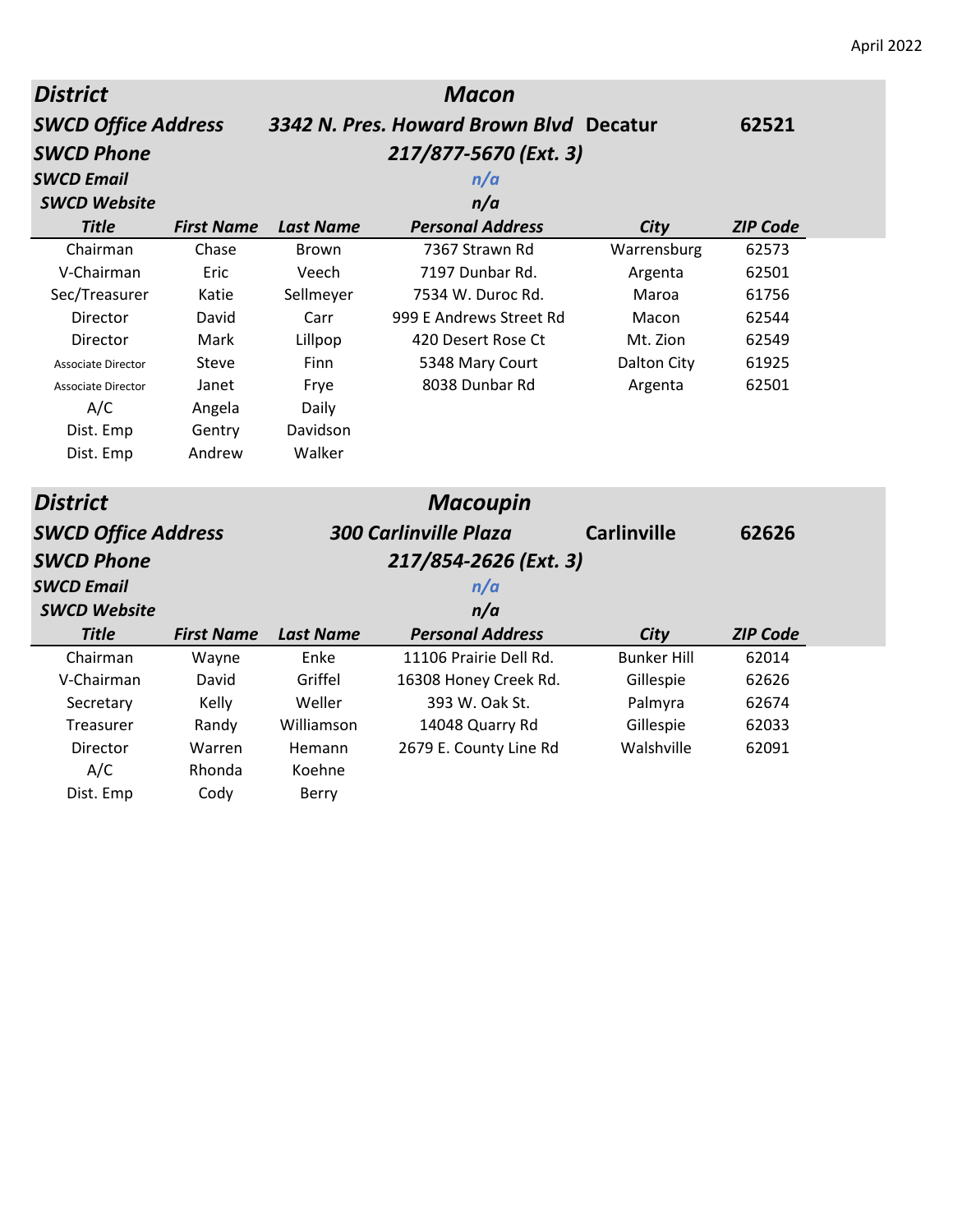April 2022

| District | | | Macon | | |
|---|---|---|---|---|---|
| SWCD Office Address | | | 3342 N. Pres. Howard Brown Blvd | Decatur | 62521 |
| SWCD Phone | | | 217/877-5670 (Ext. 3) | | |
| SWCD Email | | | n/a | | |
| SWCD Website | | | n/a | | |
| **Title** | **First Name** | **Last Name** | **Personal Address** | **City** | **ZIP Code** |
| Chairman | Chase | Brown | 7367 Strawn Rd | Warrensburg | 62573 |
| V-Chairman | Eric | Veech | 7197 Dunbar Rd. | Argenta | 62501 |
| Sec/Treasurer | Katie | Sellmeyer | 7534 W. Duroc Rd. | Maroa | 61756 |
| Director | David | Carr | 999 E Andrews Street Rd | Macon | 62544 |
| Director | Mark | Lillpop | 420 Desert Rose Ct | Mt. Zion | 62549 |
| Associate Director | Steve | Finn | 5348 Mary Court | Dalton City | 61925 |
| Associate Director | Janet | Frye | 8038 Dunbar Rd | Argenta | 62501 |
| A/C | Angela | Daily | | | |
| Dist. Emp | Gentry | Davidson | | | |
| Dist. Emp | Andrew | Walker | | | |

| District | | | Macoupin | | |
|---|---|---|---|---|---|
| SWCD Office Address | | | 300 Carlinville Plaza | Carlinville | 62626 |
| SWCD Phone | | | 217/854-2626 (Ext. 3) | | |
| SWCD Email | | | n/a | | |
| SWCD Website | | | n/a | | |
| **Title** | **First Name** | **Last Name** | **Personal Address** | **City** | **ZIP Code** |
| Chairman | Wayne | Enke | 11106 Prairie Dell Rd. | Bunker Hill | 62014 |
| V-Chairman | David | Griffel | 16308 Honey Creek Rd. | Gillespie | 62626 |
| Secretary | Kelly | Weller | 393 W. Oak St. | Palmyra | 62674 |
| Treasurer | Randy | Williamson | 14048 Quarry Rd | Gillespie | 62033 |
| Director | Warren | Hemann | 2679 E. County Line Rd | Walshville | 62091 |
| A/C | Rhonda | Koehne | | | |
| Dist. Emp | Cody | Berry | | | |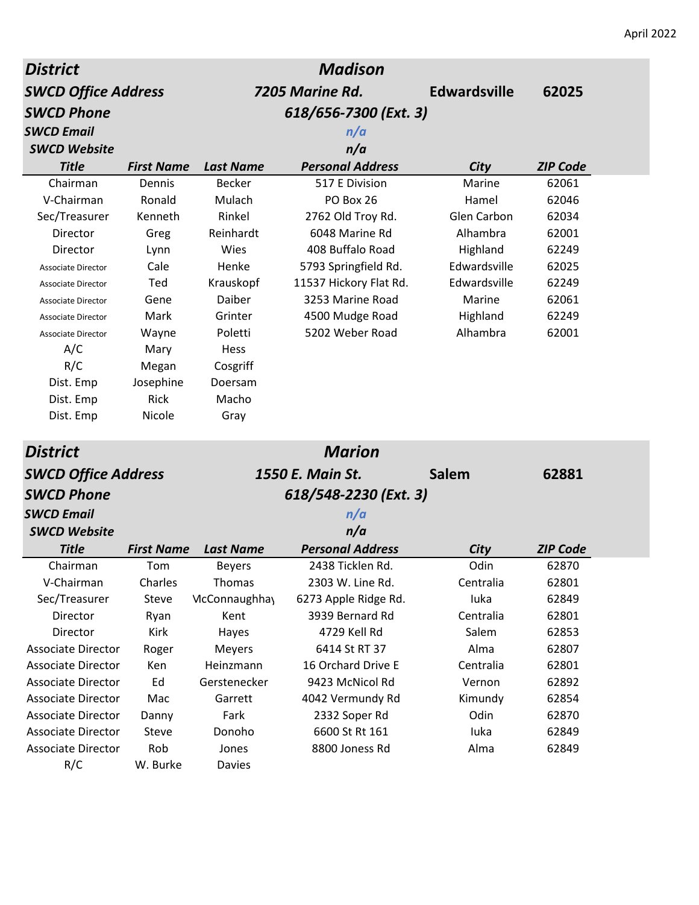April 2022

| District | | | Madison | | |
|---|---|---|---|---|---|
| SWCD Office Address | | | 7205 Marine Rd. | Edwardsville | 62025 |
| SWCD Phone | | | 618/656-7300 (Ext. 3) | | |
| SWCD Email | | | n/a | | |
| SWCD Website | | | n/a | | |
| **Title** | **First Name** | **Last Name** | **Personal Address** | **City** | **ZIP Code** |
| Chairman | Dennis | Becker | 517 E Division | Marine | 62061 |
| V-Chairman | Ronald | Mulach | PO Box 26 | Hamel | 62046 |
| Sec/Treasurer | Kenneth | Rinkel | 2762 Old Troy Rd. | Glen Carbon | 62034 |
| Director | Greg | Reinhardt | 6048 Marine Rd | Alhambra | 62001 |
| Director | Lynn | Wies | 408 Buffalo Road | Highland | 62249 |
| Associate Director | Cale | Henke | 5793 Springfield Rd. | Edwardsville | 62025 |
| Associate Director | Ted | Krauskopf | 11537 Hickory Flat Rd. | Edwardsville | 62249 |
| Associate Director | Gene | Daiber | 3253 Marine Road | Marine | 62061 |
| Associate Director | Mark | Grinter | 4500 Mudge Road | Highland | 62249 |
| Associate Director | Wayne | Poletti | 5202 Weber Road | Alhambra | 62001 |
| A/C | Mary | Hess | | | |
| R/C | Megan | Cosgriff | | | |
| Dist. Emp | Josephine | Doersam | | | |
| Dist. Emp | Rick | Macho | | | |
| Dist. Emp | Nicole | Gray | | | |

| District | | | Marion | | |
|---|---|---|---|---|---|
| SWCD Office Address | | | 1550 E. Main St. | Salem | 62881 |
| SWCD Phone | | | 618/548-2230 (Ext. 3) | | |
| SWCD Email | | | n/a | | |
| SWCD Website | | | n/a | | |
| **Title** | **First Name** | **Last Name** | **Personal Address** | **City** | **ZIP Code** |
| Chairman | Tom | Beyers | 2438 Ticklen Rd. | Odin | 62870 |
| V-Chairman | Charles | Thomas | 2303 W. Line Rd. | Centralia | 62801 |
| Sec/Treasurer | Steve | McConnaughhay | 6273 Apple Ridge Rd. | Iuka | 62849 |
| Director | Ryan | Kent | 3939 Bernard Rd | Centralia | 62801 |
| Director | Kirk | Hayes | 4729 Kell Rd | Salem | 62853 |
| Associate Director | Roger | Meyers | 6414 St RT 37 | Alma | 62807 |
| Associate Director | Ken | Heinzmann | 16 Orchard Drive E | Centralia | 62801 |
| Associate Director | Ed | Gerstenecker | 9423 McNicol Rd | Vernon | 62892 |
| Associate Director | Mac | Garrett | 4042 Vermundy Rd | Kimundy | 62854 |
| Associate Director | Danny | Fark | 2332 Soper Rd | Odin | 62870 |
| Associate Director | Steve | Donoho | 6600 St Rt 161 | Iuka | 62849 |
| Associate Director | Rob | Jones | 8800 Joness Rd | Alma | 62849 |
| R/C | W. Burke | Davies | | | |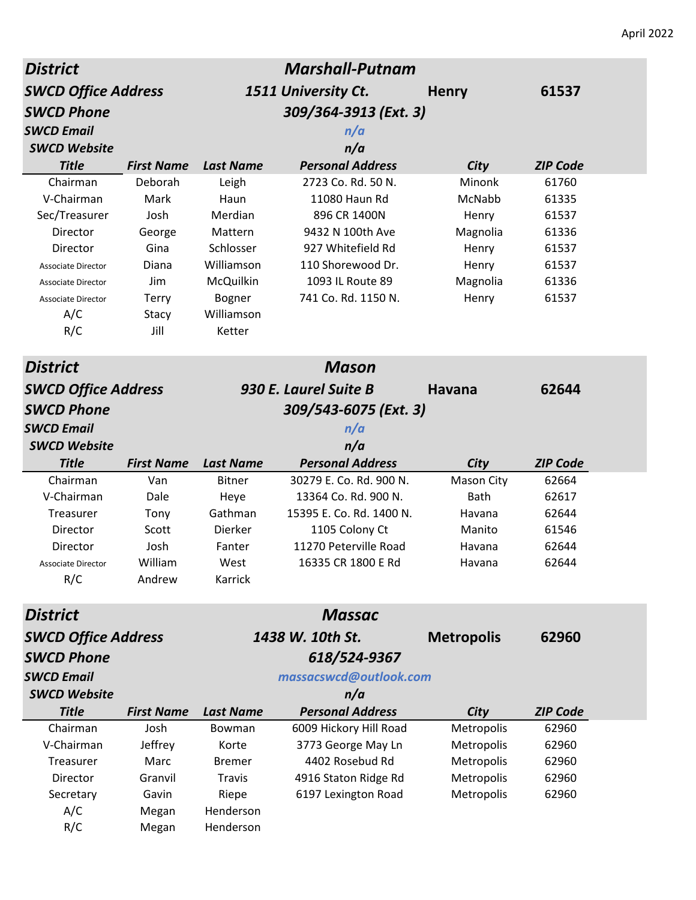April 2022

| District | | | Marshall-Putnam | | |
|---|---|---|---|---|---|
| SWCD Office Address | | | 1511 University Ct. | Henry | 61537 |
| SWCD Phone | | | 309/364-3913 (Ext. 3) | | |
| SWCD Email | | | n/a | | |
| SWCD Website | | | n/a | | |
| **Title** | **First Name** | **Last Name** | **Personal Address** | **City** | **ZIP Code** |
| Chairman | Deborah | Leigh | 2723 Co. Rd. 50 N. | Minonk | 61760 |
| V-Chairman | Mark | Haun | 11080 Haun Rd | McNabb | 61335 |
| Sec/Treasurer | Josh | Merdian | 896 CR 1400N | Henry | 61537 |
| Director | George | Mattern | 9432 N 100th Ave | Magnolia | 61336 |
| Director | Gina | Schlosser | 927 Whitefield Rd | Henry | 61537 |
| Associate Director | Diana | Williamson | 110 Shorewood Dr. | Henry | 61537 |
| Associate Director | Jim | McQuilkin | 1093 IL Route 89 | Magnolia | 61336 |
| Associate Director | Terry | Bogner | 741 Co. Rd. 1150 N. | Henry | 61537 |
| A/C | Stacy | Williamson | | | |
| R/C | Jill | Ketter | | | |

| District | | | Mason | | |
|---|---|---|---|---|---|
| SWCD Office Address | | | 930 E. Laurel Suite B | Havana | 62644 |
| SWCD Phone | | | 309/543-6075 (Ext. 3) | | |
| SWCD Email | | | n/a | | |
| SWCD Website | | | n/a | | |
| **Title** | **First Name** | **Last Name** | **Personal Address** | **City** | **ZIP Code** |
| Chairman | Van | Bitner | 30279 E. Co. Rd. 900 N. | Mason City | 62664 |
| V-Chairman | Dale | Heye | 13364 Co. Rd. 900 N. | Bath | 62617 |
| Treasurer | Tony | Gathman | 15395 E. Co. Rd. 1400 N. | Havana | 62644 |
| Director | Scott | Dierker | 1105 Colony Ct | Manito | 61546 |
| Director | Josh | Fanter | 11270 Peterville Road | Havana | 62644 |
| Associate Director | William | West | 16335 CR 1800 E Rd | Havana | 62644 |
| R/C | Andrew | Karrick | | | |

| District | | | Massac | | |
|---|---|---|---|---|---|
| SWCD Office Address | | | 1438 W. 10th St. | Metropolis | 62960 |
| SWCD Phone | | | 618/524-9367 | | |
| SWCD Email | | | massacswcd@outlook.com | | |
| SWCD Website | | | n/a | | |
| **Title** | **First Name** | **Last Name** | **Personal Address** | **City** | **ZIP Code** |
| Chairman | Josh | Bowman | 6009 Hickory Hill Road | Metropolis | 62960 |
| V-Chairman | Jeffrey | Korte | 3773 George May Ln | Metropolis | 62960 |
| Treasurer | Marc | Bremer | 4402 Rosebud Rd | Metropolis | 62960 |
| Director | Granvil | Travis | 4916 Staton Ridge Rd | Metropolis | 62960 |
| Secretary | Gavin | Riepe | 6197 Lexington Road | Metropolis | 62960 |
| A/C | Megan | Henderson | | | |
| R/C | Megan | Henderson | | | |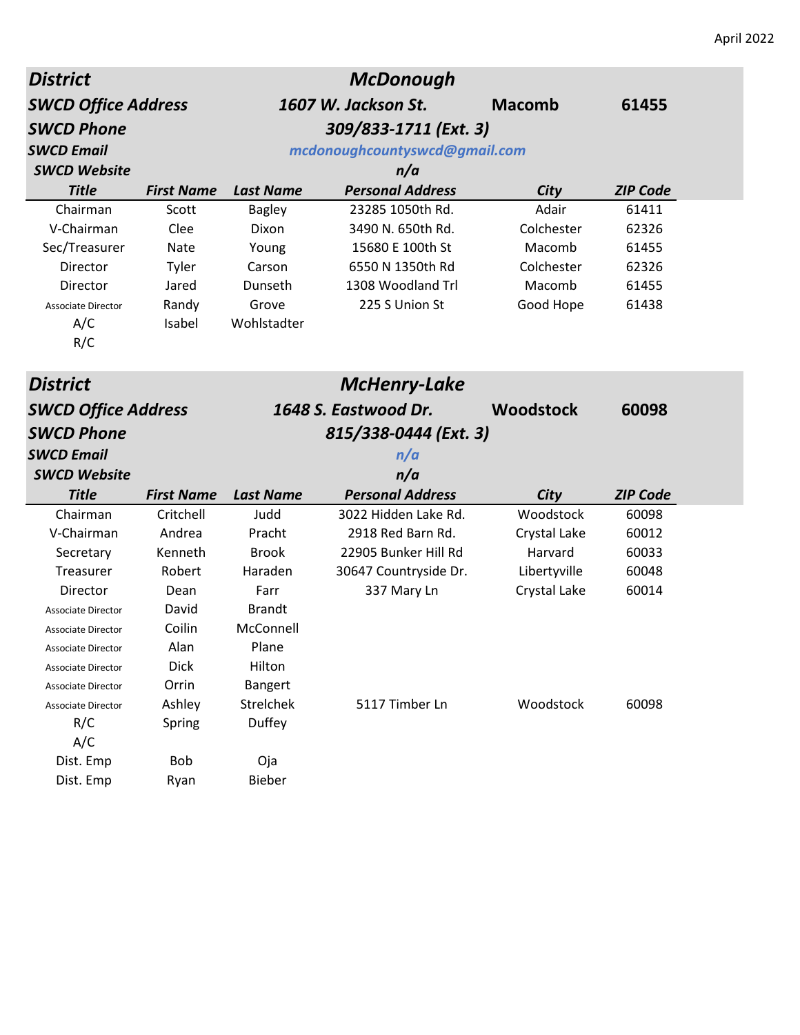April 2022

| District | | McDonough | | | |
|---|---|---|---|---|---|
| SWCD Office Address | | 1607 W. Jackson St. | | Macomb | 61455 |
| SWCD Phone | | 309/833-1711 (Ext. 3) | | | |
| SWCD Email | | mcdonoughcountyswcd@gmail.com | | | |
| SWCD Website | | n/a | | | |
| **Title** | **First Name** | **Last Name** | **Personal Address** | **City** | **ZIP Code** |
| Chairman | Scott | Bagley | 23285 1050th Rd. | Adair | 61411 |
| V-Chairman | Clee | Dixon | 3490 N. 650th Rd. | Colchester | 62326 |
| Sec/Treasurer | Nate | Young | 15680 E 100th St | Macomb | 61455 |
| Director | Tyler | Carson | 6550 N 1350th Rd | Colchester | 62326 |
| Director | Jared | Dunseth | 1308 Woodland Trl | Macomb | 61455 |
| Associate Director | Randy | Grove | 225 S Union St | Good Hope | 61438 |
| A/C | Isabel | Wohlstadter | | | |
| R/C | | | | | |

| District | | McHenry-Lake | | | |
|---|---|---|---|---|---|
| SWCD Office Address | | 1648 S. Eastwood Dr. | | Woodstock | 60098 |
| SWCD Phone | | 815/338-0444 (Ext. 3) | | | |
| SWCD Email | | n/a | | | |
| SWCD Website | | n/a | | | |
| **Title** | **First Name** | **Last Name** | **Personal Address** | **City** | **ZIP Code** |
| Chairman | Critchell | Judd | 3022 Hidden Lake Rd. | Woodstock | 60098 |
| V-Chairman | Andrea | Pracht | 2918 Red Barn Rd. | Crystal Lake | 60012 |
| Secretary | Kenneth | Brook | 22905 Bunker Hill Rd | Harvard | 60033 |
| Treasurer | Robert | Haraden | 30647 Countryside Dr. | Libertyville | 60048 |
| Director | Dean | Farr | 337 Mary Ln | Crystal Lake | 60014 |
| Associate Director | David | Brandt | | | |
| Associate Director | Coilin | McConnell | | | |
| Associate Director | Alan | Plane | | | |
| Associate Director | Dick | Hilton | | | |
| Associate Director | Orrin | Bangert | | | |
| Associate Director | Ashley | Strelchek | 5117 Timber Ln | Woodstock | 60098 |
| R/C | Spring | Duffey | | | |
| A/C | | | | | |
| Dist. Emp | Bob | Oja | | | |
| Dist. Emp | Ryan | Bieber | | | |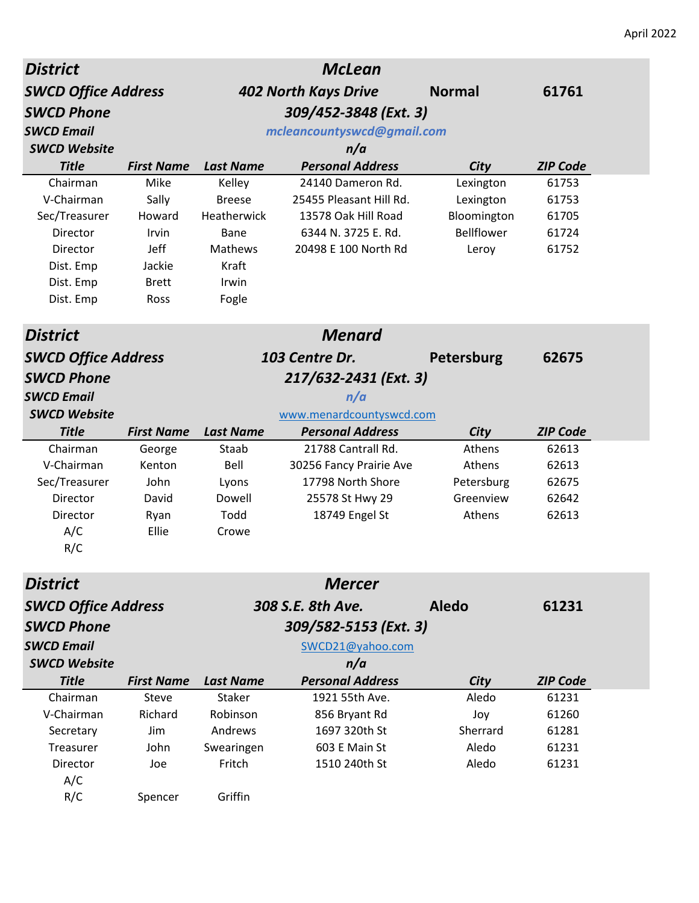April 2022

| District | | | McLean | | |
|---|---|---|---|---|---|
| SWCD Office Address | | | 402 North Kays Drive | Normal | 61761 |
| SWCD Phone | | | 309/452-3848 (Ext. 3) | | |
| SWCD Email | | | mcleancountyswcd@gmail.com | | |
| SWCD Website | | | n/a | | |
| **Title** | **First Name** | **Last Name** | **Personal Address** | **City** | **ZIP Code** |
| Chairman | Mike | Kelley | 24140 Dameron Rd. | Lexington | 61753 |
| V-Chairman | Sally | Breese | 25455 Pleasant Hill Rd. | Lexington | 61753 |
| Sec/Treasurer | Howard | Heatherwick | 13578 Oak Hill Road | Bloomington | 61705 |
| Director | Irvin | Bane | 6344 N. 3725 E. Rd. | Bellflower | 61724 |
| Director | Jeff | Mathews | 20498 E 100 North Rd | Leroy | 61752 |
| Dist. Emp | Jackie | Kraft | | | |
| Dist. Emp | Brett | Irwin | | | |
| Dist. Emp | Ross | Fogle | | | |

| District | | | Menard | | |
|---|---|---|---|---|---|
| SWCD Office Address | | | 103 Centre Dr. | Petersburg | 62675 |
| SWCD Phone | | | 217/632-2431 (Ext. 3) | | |
| SWCD Email | | | n/a | | |
| SWCD Website | | | www.menardcountyswcd.com | | |
| **Title** | **First Name** | **Last Name** | **Personal Address** | **City** | **ZIP Code** |
| Chairman | George | Staab | 21788 Cantrall Rd. | Athens | 62613 |
| V-Chairman | Kenton | Bell | 30256 Fancy Prairie Ave | Athens | 62613 |
| Sec/Treasurer | John | Lyons | 17798 North Shore | Petersburg | 62675 |
| Director | David | Dowell | 25578 St Hwy 29 | Greenview | 62642 |
| Director | Ryan | Todd | 18749 Engel St | Athens | 62613 |
| A/C | Ellie | Crowe | | | |
| R/C | | | | | |

| District | | | Mercer | | |
|---|---|---|---|---|---|
| SWCD Office Address | | | 308 S.E. 8th Ave. | Aledo | 61231 |
| SWCD Phone | | | 309/582-5153 (Ext. 3) | | |
| SWCD Email | | | SWCD21@yahoo.com | | |
| SWCD Website | | | n/a | | |
| **Title** | **First Name** | **Last Name** | **Personal Address** | **City** | **ZIP Code** |
| Chairman | Steve | Staker | 1921 55th Ave. | Aledo | 61231 |
| V-Chairman | Richard | Robinson | 856 Bryant Rd | Joy | 61260 |
| Secretary | Jim | Andrews | 1697 320th St | Sherrard | 61281 |
| Treasurer | John | Swearingen | 603 E Main St | Aledo | 61231 |
| Director | Joe | Fritch | 1510 240th St | Aledo | 61231 |
| A/C | | | | | |
| R/C | Spencer | Griffin | | | |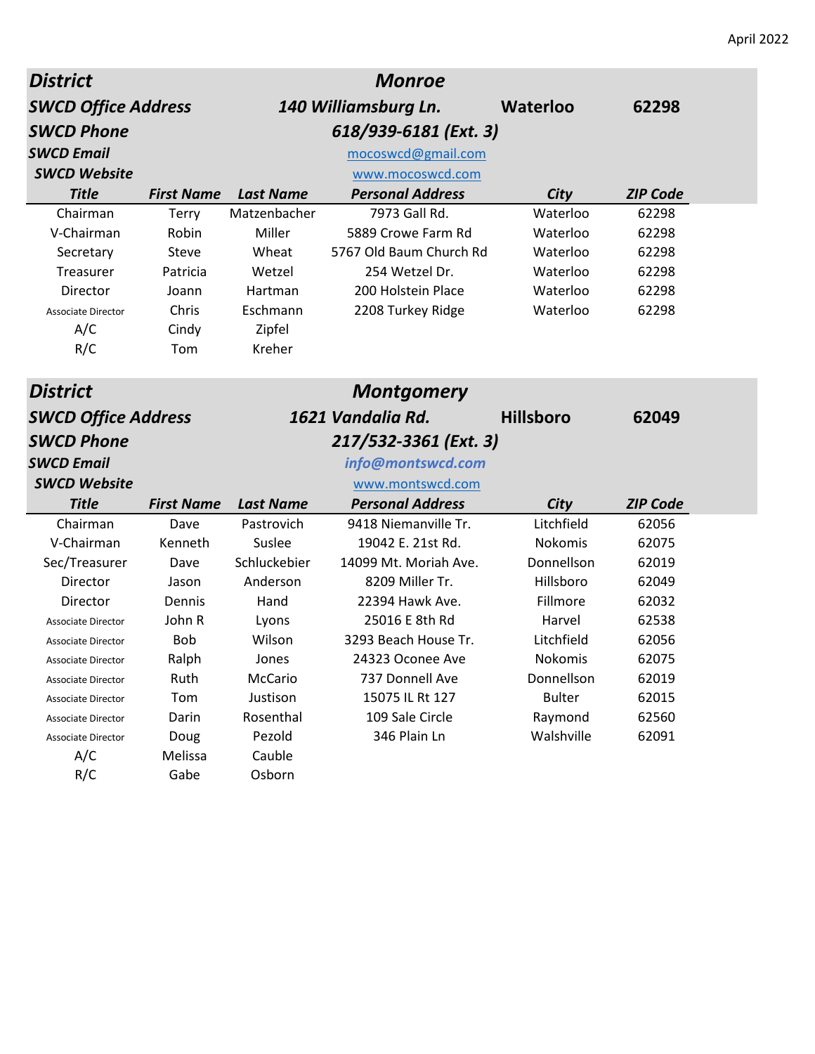April 2022

| District | | | Monroe | | |
|---|---|---|---|---|---|
| SWCD Office Address | | | 140 Williamsburg Ln. | Waterloo | 62298 |
| SWCD Phone | | | 618/939-6181 (Ext. 3) | | |
| SWCD Email | | | mocoswcd@gmail.com | | |
| SWCD Website | | | www.mocoswcd.com | | |
| **Title** | **First Name** | **Last Name** | **Personal Address** | **City** | **ZIP Code** |
| Chairman | Terry | Matzenbacher | 7973 Gall Rd. | Waterloo | 62298 |
| V-Chairman | Robin | Miller | 5889 Crowe Farm Rd | Waterloo | 62298 |
| Secretary | Steve | Wheat | 5767 Old Baum Church Rd | Waterloo | 62298 |
| Treasurer | Patricia | Wetzel | 254 Wetzel Dr. | Waterloo | 62298 |
| Director | Joann | Hartman | 200 Holstein Place | Waterloo | 62298 |
| Associate Director | Chris | Eschmann | 2208 Turkey Ridge | Waterloo | 62298 |
| A/C | Cindy | Zipfel | | | |
| R/C | Tom | Kreher | | | |

| District | | | Montgomery | | |
|---|---|---|---|---|---|
| SWCD Office Address | | | 1621 Vandalia Rd. | Hillsboro | 62049 |
| SWCD Phone | | | 217/532-3361 (Ext. 3) | | |
| SWCD Email | | | info@montswcd.com | | |
| SWCD Website | | | www.montswcd.com | | |
| **Title** | **First Name** | **Last Name** | **Personal Address** | **City** | **ZIP Code** |
| Chairman | Dave | Pastrovich | 9418 Niemanville Tr. | Litchfield | 62056 |
| V-Chairman | Kenneth | Suslee | 19042 E. 21st Rd. | Nokomis | 62075 |
| Sec/Treasurer | Dave | Schluckebier | 14099 Mt. Moriah Ave. | Donnellson | 62019 |
| Director | Jason | Anderson | 8209 Miller Tr. | Hillsboro | 62049 |
| Director | Dennis | Hand | 22394 Hawk Ave. | Fillmore | 62032 |
| Associate Director | John R | Lyons | 25016 E 8th Rd | Harvel | 62538 |
| Associate Director | Bob | Wilson | 3293 Beach House Tr. | Litchfield | 62056 |
| Associate Director | Ralph | Jones | 24323 Oconee Ave | Nokomis | 62075 |
| Associate Director | Ruth | McCario | 737 Donnell Ave | Donnellson | 62019 |
| Associate Director | Tom | Justison | 15075 IL Rt 127 | Bulter | 62015 |
| Associate Director | Darin | Rosenthal | 109 Sale Circle | Raymond | 62560 |
| Associate Director | Doug | Pezold | 346 Plain Ln | Walshville | 62091 |
| A/C | Melissa | Cauble | | | |
| R/C | Gabe | Osborn | | | |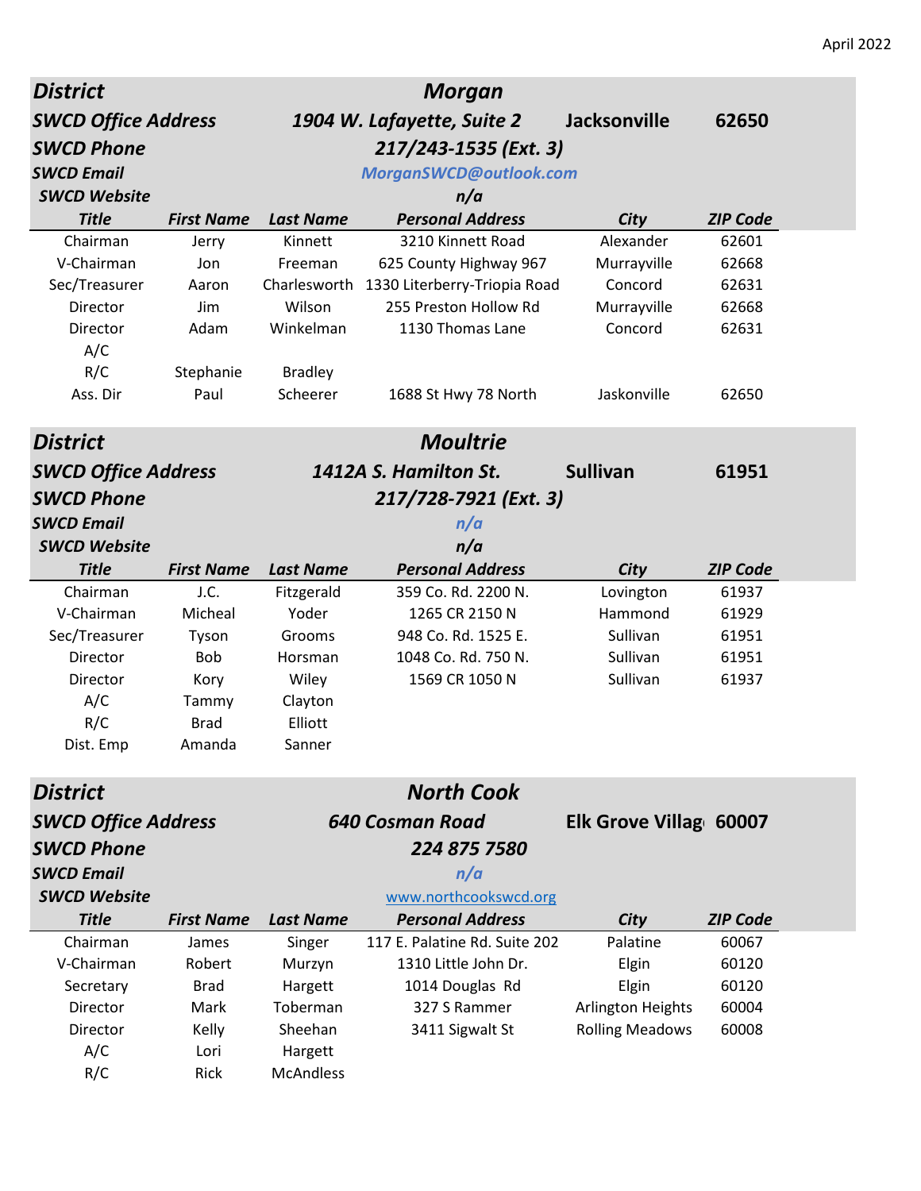April 2022

| District | | | Morgan | | |
|---|---|---|---|---|---|
| SWCD Office Address | | | 1904 W. Lafayette, Suite 2 | Jacksonville | 62650 |
| SWCD Phone | | | 217/243-1535 (Ext. 3) | | |
| SWCD Email | | | MorganSWCD@outlook.com | | |
| SWCD Website | | | n/a | | |
| **Title** | **First Name** | **Last Name** | **Personal Address** | **City** | **ZIP Code** |
| Chairman | Jerry | Kinnett | 3210 Kinnett Road | Alexander | 62601 |
| V-Chairman | Jon | Freeman | 625 County Highway 967 | Murrayville | 62668 |
| Sec/Treasurer | Aaron | Charlesworth | 1330 Literberry-Triopia Road | Concord | 62631 |
| Director | Jim | Wilson | 255 Preston Hollow Rd | Murrayville | 62668 |
| Director | Adam | Winkelman | 1130 Thomas Lane | Concord | 62631 |
| A/C | | | | | |
| R/C | Stephanie | Bradley | | | |
| Ass. Dir | Paul | Scheerer | 1688 St Hwy 78 North | Jaskonville | 62650 |

| District | | | Moultrie | | |
|---|---|---|---|---|---|
| SWCD Office Address | | | 1412A S. Hamilton St. | Sullivan | 61951 |
| SWCD Phone | | | 217/728-7921 (Ext. 3) | | |
| SWCD Email | | | n/a | | |
| SWCD Website | | | n/a | | |
| **Title** | **First Name** | **Last Name** | **Personal Address** | **City** | **ZIP Code** |
| Chairman | J.C. | Fitzgerald | 359 Co. Rd. 2200 N. | Lovington | 61937 |
| V-Chairman | Micheal | Yoder | 1265 CR 2150 N | Hammond | 61929 |
| Sec/Treasurer | Tyson | Grooms | 948 Co. Rd. 1525 E. | Sullivan | 61951 |
| Director | Bob | Horsman | 1048 Co. Rd. 750 N. | Sullivan | 61951 |
| Director | Kory | Wiley | 1569 CR 1050 N | Sullivan | 61937 |
| A/C | Tammy | Clayton | | | |
| R/C | Brad | Elliott | | | |
| Dist. Emp | Amanda | Sanner | | | |

| District | | | North Cook | | |
|---|---|---|---|---|---|
| SWCD Office Address | | | 640 Cosman Road | Elk Grove Villag | 60007 |
| SWCD Phone | | | 224 875 7580 | | |
| SWCD Email | | | n/a | | |
| SWCD Website | | | www.northcookswcd.org | | |
| **Title** | **First Name** | **Last Name** | **Personal Address** | **City** | **ZIP Code** |
| Chairman | James | Singer | 117 E. Palatine Rd. Suite 202 | Palatine | 60067 |
| V-Chairman | Robert | Murzyn | 1310 Little John Dr. | Elgin | 60120 |
| Secretary | Brad | Hargett | 1014 Douglas Rd | Elgin | 60120 |
| Director | Mark | Toberman | 327 S Rammer | Arlington Heights | 60004 |
| Director | Kelly | Sheehan | 3411 Sigwalt St | Rolling Meadows | 60008 |
| A/C | Lori | Hargett | | | |
| R/C | Rick | McAndless | | | |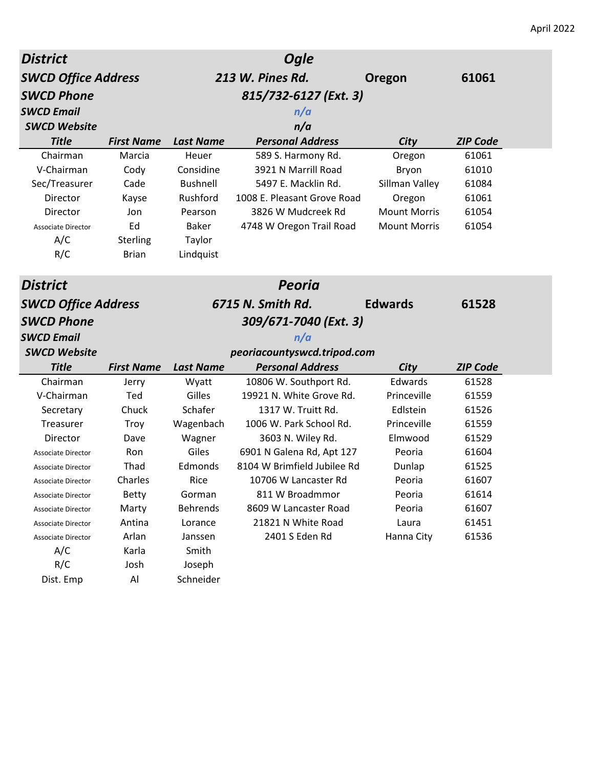April 2022

| District | | | Ogle | | |
|---|---|---|---|---|---|
| SWCD Office Address | | | 213 W. Pines Rd. | Oregon | 61061 |
| SWCD Phone | | | 815/732-6127 (Ext. 3) | | |
| SWCD Email | | | n/a | | |
| SWCD Website | | | n/a | | |
| **Title** | **First Name** | **Last Name** | **Personal Address** | **City** | **ZIP Code** |
| Chairman | Marcia | Heuer | 589 S. Harmony Rd. | Oregon | 61061 |
| V-Chairman | Cody | Considine | 3921 N Marrill Road | Bryon | 61010 |
| Sec/Treasurer | Cade | Bushnell | 5497 E. Macklin Rd. | Sillman Valley | 61084 |
| Director | Kayse | Rushford | 1008 E. Pleasant Grove Road | Oregon | 61061 |
| Director | Jon | Pearson | 3826 W Mudcreek Rd | Mount Morris | 61054 |
| Associate Director | Ed | Baker | 4748 W Oregon Trail Road | Mount Morris | 61054 |
| A/C | Sterling | Taylor | | | |
| R/C | Brian | Lindquist | | | |

| District | | | Peoria | | |
|---|---|---|---|---|---|
| SWCD Office Address | | | 6715 N. Smith Rd. | Edwards | 61528 |
| SWCD Phone | | | 309/671-7040 (Ext. 3) | | |
| SWCD Email | | | n/a | | |
| SWCD Website | | | peoriacountyswcd.tripod.com | | |
| **Title** | **First Name** | **Last Name** | **Personal Address** | **City** | **ZIP Code** |
| Chairman | Jerry | Wyatt | 10806 W. Southport Rd. | Edwards | 61528 |
| V-Chairman | Ted | Gilles | 19921 N. White Grove Rd. | Princeville | 61559 |
| Secretary | Chuck | Schafer | 1317 W. Truitt Rd. | Edlstein | 61526 |
| Treasurer | Troy | Wagenbach | 1006 W. Park School Rd. | Princeville | 61559 |
| Director | Dave | Wagner | 3603 N. Wiley Rd. | Elmwood | 61529 |
| Associate Director | Ron | Giles | 6901 N Galena Rd, Apt 127 | Peoria | 61604 |
| Associate Director | Thad | Edmonds | 8104 W Brimfield Jubilee Rd | Dunlap | 61525 |
| Associate Director | Charles | Rice | 10706 W Lancaster Rd | Peoria | 61607 |
| Associate Director | Betty | Gorman | 811 W Broadmmor | Peoria | 61614 |
| Associate Director | Marty | Behrends | 8609 W Lancaster Road | Peoria | 61607 |
| Associate Director | Antina | Lorance | 21821 N White Road | Laura | 61451 |
| Associate Director | Arlan | Janssen | 2401 S Eden Rd | Hanna City | 61536 |
| A/C | Karla | Smith | | | |
| R/C | Josh | Joseph | | | |
| Dist. Emp | Al | Schneider | | | |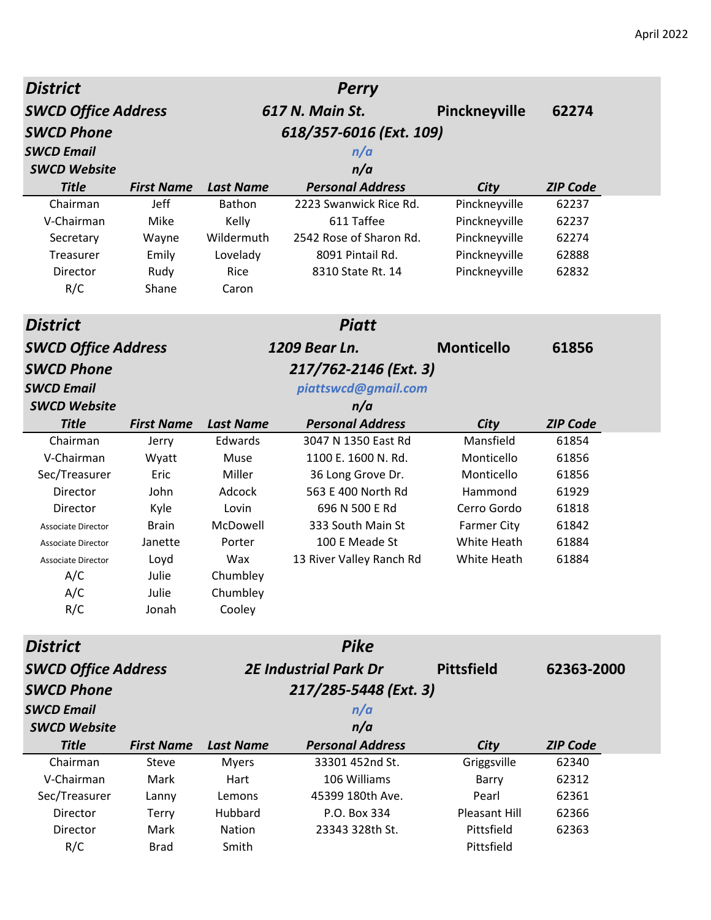April 2022

| District | | | Perry | | |
|---|---|---|---|---|---|
| SWCD Office Address | | | 617 N. Main St. | Pinckneyville | 62274 |
| SWCD Phone | | | 618/357-6016 (Ext. 109) | | |
| SWCD Email | | | n/a | | |
| SWCD Website | | | n/a | | |
| **Title** | **First Name** | **Last Name** | **Personal Address** | **City** | **ZIP Code** |
| Chairman | Jeff | Bathon | 2223 Swanwick Rice Rd. | Pinckneyville | 62237 |
| V-Chairman | Mike | Kelly | 611 Taffee | Pinckneyville | 62237 |
| Secretary | Wayne | Wildermuth | 2542 Rose of Sharon Rd. | Pinckneyville | 62274 |
| Treasurer | Emily | Lovelady | 8091 Pintail Rd. | Pinckneyville | 62888 |
| Director | Rudy | Rice | 8310 State Rt. 14 | Pinckneyville | 62832 |
| R/C | Shane | Caron | | | |

| District | | | Piatt | | |
|---|---|---|---|---|---|
| SWCD Office Address | | | 1209 Bear Ln. | Monticello | 61856 |
| SWCD Phone | | | 217/762-2146 (Ext. 3) | | |
| SWCD Email | | | piattswcd@gmail.com | | |
| SWCD Website | | | n/a | | |
| **Title** | **First Name** | **Last Name** | **Personal Address** | **City** | **ZIP Code** |
| Chairman | Jerry | Edwards | 3047 N 1350 East Rd | Mansfield | 61854 |
| V-Chairman | Wyatt | Muse | 1100 E. 1600 N. Rd. | Monticello | 61856 |
| Sec/Treasurer | Eric | Miller | 36 Long Grove Dr. | Monticello | 61856 |
| Director | John | Adcock | 563 E 400 North Rd | Hammond | 61929 |
| Director | Kyle | Lovin | 696 N 500 E Rd | Cerro Gordo | 61818 |
| Associate Director | Brain | McDowell | 333 South Main St | Farmer City | 61842 |
| Associate Director | Janette | Porter | 100 E Meade St | White Heath | 61884 |
| Associate Director | Loyd | Wax | 13 River Valley Ranch Rd | White Heath | 61884 |
| A/C | Julie | Chumbley | | | |
| A/C | Julie | Chumbley | | | |
| R/C | Jonah | Cooley | | | |

| District | | | Pike | | |
|---|---|---|---|---|---|
| SWCD Office Address | | | 2E Industrial Park Dr | Pittsfield | 62363-2000 |
| SWCD Phone | | | 217/285-5448 (Ext. 3) | | |
| SWCD Email | | | n/a | | |
| SWCD Website | | | n/a | | |
| **Title** | **First Name** | **Last Name** | **Personal Address** | **City** | **ZIP Code** |
| Chairman | Steve | Myers | 33301 452nd St. | Griggsville | 62340 |
| V-Chairman | Mark | Hart | 106 Williams | Barry | 62312 |
| Sec/Treasurer | Lanny | Lemons | 45399 180th Ave. | Pearl | 62361 |
| Director | Terry | Hubbard | P.O. Box 334 | Pleasant Hill | 62366 |
| Director | Mark | Nation | 23343 328th St. | Pittsfield | 62363 |
| R/C | Brad | Smith | | Pittsfield | |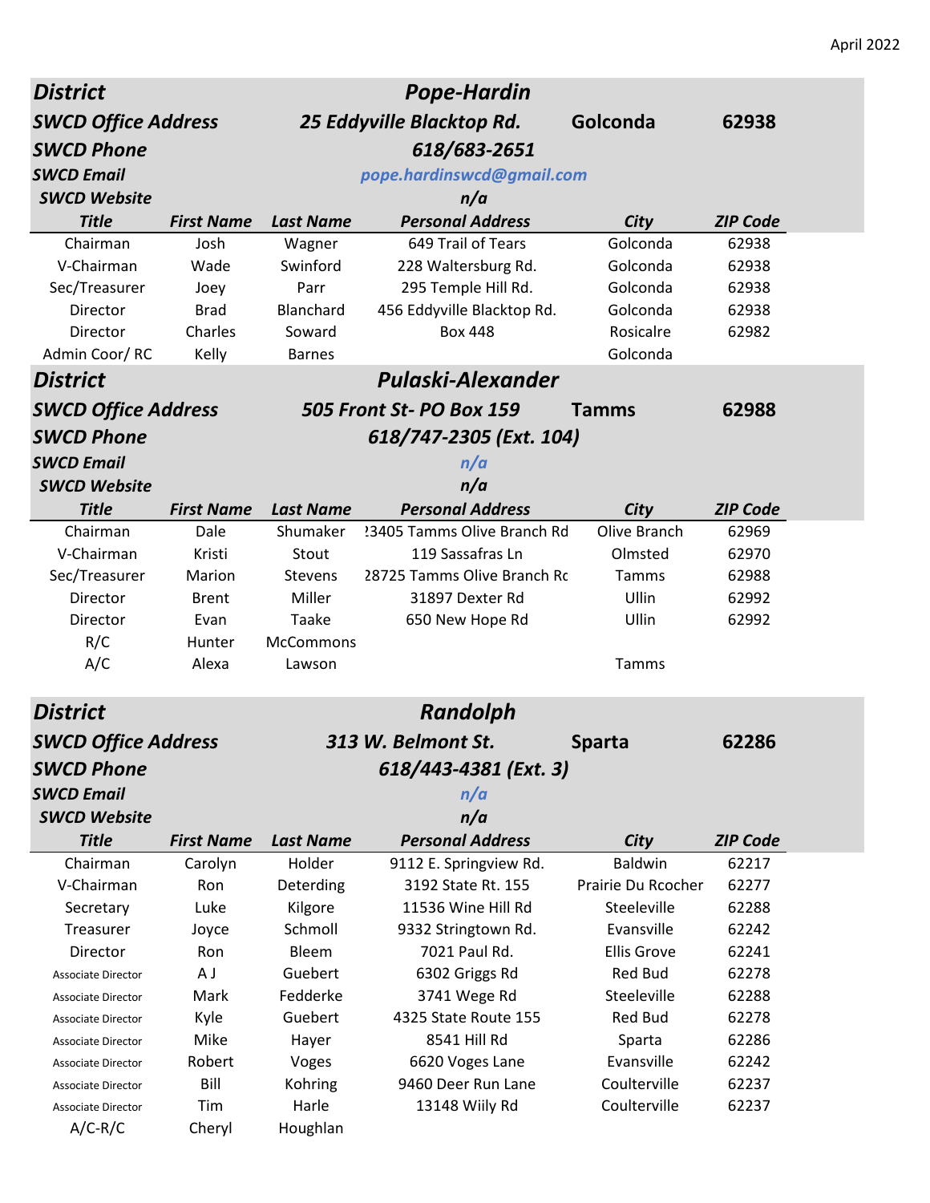April 2022

## District: Pope-Hardin

| | | | | |
|---|---|---|---|---|
| **SWCD Office Address** | **25 Eddyville Blacktop Rd.** | **Golconda** | **62938** |
| **SWCD Phone** | **618/683-2651** | | |
| **SWCD Email** | pope.hardinswcd@gmail.com | | |
| **SWCD Website** | n/a | | |

| Title | First Name | Last Name | Personal Address | City | ZIP Code |
|---|---|---|---|---|---|
| Chairman | Josh | Wagner | 649 Trail of Tears | Golconda | 62938 |
| V-Chairman | Wade | Swinford | 228 Waltersburg Rd. | Golconda | 62938 |
| Sec/Treasurer | Joey | Parr | 295 Temple Hill Rd. | Golconda | 62938 |
| Director | Brad | Blanchard | 456 Eddyville Blacktop Rd. | Golconda | 62938 |
| Director | Charles | Soward | Box 448 | Rosicalre | 62982 |
| Admin Coor/ RC | Kelly | Barnes | | Golconda | |

## District: Pulaski-Alexander

| | | | | |
|---|---|---|---|---|
| **SWCD Office Address** | **505 Front St- PO Box 159** | **Tamms** | **62988** |
| **SWCD Phone** | **618/747-2305 (Ext. 104)** | | |
| **SWCD Email** | n/a | | |
| **SWCD Website** | n/a | | |

| Title | First Name | Last Name | Personal Address | City | ZIP Code |
|---|---|---|---|---|---|
| Chairman | Dale | Shumaker | 23405 Tamms Olive Branch Rd | Olive Branch | 62969 |
| V-Chairman | Kristi | Stout | 119 Sassafras Ln | Olmsted | 62970 |
| Sec/Treasurer | Marion | Stevens | 28725 Tamms Olive Branch Rd | Tamms | 62988 |
| Director | Brent | Miller | 31897 Dexter Rd | Ullin | 62992 |
| Director | Evan | Taake | 650 New Hope Rd | Ullin | 62992 |
| R/C | Hunter | McCommons | | | |
| A/C | Alexa | Lawson | | Tamms | |

## District: Randolph

| | | | | |
|---|---|---|---|---|
| **SWCD Office Address** | **313 W. Belmont St.** | **Sparta** | **62286** |
| **SWCD Phone** | **618/443-4381 (Ext. 3)** | | |
| **SWCD Email** | n/a | | |
| **SWCD Website** | n/a | | |

| Title | First Name | Last Name | Personal Address | City | ZIP Code |
|---|---|---|---|---|---|
| Chairman | Carolyn | Holder | 9112 E. Springview Rd. | Baldwin | 62217 |
| V-Chairman | Ron | Deterding | 3192 State Rt. 155 | Prairie Du Rcocher | 62277 |
| Secretary | Luke | Kilgore | 11536 Wine Hill Rd | Steeleville | 62288 |
| Treasurer | Joyce | Schmoll | 9332 Stringtown Rd. | Evansville | 62242 |
| Director | Ron | Bleem | 7021 Paul Rd. | Ellis Grove | 62241 |
| Associate Director | A J | Guebert | 6302 Griggs Rd | Red Bud | 62278 |
| Associate Director | Mark | Fedderke | 3741 Wege Rd | Steeleville | 62288 |
| Associate Director | Kyle | Guebert | 4325 State Route 155 | Red Bud | 62278 |
| Associate Director | Mike | Hayer | 8541 Hill Rd | Sparta | 62286 |
| Associate Director | Robert | Voges | 6620 Voges Lane | Evansville | 62242 |
| Associate Director | Bill | Kohring | 9460 Deer Run Lane | Coulterville | 62237 |
| Associate Director | Tim | Harle | 13148 Wiily Rd | Coulterville | 62237 |
| A/C-R/C | Cheryl | Houghlan | | | |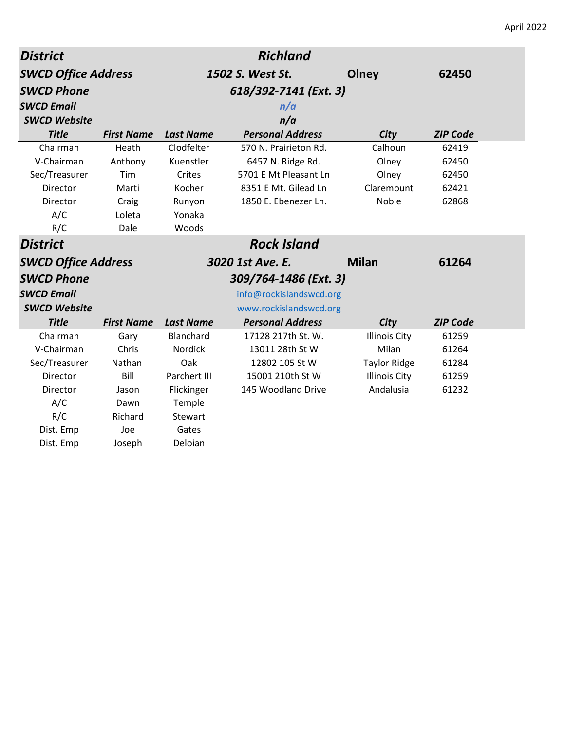April 2022

| **District** | | | **Richland** | | |
|---|---|---|---|---|---|
| **SWCD Office Address** | | | **1502 S. West St.** | **Olney** | **62450** |
| **SWCD Phone** | | | **618/392-7141 (Ext. 3)** | | |
| **SWCD Email** | | | n/a | | |
| **SWCD Website** | | | n/a | | |
| **Title** | **First Name** | **Last Name** | **Personal Address** | **City** | **ZIP Code** |
| Chairman | Heath | Clodfelter | 570 N. Prairieton Rd. | Calhoun | 62419 |
| V-Chairman | Anthony | Kuenstler | 6457 N. Ridge Rd. | Olney | 62450 |
| Sec/Treasurer | Tim | Crites | 5701 E Mt Pleasant Ln | Olney | 62450 |
| Director | Marti | Kocher | 8351 E Mt. Gilead Ln | Claremount | 62421 |
| Director | Craig | Runyon | 1850 E. Ebenezer Ln. | Noble | 62868 |
| A/C | Loleta | Yonaka | | | |
| R/C | Dale | Woods | | | |

| **District** | | | **Rock Island** | | |
|---|---|---|---|---|---|
| **SWCD Office Address** | | | **3020 1st Ave. E.** | **Milan** | **61264** |
| **SWCD Phone** | | | **309/764-1486 (Ext. 3)** | | |
| **SWCD Email** | | | info@rockislandswcd.org | | |
| **SWCD Website** | | | www.rockislandswcd.org | | |
| **Title** | **First Name** | **Last Name** | **Personal Address** | **City** | **ZIP Code** |
| Chairman | Gary | Blanchard | 17128 217th St. W. | Illinois City | 61259 |
| V-Chairman | Chris | Nordick | 13011 28th St W | Milan | 61264 |
| Sec/Treasurer | Nathan | Oak | 12802 105 St W | Taylor Ridge | 61284 |
| Director | Bill | Parchert III | 15001 210th St W | Illinois City | 61259 |
| Director | Jason | Flickinger | 145 Woodland Drive | Andalusia | 61232 |
| A/C | Dawn | Temple | | | |
| R/C | Richard | Stewart | | | |
| Dist. Emp | Joe | Gates | | | |
| Dist. Emp | Joseph | Deloian | | | |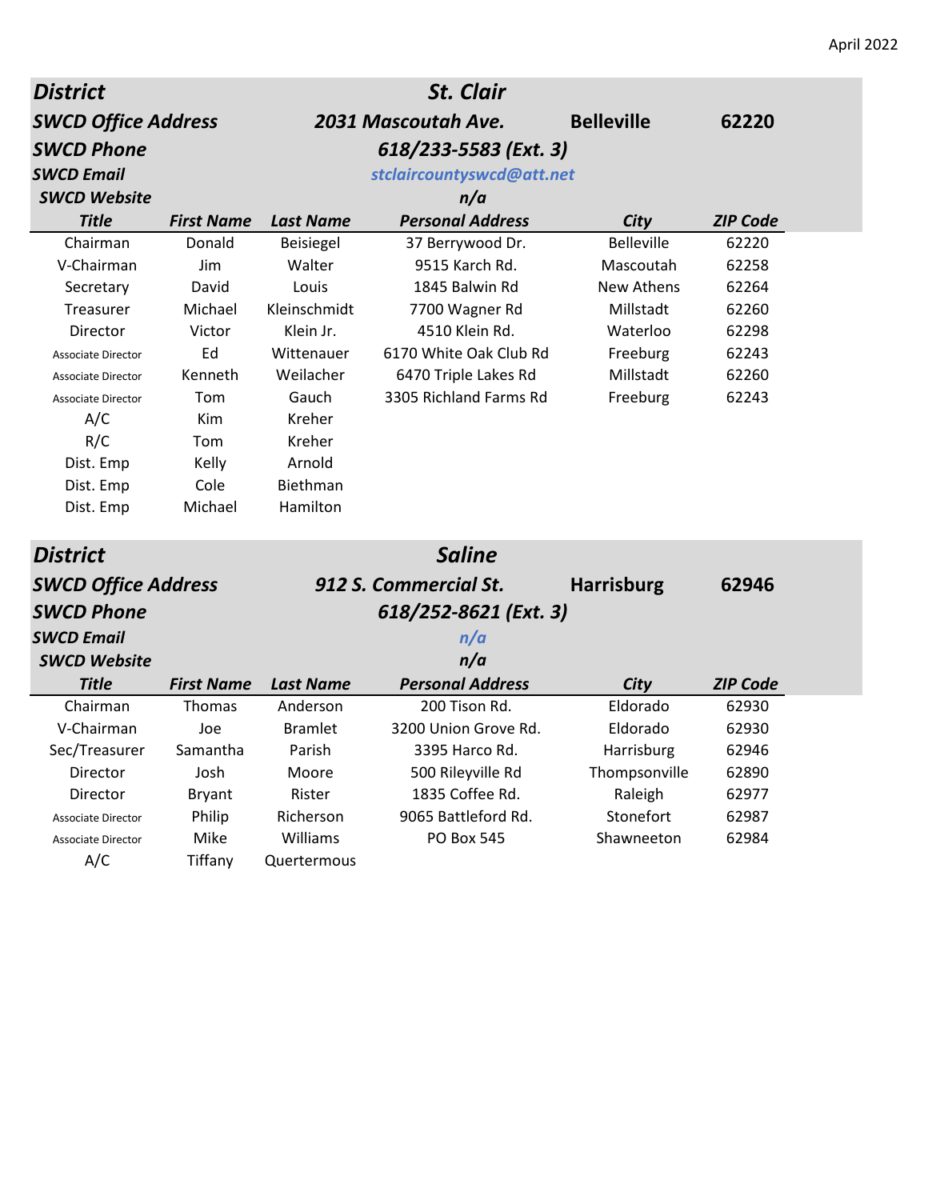April 2022

| District | | | St. Clair | | |
|---|---|---|---|---|---|
| SWCD Office Address | | | 2031 Mascoutah Ave. | Belleville | 62220 |
| SWCD Phone | | | 618/233-5583 (Ext. 3) | | |
| SWCD Email | | | stclaircountyswcd@att.net | | |
| SWCD Website | | | n/a | | |
| **Title** | **First Name** | **Last Name** | **Personal Address** | **City** | **ZIP Code** |
| Chairman | Donald | Beisiegel | 37 Berrywood Dr. | Belleville | 62220 |
| V-Chairman | Jim | Walter | 9515 Karch Rd. | Mascoutah | 62258 |
| Secretary | David | Louis | 1845 Balwin Rd | New Athens | 62264 |
| Treasurer | Michael | Kleinschmidt | 7700 Wagner Rd | Millstadt | 62260 |
| Director | Victor | Klein Jr. | 4510 Klein Rd. | Waterloo | 62298 |
| Associate Director | Ed | Wittenauer | 6170 White Oak Club Rd | Freeburg | 62243 |
| Associate Director | Kenneth | Weilacher | 6470 Triple Lakes Rd | Millstadt | 62260 |
| Associate Director | Tom | Gauch | 3305 Richland Farms Rd | Freeburg | 62243 |
| A/C | Kim | Kreher | | | |
| R/C | Tom | Kreher | | | |
| Dist. Emp | Kelly | Arnold | | | |
| Dist. Emp | Cole | Biethman | | | |
| Dist. Emp | Michael | Hamilton | | | |

| District | | | Saline | | |
|---|---|---|---|---|---|
| SWCD Office Address | | | 912 S. Commercial St. | Harrisburg | 62946 |
| SWCD Phone | | | 618/252-8621 (Ext. 3) | | |
| SWCD Email | | | n/a | | |
| SWCD Website | | | n/a | | |
| **Title** | **First Name** | **Last Name** | **Personal Address** | **City** | **ZIP Code** |
| Chairman | Thomas | Anderson | 200 Tison Rd. | Eldorado | 62930 |
| V-Chairman | Joe | Bramlet | 3200 Union Grove Rd. | Eldorado | 62930 |
| Sec/Treasurer | Samantha | Parish | 3395 Harco Rd. | Harrisburg | 62946 |
| Director | Josh | Moore | 500 Rileyville Rd | Thompsonville | 62890 |
| Director | Bryant | Rister | 1835 Coffee Rd. | Raleigh | 62977 |
| Associate Director | Philip | Richerson | 9065 Battleford Rd. | Stonefort | 62987 |
| Associate Director | Mike | Williams | PO Box 545 | Shawneeton | 62984 |
| A/C | Tiffany | Quertermous | | | |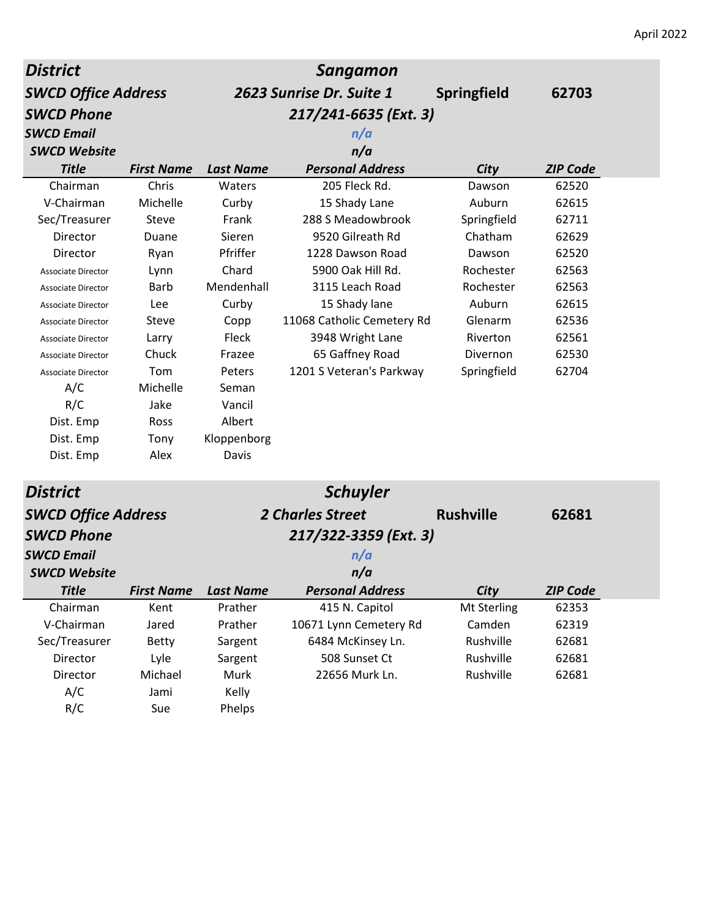April 2022

| District | | | Sangamon | | |
|---|---|---|---|---|---|
| SWCD Office Address | | | 2623 Sunrise Dr. Suite 1 | Springfield | 62703 |
| SWCD Phone | | | 217/241-6635 (Ext. 3) | | |
| SWCD Email | | | n/a | | |
| SWCD Website | | | n/a | | |
| **Title** | **First Name** | **Last Name** | **Personal Address** | **City** | **ZIP Code** |
| Chairman | Chris | Waters | 205 Fleck Rd. | Dawson | 62520 |
| V-Chairman | Michelle | Curby | 15 Shady Lane | Auburn | 62615 |
| Sec/Treasurer | Steve | Frank | 288 S Meadowbrook | Springfield | 62711 |
| Director | Duane | Sieren | 9520 Gilreath Rd | Chatham | 62629 |
| Director | Ryan | Pfriffer | 1228 Dawson Road | Dawson | 62520 |
| Associate Director | Lynn | Chard | 5900 Oak Hill Rd. | Rochester | 62563 |
| Associate Director | Barb | Mendenhall | 3115 Leach Road | Rochester | 62563 |
| Associate Director | Lee | Curby | 15 Shady lane | Auburn | 62615 |
| Associate Director | Steve | Copp | 11068 Catholic Cemetery Rd | Glenarm | 62536 |
| Associate Director | Larry | Fleck | 3948 Wright Lane | Riverton | 62561 |
| Associate Director | Chuck | Frazee | 65 Gaffney Road | Divernon | 62530 |
| Associate Director | Tom | Peters | 1201 S Veteran's Parkway | Springfield | 62704 |
| A/C | Michelle | Seman | | | |
| R/C | Jake | Vancil | | | |
| Dist. Emp | Ross | Albert | | | |
| Dist. Emp | Tony | Kloppenborg | | | |
| Dist. Emp | Alex | Davis | | | |

| District | | | Schuyler | | |
|---|---|---|---|---|---|
| SWCD Office Address | | | 2 Charles Street | Rushville | 62681 |
| SWCD Phone | | | 217/322-3359 (Ext. 3) | | |
| SWCD Email | | | n/a | | |
| SWCD Website | | | n/a | | |
| **Title** | **First Name** | **Last Name** | **Personal Address** | **City** | **ZIP Code** |
| Chairman | Kent | Prather | 415 N. Capitol | Mt Sterling | 62353 |
| V-Chairman | Jared | Prather | 10671 Lynn Cemetery Rd | Camden | 62319 |
| Sec/Treasurer | Betty | Sargent | 6484 McKinsey Ln. | Rushville | 62681 |
| Director | Lyle | Sargent | 508 Sunset Ct | Rushville | 62681 |
| Director | Michael | Murk | 22656 Murk Ln. | Rushville | 62681 |
| A/C | Jami | Kelly | | | |
| R/C | Sue | Phelps | | | |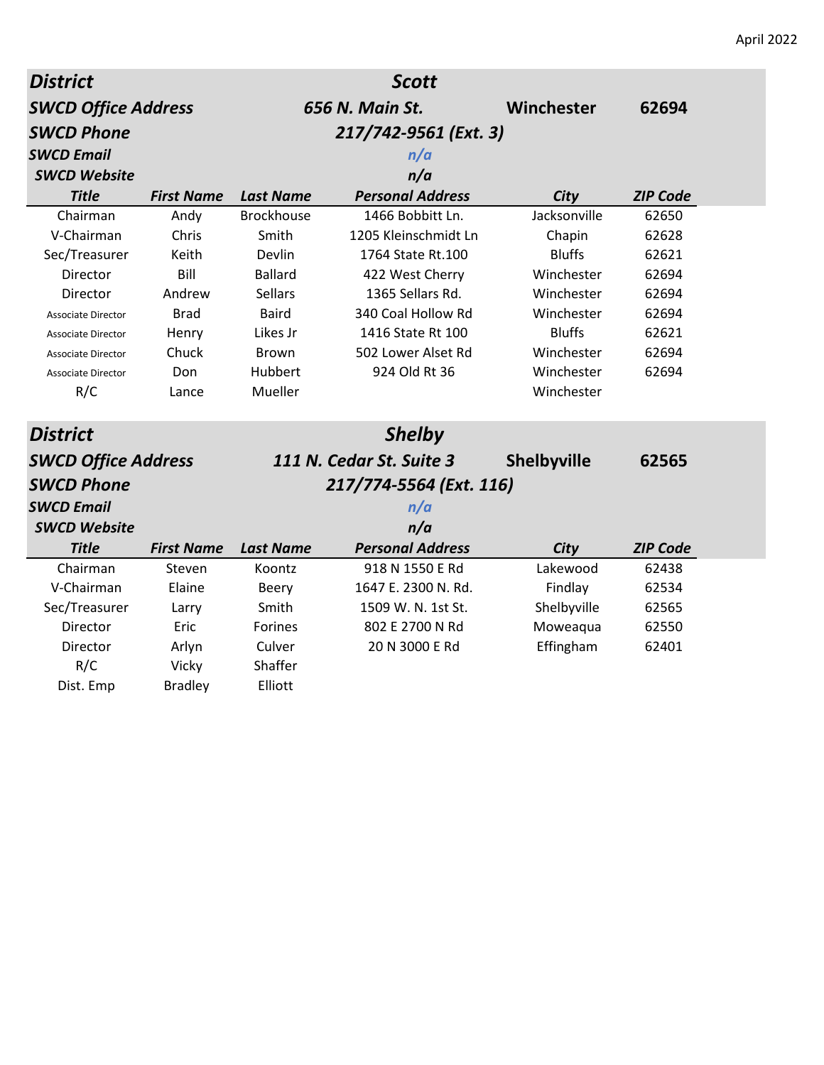April 2022

| District | | | Scott | | |
|---|---|---|---|---|---|
| **SWCD Office Address** | | | **656 N. Main St.** | **Winchester** | **62694** |
| **SWCD Phone** | | | **217/742-9561 (Ext. 3)** | | |
| **SWCD Email** | | | n/a | | |
| **SWCD Website** | | | n/a | | |
| **Title** | **First Name** | **Last Name** | **Personal Address** | **City** | **ZIP Code** |
| Chairman | Andy | Brockhouse | 1466 Bobbitt Ln. | Jacksonville | 62650 |
| V-Chairman | Chris | Smith | 1205 Kleinschmidt Ln | Chapin | 62628 |
| Sec/Treasurer | Keith | Devlin | 1764 State Rt.100 | Bluffs | 62621 |
| Director | Bill | Ballard | 422 West Cherry | Winchester | 62694 |
| Director | Andrew | Sellars | 1365 Sellars Rd. | Winchester | 62694 |
| Associate Director | Brad | Baird | 340 Coal Hollow Rd | Winchester | 62694 |
| Associate Director | Henry | Likes Jr | 1416 State Rt 100 | Bluffs | 62621 |
| Associate Director | Chuck | Brown | 502 Lower Alset Rd | Winchester | 62694 |
| Associate Director | Don | Hubbert | 924 Old Rt 36 | Winchester | 62694 |
| R/C | Lance | Mueller | | Winchester | |

| District | | | Shelby | | |
|---|---|---|---|---|---|
| **SWCD Office Address** | | | **111 N. Cedar St. Suite 3** | **Shelbyville** | **62565** |
| **SWCD Phone** | | | **217/774-5564 (Ext. 116)** | | |
| **SWCD Email** | | | n/a | | |
| **SWCD Website** | | | n/a | | |
| **Title** | **First Name** | **Last Name** | **Personal Address** | **City** | **ZIP Code** |
| Chairman | Steven | Koontz | 918 N 1550 E Rd | Lakewood | 62438 |
| V-Chairman | Elaine | Beery | 1647 E. 2300 N. Rd. | Findlay | 62534 |
| Sec/Treasurer | Larry | Smith | 1509 W. N. 1st St. | Shelbyville | 62565 |
| Director | Eric | Forines | 802 E 2700 N Rd | Moweaqua | 62550 |
| Director | Arlyn | Culver | 20 N 3000 E Rd | Effingham | 62401 |
| R/C | Vicky | Shaffer | | | |
| Dist. Emp | Bradley | Elliott | | | |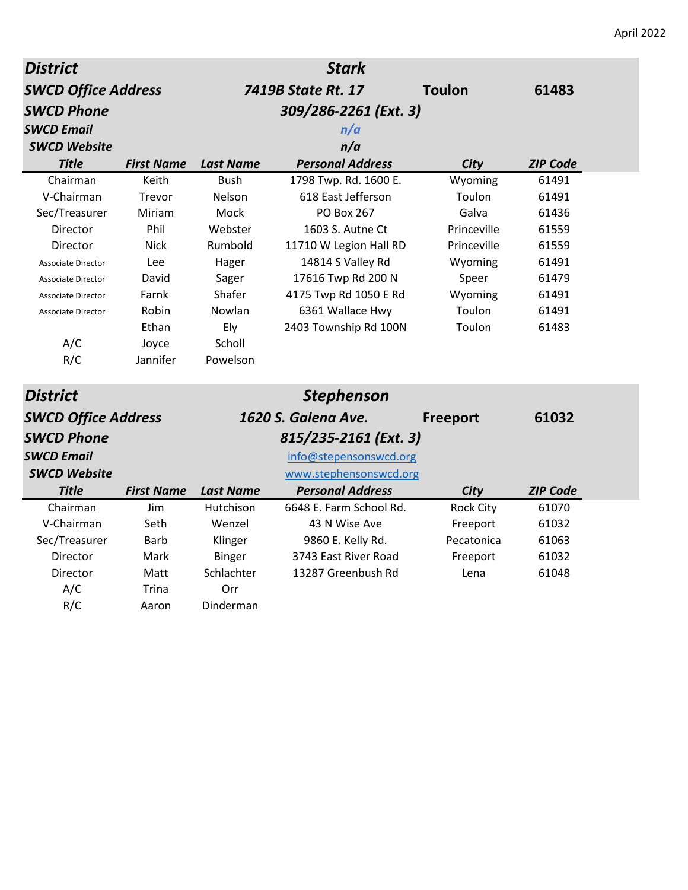April 2022

| District | | | Stark | | |
|---|---|---|---|---|---|
| SWCD Office Address | | | 7419B State Rt. 17 | Toulon | 61483 |
| SWCD Phone | | | 309/286-2261 (Ext. 3) | | |
| SWCD Email | | | n/a | | |
| SWCD Website | | | n/a | | |
| **Title** | **First Name** | **Last Name** | **Personal Address** | **City** | **ZIP Code** |
| Chairman | Keith | Bush | 1798 Twp. Rd. 1600 E. | Wyoming | 61491 |
| V-Chairman | Trevor | Nelson | 618 East Jefferson | Toulon | 61491 |
| Sec/Treasurer | Miriam | Mock | PO Box 267 | Galva | 61436 |
| Director | Phil | Webster | 1603 S. Autne Ct | Princeville | 61559 |
| Director | Nick | Rumbold | 11710 W Legion Hall RD | Princeville | 61559 |
| Associate Director | Lee | Hager | 14814 S Valley Rd | Wyoming | 61491 |
| Associate Director | David | Sager | 17616 Twp Rd 200 N | Speer | 61479 |
| Associate Director | Farnk | Shafer | 4175 Twp Rd 1050 E Rd | Wyoming | 61491 |
| Associate Director | Robin | Nowlan | 6361 Wallace Hwy | Toulon | 61491 |
| | Ethan | Ely | 2403 Township Rd 100N | Toulon | 61483 |
| A/C | Joyce | Scholl | | | |
| R/C | Jannifer | Powelson | | | |

| District | | | Stephenson | | |
|---|---|---|---|---|---|
| SWCD Office Address | | | 1620 S. Galena Ave. | Freeport | 61032 |
| SWCD Phone | | | 815/235-2161 (Ext. 3) | | |
| SWCD Email | | | info@stepensonswcd.org | | |
| SWCD Website | | | www.stephensonswcd.org | | |
| **Title** | **First Name** | **Last Name** | **Personal Address** | **City** | **ZIP Code** |
| Chairman | Jim | Hutchison | 6648 E. Farm School Rd. | Rock City | 61070 |
| V-Chairman | Seth | Wenzel | 43 N Wise Ave | Freeport | 61032 |
| Sec/Treasurer | Barb | Klinger | 9860 E. Kelly Rd. | Pecatonica | 61063 |
| Director | Mark | Binger | 3743 East River Road | Freeport | 61032 |
| Director | Matt | Schlachter | 13287 Greenbush Rd | Lena | 61048 |
| A/C | Trina | Orr | | | |
| R/C | Aaron | Dinderman | | | |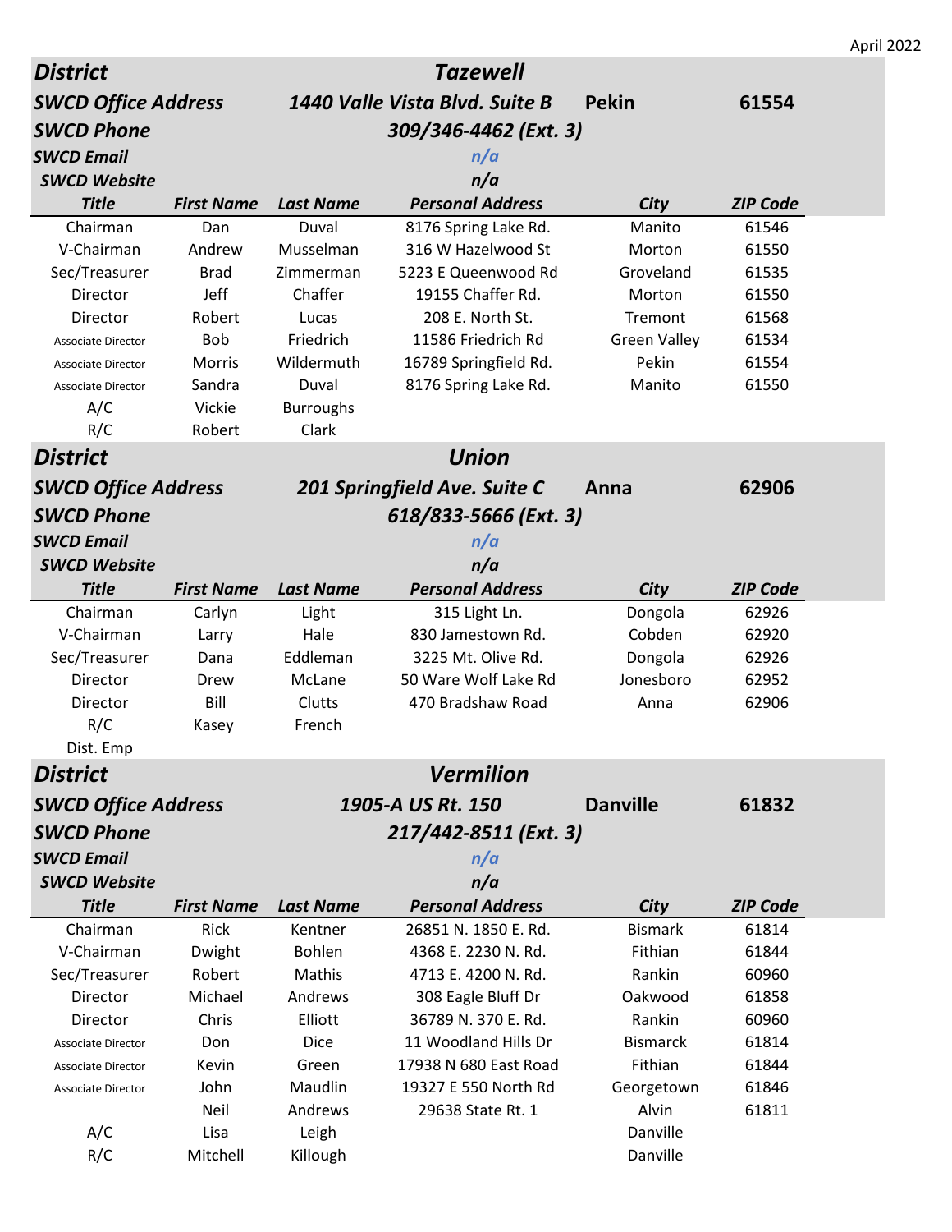April 2022

| **District** | | | **Tazewell** | | |
|---|---|---|---|---|---|
| **SWCD Office Address** | | | **1440 Valle Vista Blvd. Suite B** | **Pekin** | **61554** |
| **SWCD Phone** | | | **309/346-4462 (Ext. 3)** | | |
| **SWCD Email** | | | *n/a* | | |
| **SWCD Website** | | | *n/a* | | |
| **Title** | **First Name** | **Last Name** | **Personal Address** | **City** | **ZIP Code** |
| Chairman | Dan | Duval | 8176 Spring Lake Rd. | Manito | 61546 |
| V-Chairman | Andrew | Musselman | 316 W Hazelwood St | Morton | 61550 |
| Sec/Treasurer | Brad | Zimmerman | 5223 E Queenwood Rd | Groveland | 61535 |
| Director | Jeff | Chaffer | 19155 Chaffer Rd. | Morton | 61550 |
| Director | Robert | Lucas | 208 E. North St. | Tremont | 61568 |
| Associate Director | Bob | Friedrich | 11586 Friedrich Rd | Green Valley | 61534 |
| Associate Director | Morris | Wildermuth | 16789 Springfield Rd. | Pekin | 61554 |
| Associate Director | Sandra | Duval | 8176 Spring Lake Rd. | Manito | 61550 |
| A/C | Vickie | Burroughs | | | |
| R/C | Robert | Clark | | | |

| **District** | | | **Union** | | |
|---|---|---|---|---|---|
| **SWCD Office Address** | | | **201 Springfield Ave. Suite C** | **Anna** | **62906** |
| **SWCD Phone** | | | **618/833-5666 (Ext. 3)** | | |
| **SWCD Email** | | | *n/a* | | |
| **SWCD Website** | | | *n/a* | | |
| **Title** | **First Name** | **Last Name** | **Personal Address** | **City** | **ZIP Code** |
| Chairman | Carlyn | Light | 315 Light Ln. | Dongola | 62926 |
| V-Chairman | Larry | Hale | 830 Jamestown Rd. | Cobden | 62920 |
| Sec/Treasurer | Dana | Eddleman | 3225 Mt. Olive Rd. | Dongola | 62926 |
| Director | Drew | McLane | 50 Ware Wolf Lake Rd | Jonesboro | 62952 |
| Director | Bill | Clutts | 470 Bradshaw Road | Anna | 62906 |
| R/C | Kasey | French | | | |
| Dist. Emp | | | | | |

| **District** | | | **Vermilion** | | |
|---|---|---|---|---|---|
| **SWCD Office Address** | | | **1905-A US Rt. 150** | **Danville** | **61832** |
| **SWCD Phone** | | | **217/442-8511 (Ext. 3)** | | |
| **SWCD Email** | | | *n/a* | | |
| **SWCD Website** | | | *n/a* | | |
| **Title** | **First Name** | **Last Name** | **Personal Address** | **City** | **ZIP Code** |
| Chairman | Rick | Kentner | 26851 N. 1850 E. Rd. | Bismark | 61814 |
| V-Chairman | Dwight | Bohlen | 4368 E. 2230 N. Rd. | Fithian | 61844 |
| Sec/Treasurer | Robert | Mathis | 4713 E. 4200 N. Rd. | Rankin | 60960 |
| Director | Michael | Andrews | 308 Eagle Bluff Dr | Oakwood | 61858 |
| Director | Chris | Elliott | 36789 N. 370 E. Rd. | Rankin | 60960 |
| Associate Director | Don | Dice | 11 Woodland Hills Dr | Bismarck | 61814 |
| Associate Director | Kevin | Green | 17938 N 680 East Road | Fithian | 61844 |
| Associate Director | John | Maudlin | 19327 E 550 North Rd | Georgetown | 61846 |
| | Neil | Andrews | 29638 State Rt. 1 | Alvin | 61811 |
| A/C | Lisa | Leigh | | Danville | |
| R/C | Mitchell | Killough | | Danville | |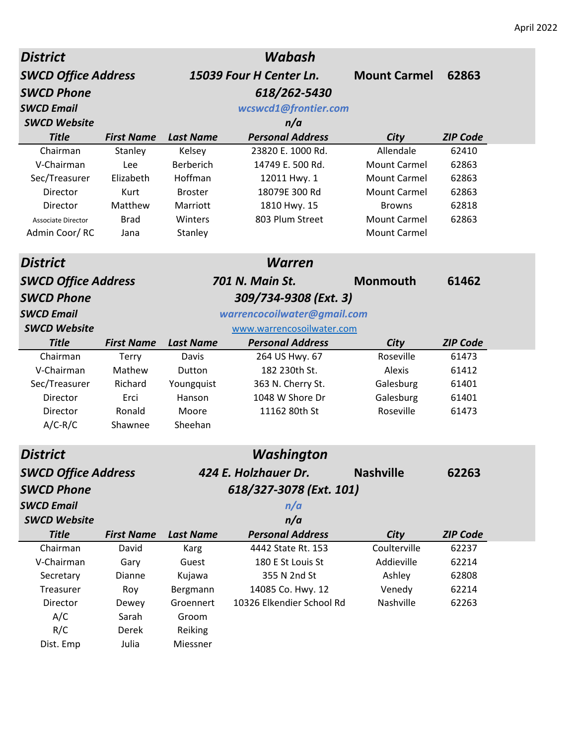April 2022

| **District** | | | **Wabash** | | |
|---|---|---|---|---|---|
| **SWCD Office Address** | | | **15039 Four H Center Ln.** | **Mount Carmel** | **62863** |
| **SWCD Phone** | | | **618/262-5430** | | |
| **SWCD Email** | | | **wcswcd1@frontier.com** | | |
| **SWCD Website** | | | **n/a** | | |
| **Title** | **First Name** | **Last Name** | **Personal Address** | **City** | **ZIP Code** |
| Chairman | Stanley | Kelsey | 23820 E. 1000 Rd. | Allendale | 62410 |
| V-Chairman | Lee | Berberich | 14749 E. 500 Rd. | Mount Carmel | 62863 |
| Sec/Treasurer | Elizabeth | Hoffman | 12011 Hwy. 1 | Mount Carmel | 62863 |
| Director | Kurt | Broster | 18079E 300 Rd | Mount Carmel | 62863 |
| Director | Matthew | Marriott | 1810 Hwy. 15 | Browns | 62818 |
| Associate Director | Brad | Winters | 803 Plum Street | Mount Carmel | 62863 |
| Admin Coor/ RC | Jana | Stanley | | Mount Carmel | |

| **District** | | | **Warren** | | |
|---|---|---|---|---|---|
| **SWCD Office Address** | | | **701 N. Main St.** | **Monmouth** | **61462** |
| **SWCD Phone** | | | **309/734-9308 (Ext. 3)** | | |
| **SWCD Email** | | | **warrencocoilwater@gmail.com** | | |
| **SWCD Website** | | | www.warrencosoilwater.com | | |
| **Title** | **First Name** | **Last Name** | **Personal Address** | **City** | **ZIP Code** |
| Chairman | Terry | Davis | 264 US Hwy. 67 | Roseville | 61473 |
| V-Chairman | Mathew | Dutton | 182 230th St. | Alexis | 61412 |
| Sec/Treasurer | Richard | Youngquist | 363 N. Cherry St. | Galesburg | 61401 |
| Director | Erci | Hanson | 1048 W Shore Dr | Galesburg | 61401 |
| Director | Ronald | Moore | 11162 80th St | Roseville | 61473 |
| A/C-R/C | Shawnee | Sheehan | | | |

| **District** | | | **Washington** | | |
|---|---|---|---|---|---|
| **SWCD Office Address** | | | **424 E. Holzhauer Dr.** | **Nashville** | **62263** |
| **SWCD Phone** | | | **618/327-3078 (Ext. 101)** | | |
| **SWCD Email** | | | **n/a** | | |
| **SWCD Website** | | | **n/a** | | |
| **Title** | **First Name** | **Last Name** | **Personal Address** | **City** | **ZIP Code** |
| Chairman | David | Karg | 4442 State Rt. 153 | Coulterville | 62237 |
| V-Chairman | Gary | Guest | 180 E St Louis St | Addieville | 62214 |
| Secretary | Dianne | Kujawa | 355 N 2nd St | Ashley | 62808 |
| Treasurer | Roy | Bergmann | 14085 Co. Hwy. 12 | Venedy | 62214 |
| Director | Dewey | Groennert | 10326 Elkendier School Rd | Nashville | 62263 |
| A/C | Sarah | Groom | | | |
| R/C | Derek | Reiking | | | |
| Dist. Emp | Julia | Miessner | | | |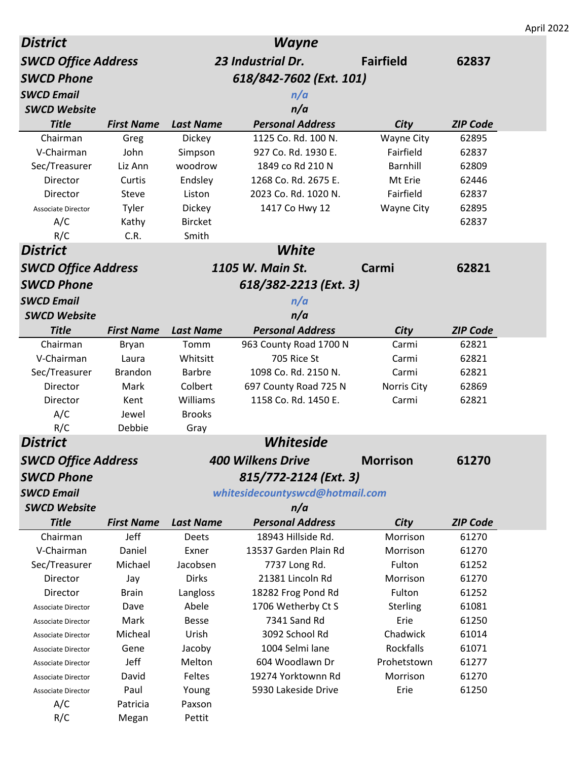April 2022

| District | | | Wayne | | |
|---|---|---|---|---|---|
| SWCD Office Address | | | 23 Industrial Dr. | Fairfield | 62837 |
| SWCD Phone | | | 618/842-7602 (Ext. 101) | | |
| SWCD Email | | | n/a | | |
| SWCD Website | | | n/a | | |
| **Title** | **First Name** | **Last Name** | **Personal Address** | **City** | **ZIP Code** |
| Chairman | Greg | Dickey | 1125 Co. Rd. 100 N. | Wayne City | 62895 |
| V-Chairman | John | Simpson | 927 Co. Rd. 1930 E. | Fairfield | 62837 |
| Sec/Treasurer | Liz Ann | woodrow | 1849 co Rd 210 N | Barnhill | 62809 |
| Director | Curtis | Endsley | 1268 Co. Rd. 2675 E. | Mt Erie | 62446 |
| Director | Steve | Liston | 2023 Co. Rd. 1020 N. | Fairfield | 62837 |
| Associate Director | Tyler | Dickey | 1417 Co Hwy 12 | Wayne City | 62895 |
| A/C | Kathy | Bircket | | | 62837 |
| R/C | C.R. | Smith | | | |

| District | | | White | | |
|---|---|---|---|---|---|
| SWCD Office Address | | | 1105 W. Main St. | Carmi | 62821 |
| SWCD Phone | | | 618/382-2213 (Ext. 3) | | |
| SWCD Email | | | n/a | | |
| SWCD Website | | | n/a | | |
| **Title** | **First Name** | **Last Name** | **Personal Address** | **City** | **ZIP Code** |
| Chairman | Bryan | Tomm | 963 County Road 1700 N | Carmi | 62821 |
| V-Chairman | Laura | Whitsitt | 705 Rice St | Carmi | 62821 |
| Sec/Treasurer | Brandon | Barbre | 1098 Co. Rd. 2150 N. | Carmi | 62821 |
| Director | Mark | Colbert | 697 County Road 725 N | Norris City | 62869 |
| Director | Kent | Williams | 1158 Co. Rd. 1450 E. | Carmi | 62821 |
| A/C | Jewel | Brooks | | | |
| R/C | Debbie | Gray | | | |

| District | | | Whiteside | | |
|---|---|---|---|---|---|
| SWCD Office Address | | | 400 Wilkens Drive | Morrison | 61270 |
| SWCD Phone | | | 815/772-2124 (Ext. 3) | | |
| SWCD Email | | | whitesidecountyswcd@hotmail.com | | |
| SWCD Website | | | n/a | | |
| **Title** | **First Name** | **Last Name** | **Personal Address** | **City** | **ZIP Code** |
| Chairman | Jeff | Deets | 18943 Hillside Rd. | Morrison | 61270 |
| V-Chairman | Daniel | Exner | 13537 Garden Plain Rd | Morrison | 61270 |
| Sec/Treasurer | Michael | Jacobsen | 7737 Long Rd. | Fulton | 61252 |
| Director | Jay | Dirks | 21381 Lincoln Rd | Morrison | 61270 |
| Director | Brain | Langloss | 18282 Frog Pond Rd | Fulton | 61252 |
| Associate Director | Dave | Abele | 1706 Wetherby Ct S | Sterling | 61081 |
| Associate Director | Mark | Besse | 7341 Sand Rd | Erie | 61250 |
| Associate Director | Micheal | Urish | 3092 School Rd | Chadwick | 61014 |
| Associate Director | Gene | Jacoby | 1004 Selmi lane | Rockfalls | 61071 |
| Associate Director | Jeff | Melton | 604 Woodlawn Dr | Prohetstown | 61277 |
| Associate Director | David | Feltes | 19274 Yorktownn Rd | Morrison | 61270 |
| Associate Director | Paul | Young | 5930 Lakeside Drive | Erie | 61250 |
| A/C | Patricia | Paxson | | | |
| R/C | Megan | Pettit | | | |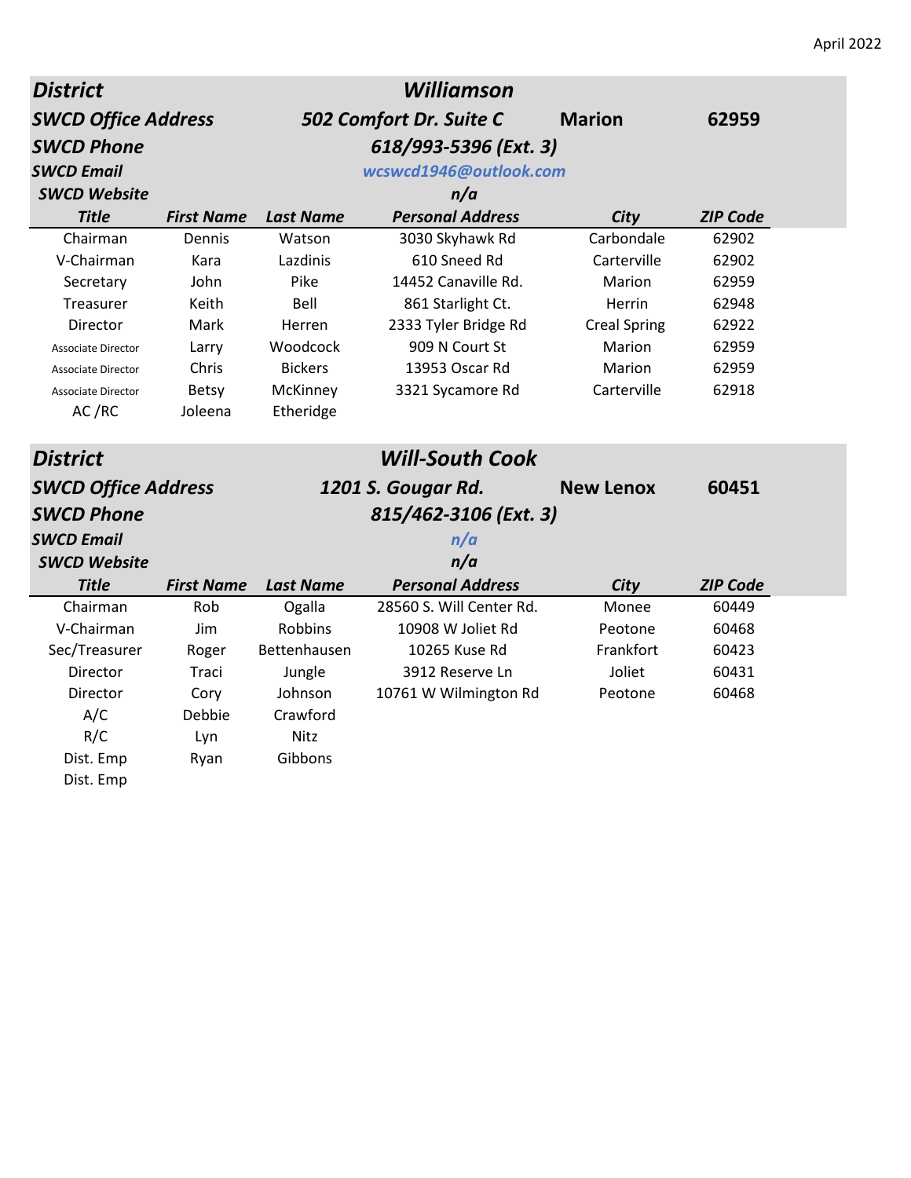April 2022

| District | | | Williamson | | |
|---|---|---|---|---|---|
| SWCD Office Address | | | 502 Comfort Dr. Suite C | Marion | 62959 |
| SWCD Phone | | | 618/993-5396 (Ext. 3) | | |
| SWCD Email | | | wcswcd1946@outlook.com | | |
| SWCD Website | | | n/a | | |
| **Title** | **First Name** | **Last Name** | **Personal Address** | **City** | **ZIP Code** |
| Chairman | Dennis | Watson | 3030 Skyhawk Rd | Carbondale | 62902 |
| V-Chairman | Kara | Lazdinis | 610 Sneed Rd | Carterville | 62902 |
| Secretary | John | Pike | 14452 Canaville Rd. | Marion | 62959 |
| Treasurer | Keith | Bell | 861 Starlight Ct. | Herrin | 62948 |
| Director | Mark | Herren | 2333 Tyler Bridge Rd | Creal Spring | 62922 |
| Associate Director | Larry | Woodcock | 909 N Court St | Marion | 62959 |
| Associate Director | Chris | Bickers | 13953 Oscar Rd | Marion | 62959 |
| Associate Director | Betsy | McKinney | 3321 Sycamore Rd | Carterville | 62918 |
| AC /RC | Joleena | Etheridge | | | |

| District | | | Will-South Cook | | |
|---|---|---|---|---|---|
| SWCD Office Address | | | 1201 S. Gougar Rd. | New Lenox | 60451 |
| SWCD Phone | | | 815/462-3106 (Ext. 3) | | |
| SWCD Email | | | n/a | | |
| SWCD Website | | | n/a | | |
| **Title** | **First Name** | **Last Name** | **Personal Address** | **City** | **ZIP Code** |
| Chairman | Rob | Ogalla | 28560 S. Will Center Rd. | Monee | 60449 |
| V-Chairman | Jim | Robbins | 10908 W Joliet Rd | Peotone | 60468 |
| Sec/Treasurer | Roger | Bettenhausen | 10265 Kuse Rd | Frankfort | 60423 |
| Director | Traci | Jungle | 3912 Reserve Ln | Joliet | 60431 |
| Director | Cory | Johnson | 10761 W Wilmington Rd | Peotone | 60468 |
| A/C | Debbie | Crawford | | | |
| R/C | Lyn | Nitz | | | |
| Dist. Emp | Ryan | Gibbons | | | |
| Dist. Emp | | | | | |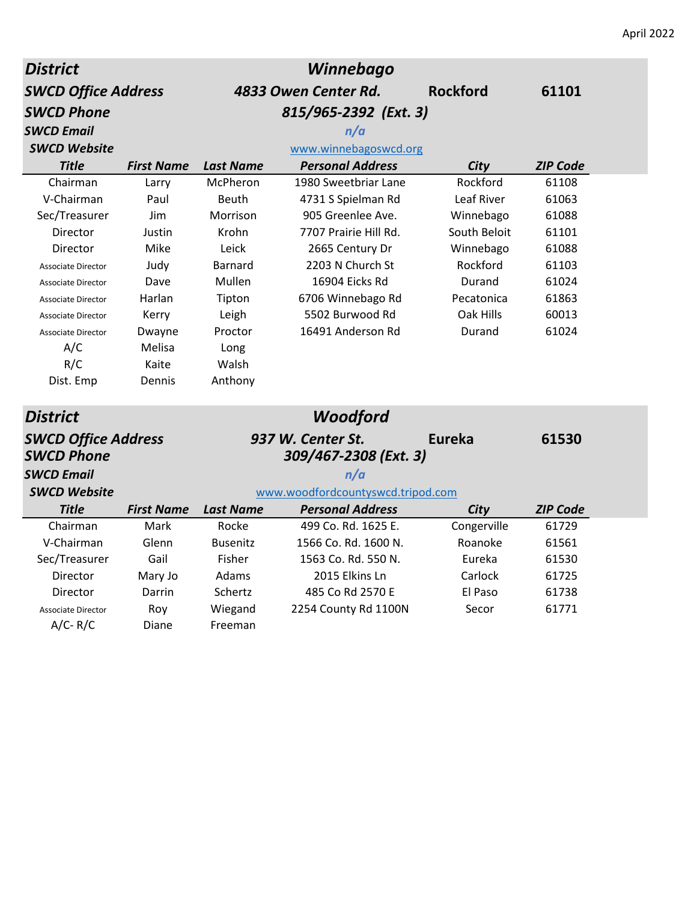April 2022

| District | | | Winnebago | | |
|---|---|---|---|---|---|
| SWCD Office Address | | | 4833 Owen Center Rd. | Rockford | 61101 |
| SWCD Phone | | | 815/965-2392 (Ext. 3) | | |
| SWCD Email | | | n/a | | |
| SWCD Website | | | www.winnebagoswcd.org | | |
| **Title** | **First Name** | **Last Name** | **Personal Address** | **City** | **ZIP Code** |
| Chairman | Larry | McPheron | 1980 Sweetbriar Lane | Rockford | 61108 |
| V-Chairman | Paul | Beuth | 4731 S Spielman Rd | Leaf River | 61063 |
| Sec/Treasurer | Jim | Morrison | 905 Greenlee Ave. | Winnebago | 61088 |
| Director | Justin | Krohn | 7707 Prairie Hill Rd. | South Beloit | 61101 |
| Director | Mike | Leick | 2665 Century Dr | Winnebago | 61088 |
| Associate Director | Judy | Barnard | 2203 N Church St | Rockford | 61103 |
| Associate Director | Dave | Mullen | 16904 Eicks Rd | Durand | 61024 |
| Associate Director | Harlan | Tipton | 6706 Winnebago Rd | Pecatonica | 61863 |
| Associate Director | Kerry | Leigh | 5502 Burwood Rd | Oak Hills | 60013 |
| Associate Director | Dwayne | Proctor | 16491 Anderson Rd | Durand | 61024 |
| A/C | Melisa | Long | | | |
| R/C | Kaite | Walsh | | | |
| Dist. Emp | Dennis | Anthony | | | |

| District | | | Woodford | | |
|---|---|---|---|---|---|
| SWCD Office Address | | | 937 W. Center St. | Eureka | 61530 |
| SWCD Phone | | | 309/467-2308 (Ext. 3) | | |
| SWCD Email | | | n/a | | |
| SWCD Website | | | www.woodfordcountyswcd.tripod.com | | |
| **Title** | **First Name** | **Last Name** | **Personal Address** | **City** | **ZIP Code** |
| Chairman | Mark | Rocke | 499 Co. Rd. 1625 E. | Congerville | 61729 |
| V-Chairman | Glenn | Busenitz | 1566 Co. Rd. 1600 N. | Roanoke | 61561 |
| Sec/Treasurer | Gail | Fisher | 1563 Co. Rd. 550 N. | Eureka | 61530 |
| Director | Mary Jo | Adams | 2015 Elkins Ln | Carlock | 61725 |
| Director | Darrin | Schertz | 485 Co Rd 2570 E | El Paso | 61738 |
| Associate Director | Roy | Wiegand | 2254 County Rd 1100N | Secor | 61771 |
| A/C- R/C | Diane | Freeman | | | |